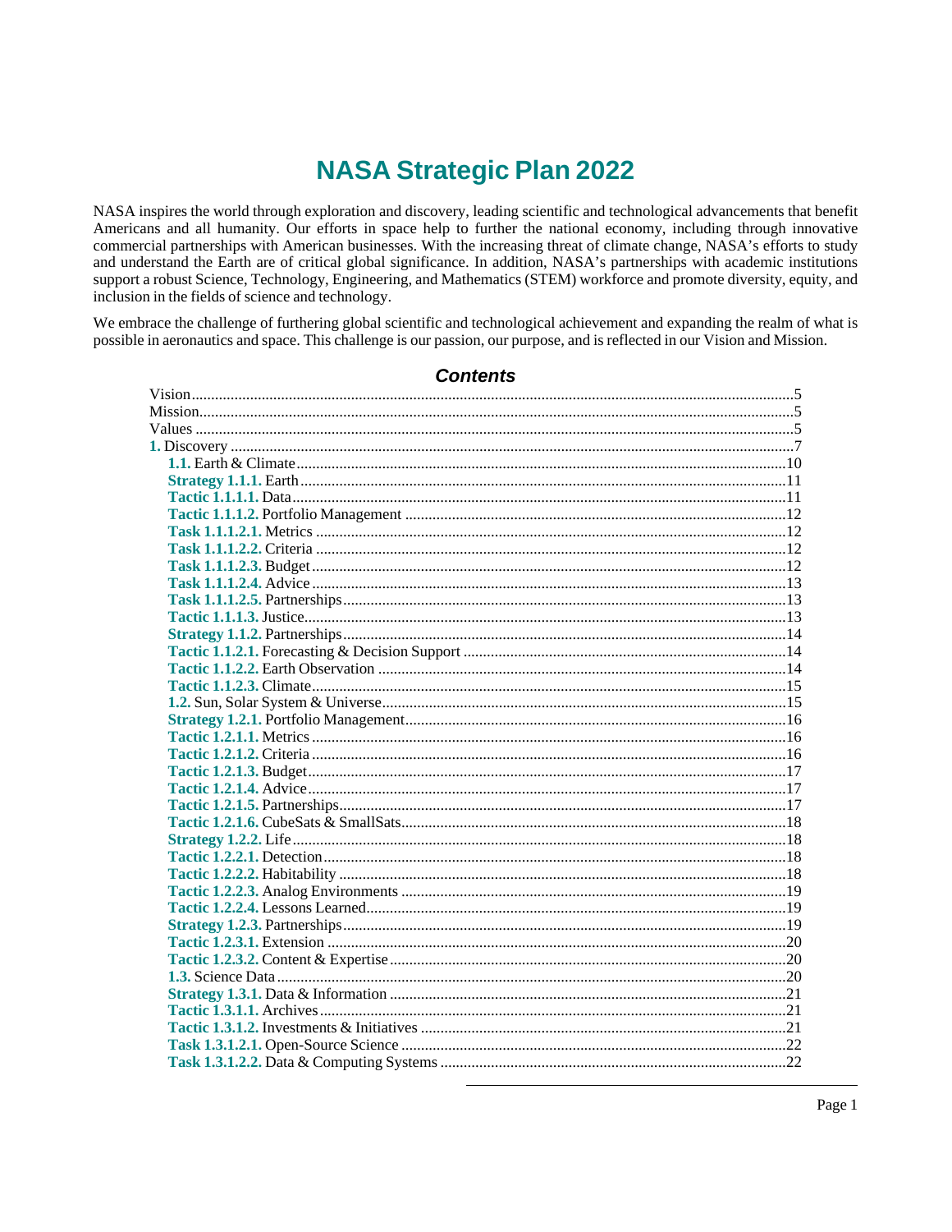# NASA Strategic Plan 2022

NASA inspires the world through exploration and discovery, leading scientific and technological advancements that benefit Americans and all humanity. Our efforts in space help to further the national economy, including through innovative commercial partnerships with American businesses. With the increasing threat of climate change, NASA's efforts to study and understand the Earth are of critical global significance. In addition, NASA's partnerships with academic institutions support a robust Science, Technology, Engineering, and Mathematics (STEM) workforce and promote diversity, equity, and inclusion in the fields of science and technology.

We embrace the challenge of furthering global scientific and technological achievement and expanding the realm of what is possible in aeronautics and space. This challenge is our passion, our purpose, and is reflected in our Vision and Mission.

## *Contents*

- Vision....5
- Mission....5
- Values....5
- **1.** Discovery....7
  - **1.1.** Earth & Climate....10
  - **Strategy 1.1.1.** Earth....11
  - **Tactic 1.1.1.1.** Data....11
  - **Tactic 1.1.1.2.** Portfolio Management....12
  - **Task 1.1.1.2.1.** Metrics....12
  - **Task 1.1.1.2.2.** Criteria....12
  - **Task 1.1.1.2.3.** Budget....12
  - **Task 1.1.1.2.4.** Advice....13
  - **Task 1.1.1.2.5.** Partnerships....13
  - **Tactic 1.1.1.3.** Justice....13
  - **Strategy 1.1.2.** Partnerships....14
  - **Tactic 1.1.2.1.** Forecasting & Decision Support....14
  - **Tactic 1.1.2.2.** Earth Observation....14
  - **Tactic 1.1.2.3.** Climate....15
  - **1.2.** Sun, Solar System & Universe....15
  - **Strategy 1.2.1.** Portfolio Management....16
  - **Tactic 1.2.1.1.** Metrics....16
  - **Tactic 1.2.1.2.** Criteria....16
  - **Tactic 1.2.1.3.** Budget....17
  - **Tactic 1.2.1.4.** Advice....17
  - **Tactic 1.2.1.5.** Partnerships....17
  - **Tactic 1.2.1.6.** CubeSats & SmallSats....18
  - **Strategy 1.2.2.** Life....18
  - **Tactic 1.2.2.1.** Detection....18
  - **Tactic 1.2.2.2.** Habitability....18
  - **Tactic 1.2.2.3.** Analog Environments....19
  - **Tactic 1.2.2.4.** Lessons Learned....19
  - **Strategy 1.2.3.** Partnerships....19
  - **Tactic 1.2.3.1.** Extension....20
  - **Tactic 1.2.3.2.** Content & Expertise....20
  - **1.3.** Science Data....20
  - **Strategy 1.3.1.** Data & Information....21
  - **Tactic 1.3.1.1.** Archives....21
  - **Tactic 1.3.1.2.** Investments & Initiatives....21
  - **Task 1.3.1.2.1.** Open-Source Science....22
  - **Task 1.3.1.2.2.** Data & Computing Systems....22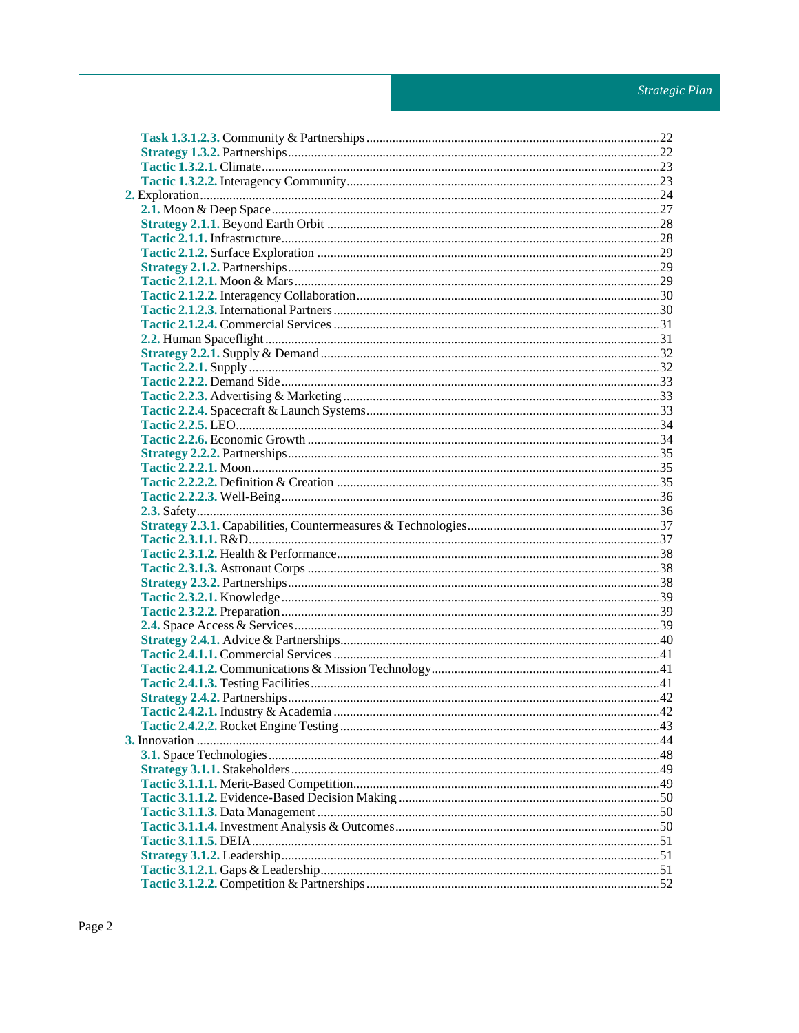Task 1.3.1.2.3. Community & Partnerships........................................................................................22
Strategy 1.3.2. Partnerships................................................................................................................22
Tactic 1.3.2.1. Climate........................................................................................................................23
Tactic 1.3.2.2. Interagency Community..............................................................................................23
2. Exploration...........................................................................................................................................24
2.1. Moon & Deep Space.....................................................................................................................27
Strategy 2.1.1. Beyond Earth Orbit ....................................................................................................28
Tactic 2.1.1. Infrastructure..................................................................................................................28
Tactic 2.1.2. Surface Exploration .......................................................................................................29
Strategy 2.1.2. Partnerships................................................................................................................29
Tactic 2.1.2.1. Moon & Mars..............................................................................................................29
Tactic 2.1.2.2. Interagency Collaboration............................................................................................30
Tactic 2.1.2.3. International Partners..................................................................................................30
Tactic 2.1.2.4. Commercial Services ..................................................................................................31
2.2. Human Spaceflight.......................................................................................................................31
Strategy 2.2.1. Supply & Demand.......................................................................................................32
Tactic 2.2.1. Supply ............................................................................................................................32
Tactic 2.2.2. Demand Side..................................................................................................................33
Tactic 2.2.3. Advertising & Marketing................................................................................................33
Tactic 2.2.4. Spacecraft & Launch Systems.........................................................................................33
Tactic 2.2.5. LEO................................................................................................................................34
Tactic 2.2.6. Economic Growth ..........................................................................................................34
Strategy 2.2.2. Partnerships................................................................................................................35
Tactic 2.2.2.1. Moon...........................................................................................................................35
Tactic 2.2.2.2. Definition & Creation .................................................................................................35
Tactic 2.2.2.3. Well-Being..................................................................................................................36
2.3. Safety...........................................................................................................................................36
Strategy 2.3.1. Capabilities, Countermeasures & Technologies...........................................................37
Tactic 2.3.1.1. R&D............................................................................................................................37
Tactic 2.3.1.2. Health & Performance.................................................................................................38
Tactic 2.3.1.3. Astronaut Corps ..........................................................................................................38
Strategy 2.3.2. Partnerships................................................................................................................38
Tactic 2.3.2.1. Knowledge..................................................................................................................39
Tactic 2.3.2.2. Preparation..................................................................................................................39
2.4. Space Access & Services..............................................................................................................39
Strategy 2.4.1. Advice & Partnerships.................................................................................................40
Tactic 2.4.1.1. Commercial Services ..................................................................................................41
Tactic 2.4.1.2. Communications & Mission Technology.....................................................................41
Tactic 2.4.1.3. Testing Facilities.........................................................................................................41
Strategy 2.4.2. Partnerships................................................................................................................42
Tactic 2.4.2.1. Industry & Academia .................................................................................................42
Tactic 2.4.2.2. Rocket Engine Testing ................................................................................................43
3. Innovation ...........................................................................................................................................44
3.1. Space Technologies......................................................................................................................48
Strategy 3.1.1. Stakeholders...............................................................................................................49
Tactic 3.1.1.1. Merit-Based Competition............................................................................................49
Tactic 3.1.1.2. Evidence-Based Decision Making ...............................................................................50
Tactic 3.1.1.3. Data Management .......................................................................................................50
Tactic 3.1.1.4. Investment Analysis & Outcomes................................................................................50
Tactic 3.1.1.5. DEIA...........................................................................................................................51
Strategy 3.1.2. Leadership..................................................................................................................51
Tactic 3.1.2.1. Gaps & Leadership......................................................................................................51
Tactic 3.1.2.2. Competition & Partnerships........................................................................................52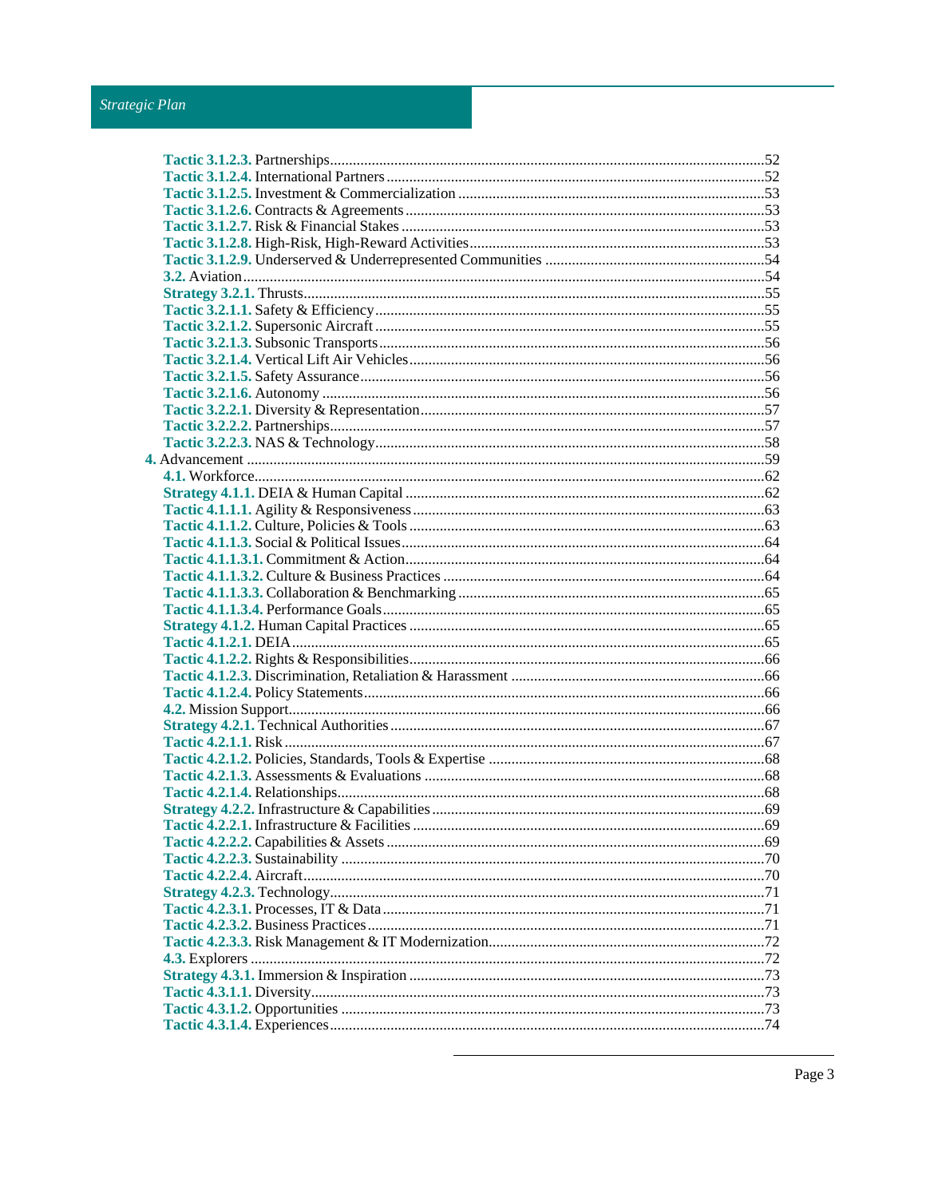**Tactic 3.1.2.3.** Partnerships ..........52
**Tactic 3.1.2.4.** International Partners ..........52
**Tactic 3.1.2.5.** Investment & Commercialization ..........53
**Tactic 3.1.2.6.** Contracts & Agreements ..........53
**Tactic 3.1.2.7.** Risk & Financial Stakes ..........53
**Tactic 3.1.2.8.** High-Risk, High-Reward Activities ..........53
**Tactic 3.1.2.9.** Underserved & Underrepresented Communities ..........54
**3.2.** Aviation ..........54
**Strategy 3.2.1.** Thrusts ..........55
**Tactic 3.2.1.1.** Safety & Efficiency ..........55
**Tactic 3.2.1.2.** Supersonic Aircraft ..........55
**Tactic 3.2.1.3.** Subsonic Transports ..........56
**Tactic 3.2.1.4.** Vertical Lift Air Vehicles ..........56
**Tactic 3.2.1.5.** Safety Assurance ..........56
**Tactic 3.2.1.6.** Autonomy ..........56
**Tactic 3.2.2.1.** Diversity & Representation ..........57
**Tactic 3.2.2.2.** Partnerships ..........57
**Tactic 3.2.2.3.** NAS & Technology ..........58
**4.** Advancement ..........59
**4.1.** Workforce ..........62
**Strategy 4.1.1.** DEIA & Human Capital ..........62
**Tactic 4.1.1.1.** Agility & Responsiveness ..........63
**Tactic 4.1.1.2.** Culture, Policies & Tools ..........63
**Tactic 4.1.1.3.** Social & Political Issues ..........64
**Tactic 4.1.1.3.1.** Commitment & Action ..........64
**Tactic 4.1.1.3.2.** Culture & Business Practices ..........64
**Tactic 4.1.1.3.3.** Collaboration & Benchmarking ..........65
**Tactic 4.1.1.3.4.** Performance Goals ..........65
**Strategy 4.1.2.** Human Capital Practices ..........65
**Tactic 4.1.2.1.** DEIA ..........65
**Tactic 4.1.2.2.** Rights & Responsibilities ..........66
**Tactic 4.1.2.3.** Discrimination, Retaliation & Harassment ..........66
**Tactic 4.1.2.4.** Policy Statements ..........66
**4.2.** Mission Support ..........66
**Strategy 4.2.1.** Technical Authorities ..........67
**Tactic 4.2.1.1.** Risk ..........67
**Tactic 4.2.1.2.** Policies, Standards, Tools & Expertise ..........68
**Tactic 4.2.1.3.** Assessments & Evaluations ..........68
**Tactic 4.2.1.4.** Relationships ..........68
**Strategy 4.2.2.** Infrastructure & Capabilities ..........69
**Tactic 4.2.2.1.** Infrastructure & Facilities ..........69
**Tactic 4.2.2.2.** Capabilities & Assets ..........69
**Tactic 4.2.2.3.** Sustainability ..........70
**Tactic 4.2.2.4.** Aircraft ..........70
**Strategy 4.2.3.** Technology ..........71
**Tactic 4.2.3.1.** Processes, IT & Data ..........71
**Tactic 4.2.3.2.** Business Practices ..........71
**Tactic 4.2.3.3.** Risk Management & IT Modernization ..........72
**4.3.** Explorers ..........72
**Strategy 4.3.1.** Immersion & Inspiration ..........73
**Tactic 4.3.1.1.** Diversity ..........73
**Tactic 4.3.1.2.** Opportunities ..........73
**Tactic 4.3.1.4.** Experiences ..........74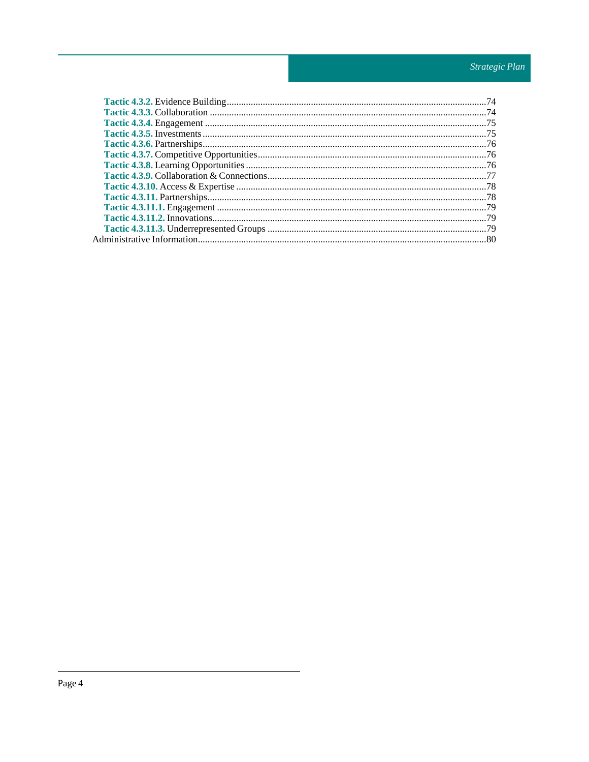**Tactic 4.3.2.** Evidence Building ........................................................................................................74
**Tactic 4.3.3.** Collaboration ................................................................................................................74
**Tactic 4.3.4.** Engagement ..................................................................................................................75
**Tactic 4.3.5.** Investments ...................................................................................................................75
**Tactic 4.3.6.** Partnerships ...................................................................................................................76
**Tactic 4.3.7.** Competitive Opportunities ...........................................................................................76
**Tactic 4.3.8.** Learning Opportunities .................................................................................................76
**Tactic 4.3.9.** Collaboration & Connections ........................................................................................77
**Tactic 4.3.10.** Access & Expertise .....................................................................................................78
**Tactic 4.3.11.** Partnerships .................................................................................................................78
**Tactic 4.3.11.1.** Engagement .............................................................................................................79
**Tactic 4.3.11.2.** Innovations ...............................................................................................................79
**Tactic 4.3.11.3.** Underrepresented Groups ........................................................................................79
Administrative Information .....................................................................................................................80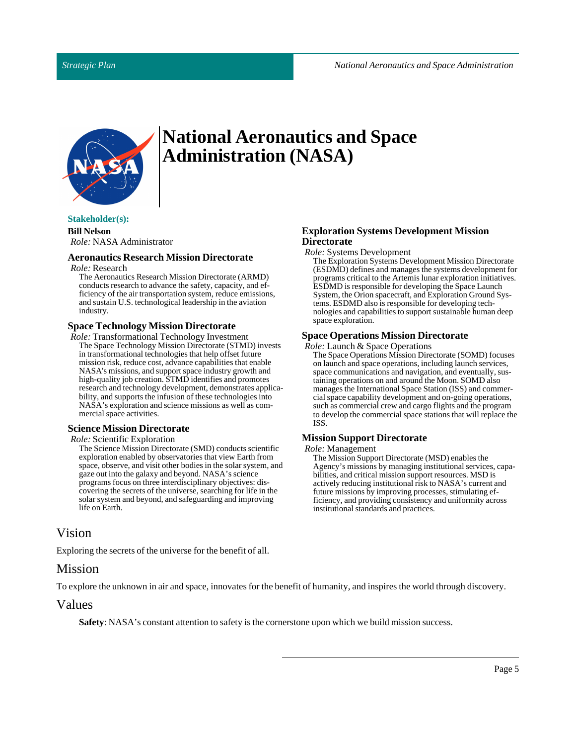# National Aeronautics and Space Administration (NASA)

**Stakeholder(s):**

**Bill Nelson**
*Role:* NASA Administrator

### Aeronautics Research Mission Directorate

*Role:* Research

The Aeronautics Research Mission Directorate (ARMD) conducts research to advance the safety, capacity, and efficiency of the air transportation system, reduce emissions, and sustain U.S. technological leadership in the aviation industry.

### Space Technology Mission Directorate

*Role:* Transformational Technology Investment

The Space Technology Mission Directorate (STMD) invests in transformational technologies that help offset future mission risk, reduce cost, advance capabilities that enable NASA's missions, and support space industry growth and high-quality job creation. STMD identifies and promotes research and technology development, demonstrates applicability, and supports the infusion of these technologies into NASA's exploration and science missions as well as commercial space activities.

### Science Mission Directorate

*Role:* Scientific Exploration

The Science Mission Directorate (SMD) conducts scientific exploration enabled by observatories that view Earth from space, observe, and visit other bodies in the solar system, and gaze out into the galaxy and beyond. NASA's science programs focus on three interdisciplinary objectives: discovering the secrets of the universe, searching for life in the solar system and beyond, and safeguarding and improving life on Earth.

### Exploration Systems Development Mission Directorate

*Role:* Systems Development

The Exploration Systems Development Mission Directorate (ESDMD) defines and manages the systems development for programs critical to the Artemis lunar exploration initiatives. ESDMD is responsible for developing the Space Launch System, the Orion spacecraft, and Exploration Ground Systems. ESDMD also is responsible for developing technologies and capabilities to support sustainable human deep space exploration.

### Space Operations Mission Directorate

*Role:* Launch & Space Operations

The Space Operations Mission Directorate (SOMD) focuses on launch and space operations, including launch services, space communications and navigation, and eventually, sustaining operations on and around the Moon. SOMD also manages the International Space Station (ISS) and commercial space capability development and on-going operations, such as commercial crew and cargo flights and the program to develop the commercial space stations that will replace the ISS.

### Mission Support Directorate

*Role:* Management

The Mission Support Directorate (MSD) enables the Agency's missions by managing institutional services, capabilities, and critical mission support resources. MSD is actively reducing institutional risk to NASA's current and future missions by improving processes, stimulating efficiency, and providing consistency and uniformity across institutional standards and practices.

## Vision

Exploring the secrets of the universe for the benefit of all.

## Mission

To explore the unknown in air and space, innovates for the benefit of humanity, and inspires the world through discovery.

## Values

**Safety**: NASA's constant attention to safety is the cornerstone upon which we build mission success.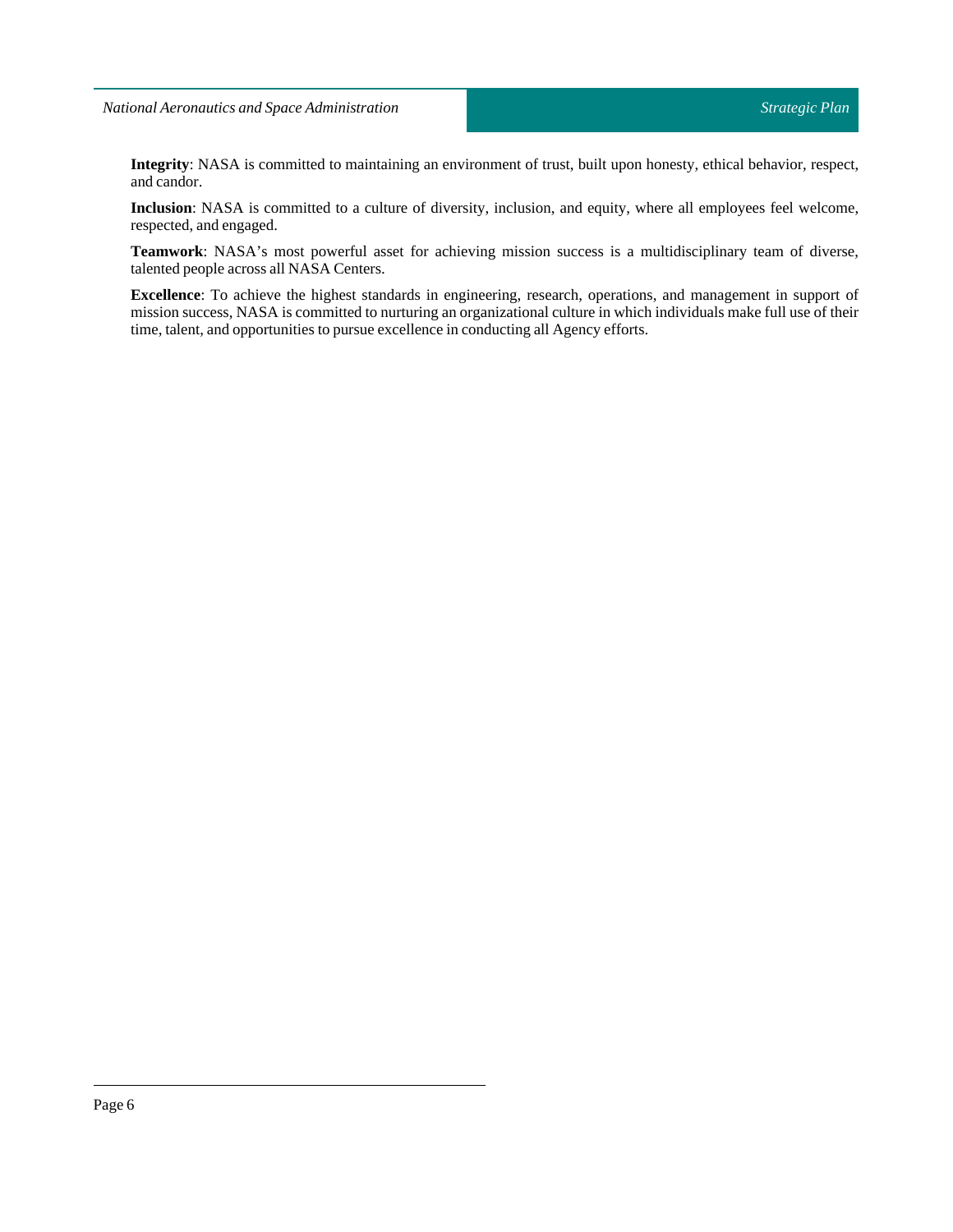**Integrity**: NASA is committed to maintaining an environment of trust, built upon honesty, ethical behavior, respect, and candor.

**Inclusion**: NASA is committed to a culture of diversity, inclusion, and equity, where all employees feel welcome, respected, and engaged.

**Teamwork**: NASA's most powerful asset for achieving mission success is a multidisciplinary team of diverse, talented people across all NASA Centers.

**Excellence**: To achieve the highest standards in engineering, research, operations, and management in support of mission success, NASA is committed to nurturing an organizational culture in which individuals make full use of their time, talent, and opportunities to pursue excellence in conducting all Agency efforts.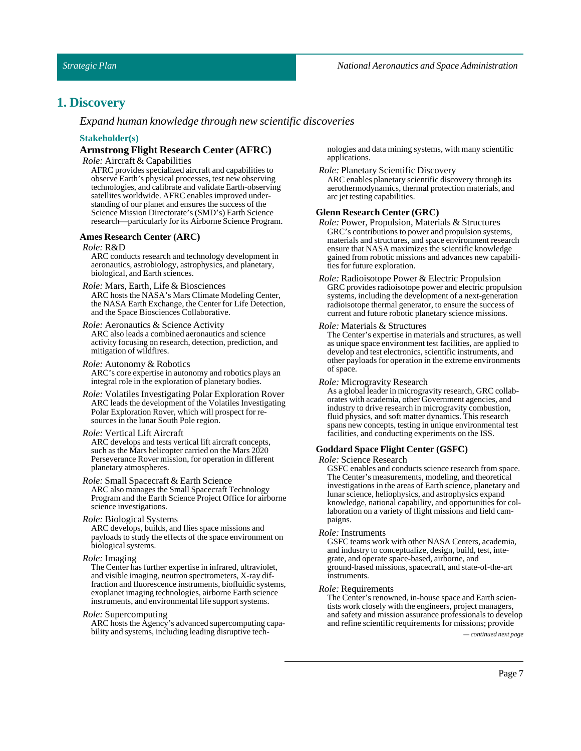# 1. Discovery

*Expand human knowledge through new scientific discoveries*

### Stakeholder(s)

#### Armstrong Flight Research Center (AFRC)

*Role:* Aircraft & Capabilities

AFRC provides specialized aircraft and capabilities to observe Earth's physical processes, test new observing technologies, and calibrate and validate Earth-observing satellites worldwide. AFRC enables improved understanding of our planet and ensures the success of the Science Mission Directorate's (SMD's) Earth Science research—particularly for its Airborne Science Program.

#### Ames Research Center (ARC)

*Role:* R&D

ARC conducts research and technology development in aeronautics, astrobiology, astrophysics, and planetary, biological, and Earth sciences.

*Role:* Mars, Earth, Life & Biosciences

ARC hosts the NASA's Mars Climate Modeling Center, the NASA Earth Exchange, the Center for Life Detection, and the Space Biosciences Collaborative.

*Role:* Aeronautics & Science Activity

ARC also leads a combined aeronautics and science activity focusing on research, detection, prediction, and mitigation of wildfires.

*Role:* Autonomy & Robotics

ARC's core expertise in autonomy and robotics plays an integral role in the exploration of planetary bodies.

*Role:* Volatiles Investigating Polar Exploration Rover

ARC leads the development of the Volatiles Investigating Polar Exploration Rover, which will prospect for resources in the lunar South Pole region.

*Role:* Vertical Lift Aircraft

ARC develops and tests vertical lift aircraft concepts, such as the Mars helicopter carried on the Mars 2020 Perseverance Rover mission, for operation in different planetary atmospheres.

*Role:* Small Spacecraft & Earth Science

ARC also manages the Small Spacecraft Technology Program and the Earth Science Project Office for airborne science investigations.

*Role:* Biological Systems

ARC develops, builds, and flies space missions and payloads to study the effects of the space environment on biological systems.

*Role:* Imaging

The Center has further expertise in infrared, ultraviolet, and visible imaging, neutron spectrometers, X-ray diffraction and fluorescence instruments, biofluidic systems, exoplanet imaging technologies, airborne Earth science instruments, and environmental life support systems.

*Role:* Supercomputing

ARC hosts the Agency's advanced supercomputing capability and systems, including leading disruptive technologies and data mining systems, with many scientific applications.

*Role:* Planetary Scientific Discovery

ARC enables planetary scientific discovery through its aerothermodynamics, thermal protection materials, and arc jet testing capabilities.

#### Glenn Research Center (GRC)

*Role:* Power, Propulsion, Materials & Structures

GRC's contributions to power and propulsion systems, materials and structures, and space environment research ensure that NASA maximizes the scientific knowledge gained from robotic missions and advances new capabilities for future exploration.

*Role:* Radioisotope Power & Electric Propulsion

GRC provides radioisotope power and electric propulsion systems, including the development of a next-generation radioisotope thermal generator, to ensure the success of current and future robotic planetary science missions.

*Role:* Materials & Structures

The Center's expertise in materials and structures, as well as unique space environment test facilities, are applied to develop and test electronics, scientific instruments, and other payloads for operation in the extreme environments of space.

*Role:* Microgravity Research

As a global leader in microgravity research, GRC collaborates with academia, other Government agencies, and industry to drive research in microgravity combustion, fluid physics, and soft matter dynamics. This research spans new concepts, testing in unique environmental test facilities, and conducting experiments on the ISS.

#### Goddard Space Flight Center (GSFC)

*Role:* Science Research

GSFC enables and conducts science research from space. The Center's measurements, modeling, and theoretical investigations in the areas of Earth science, planetary and lunar science, heliophysics, and astrophysics expand knowledge, national capability, and opportunities for collaboration on a variety of flight missions and field campaigns.

*Role:* Instruments

GSFC teams work with other NASA Centers, academia, and industry to conceptualize, design, build, test, integrate, and operate space-based, airborne, and ground-based missions, spacecraft, and state-of-the-art instruments.

*Role:* Requirements

The Center's renowned, in-house space and Earth scientists work closely with the engineers, project managers, and safety and mission assurance professionals to develop and refine scientific requirements for missions; provide

*— continued next page*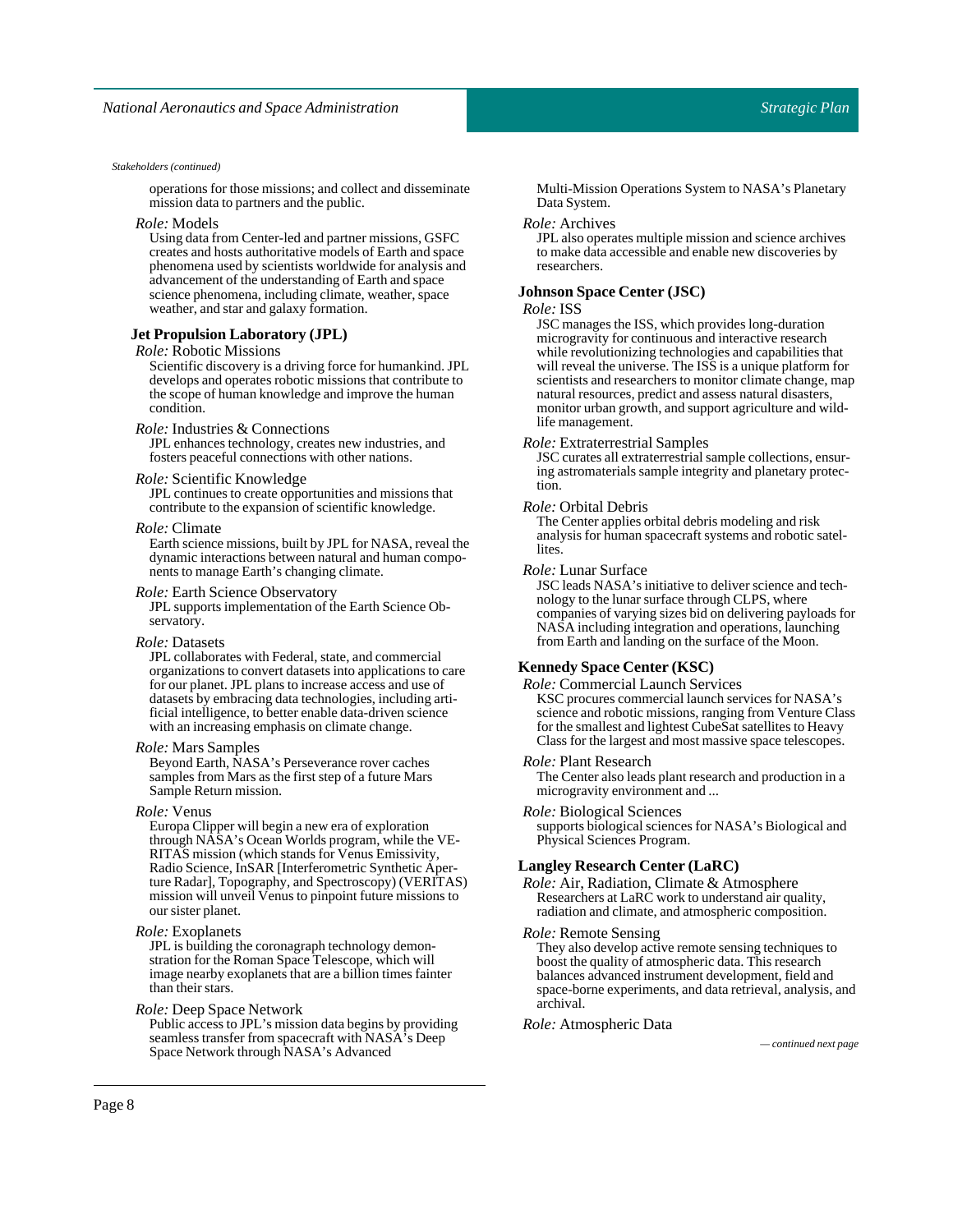*Stakeholders (continued)*

operations for those missions; and collect and disseminate mission data to partners and the public.

*Role:* Models
Using data from Center-led and partner missions, GSFC creates and hosts authoritative models of Earth and space phenomena used by scientists worldwide for analysis and advancement of the understanding of Earth and space science phenomena, including climate, weather, space weather, and star and galaxy formation.

**Jet Propulsion Laboratory (JPL)**

*Role:* Robotic Missions
Scientific discovery is a driving force for humankind. JPL develops and operates robotic missions that contribute to the scope of human knowledge and improve the human condition.

*Role:* Industries & Connections
JPL enhances technology, creates new industries, and fosters peaceful connections with other nations.

*Role:* Scientific Knowledge
JPL continues to create opportunities and missions that contribute to the expansion of scientific knowledge.

*Role:* Climate
Earth science missions, built by JPL for NASA, reveal the dynamic interactions between natural and human components to manage Earth's changing climate.

*Role:* Earth Science Observatory
JPL supports implementation of the Earth Science Observatory.

*Role:* Datasets
JPL collaborates with Federal, state, and commercial organizations to convert datasets into applications to care for our planet. JPL plans to increase access and use of datasets by embracing data technologies, including artificial intelligence, to better enable data-driven science with an increasing emphasis on climate change.

*Role:* Mars Samples
Beyond Earth, NASA's Perseverance rover caches samples from Mars as the first step of a future Mars Sample Return mission.

*Role:* Venus
Europa Clipper will begin a new era of exploration through NASA's Ocean Worlds program, while the VERITAS mission (which stands for Venus Emissivity, Radio Science, InSAR [Interferometric Synthetic Aperture Radar], Topography, and Spectroscopy) (VERITAS) mission will unveil Venus to pinpoint future missions to our sister planet.

*Role:* Exoplanets
JPL is building the coronagraph technology demonstration for the Roman Space Telescope, which will image nearby exoplanets that are a billion times fainter than their stars.

*Role:* Deep Space Network
Public access to JPL's mission data begins by providing seamless transfer from spacecraft with NASA's Deep Space Network through NASA's Advanced Multi-Mission Operations System to NASA's Planetary Data System.

*Role:* Archives
JPL also operates multiple mission and science archives to make data accessible and enable new discoveries by researchers.

**Johnson Space Center (JSC)**

*Role:* ISS
JSC manages the ISS, which provides long-duration microgravity for continuous and interactive research while revolutionizing technologies and capabilities that will reveal the universe. The ISS is a unique platform for scientists and researchers to monitor climate change, map natural resources, predict and assess natural disasters, monitor urban growth, and support agriculture and wildlife management.

*Role:* Extraterrestrial Samples
JSC curates all extraterrestrial sample collections, ensuring astromaterials sample integrity and planetary protection.

*Role:* Orbital Debris
The Center applies orbital debris modeling and risk analysis for human spacecraft systems and robotic satellites.

*Role:* Lunar Surface
JSC leads NASA's initiative to deliver science and technology to the lunar surface through CLPS, where companies of varying sizes bid on delivering payloads for NASA including integration and operations, launching from Earth and landing on the surface of the Moon.

**Kennedy Space Center (KSC)**

*Role:* Commercial Launch Services
KSC procures commercial launch services for NASA's science and robotic missions, ranging from Venture Class for the smallest and lightest CubeSat satellites to Heavy Class for the largest and most massive space telescopes.

*Role:* Plant Research
The Center also leads plant research and production in a microgravity environment and ...

*Role:* Biological Sciences
supports biological sciences for NASA's Biological and Physical Sciences Program.

**Langley Research Center (LaRC)**

*Role:* Air, Radiation, Climate & Atmosphere
Researchers at LaRC work to understand air quality, radiation and climate, and atmospheric composition.

*Role:* Remote Sensing
They also develop active remote sensing techniques to boost the quality of atmospheric data. This research balances advanced instrument development, field and space-borne experiments, and data retrieval, analysis, and archival.

*Role:* Atmospheric Data

*— continued next page*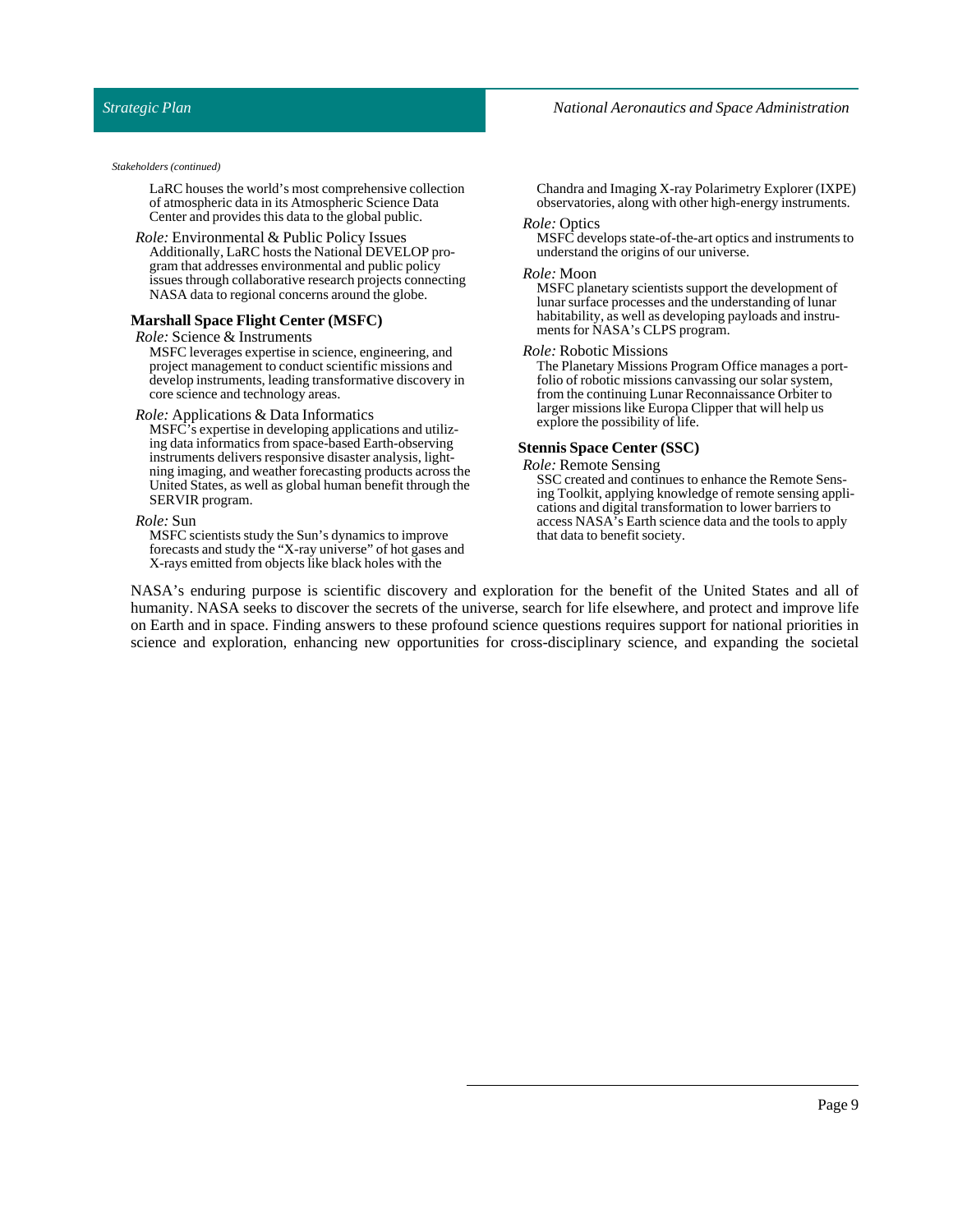*Stakeholders (continued)*

LaRC houses the world's most comprehensive collection of atmospheric data in its Atmospheric Science Data Center and provides this data to the global public.

*Role:* Environmental & Public Policy Issues
Additionally, LaRC hosts the National DEVELOP program that addresses environmental and public policy issues through collaborative research projects connecting NASA data to regional concerns around the globe.

**Marshall Space Flight Center (MSFC)**

*Role:* Science & Instruments
MSFC leverages expertise in science, engineering, and project management to conduct scientific missions and develop instruments, leading transformative discovery in core science and technology areas.

*Role:* Applications & Data Informatics
MSFC's expertise in developing applications and utilizing data informatics from space-based Earth-observing instruments delivers responsive disaster analysis, lightning imaging, and weather forecasting products across the United States, as well as global human benefit through the SERVIR program.

*Role:* Sun
MSFC scientists study the Sun's dynamics to improve forecasts and study the "X-ray universe" of hot gases and X-rays emitted from objects like black holes with the Chandra and Imaging X-ray Polarimetry Explorer (IXPE) observatories, along with other high-energy instruments.

*Role:* Optics
MSFC develops state-of-the-art optics and instruments to understand the origins of our universe.

*Role:* Moon
MSFC planetary scientists support the development of lunar surface processes and the understanding of lunar habitability, as well as developing payloads and instruments for NASA's CLPS program.

*Role:* Robotic Missions
The Planetary Missions Program Office manages a portfolio of robotic missions canvassing our solar system, from the continuing Lunar Reconnaissance Orbiter to larger missions like Europa Clipper that will help us explore the possibility of life.

**Stennis Space Center (SSC)**

*Role:* Remote Sensing
SSC created and continues to enhance the Remote Sensing Toolkit, applying knowledge of remote sensing applications and digital transformation to lower barriers to access NASA's Earth science data and the tools to apply that data to benefit society.

NASA's enduring purpose is scientific discovery and exploration for the benefit of the United States and all of humanity. NASA seeks to discover the secrets of the universe, search for life elsewhere, and protect and improve life on Earth and in space. Finding answers to these profound science questions requires support for national priorities in science and exploration, enhancing new opportunities for cross-disciplinary science, and expanding the societal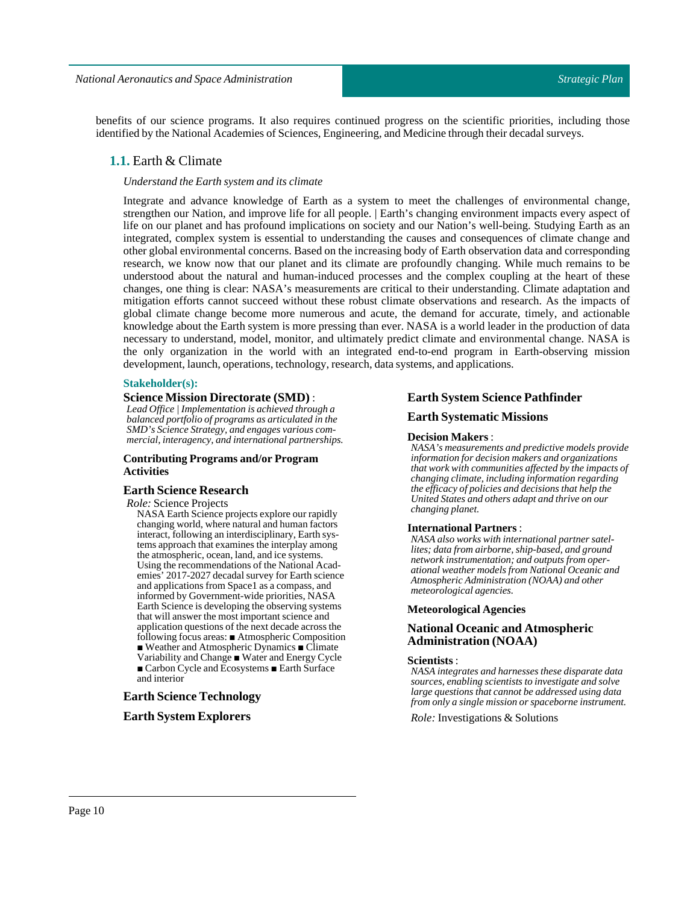benefits of our science programs. It also requires continued progress on the scientific priorities, including those identified by the National Academies of Sciences, Engineering, and Medicine through their decadal surveys.

## 1.1. Earth & Climate

*Understand the Earth system and its climate*

Integrate and advance knowledge of Earth as a system to meet the challenges of environmental change, strengthen our Nation, and improve life for all people. | Earth's changing environment impacts every aspect of life on our planet and has profound implications on society and our Nation's well-being. Studying Earth as an integrated, complex system is essential to understanding the causes and consequences of climate change and other global environmental concerns. Based on the increasing body of Earth observation data and corresponding research, we know now that our planet and its climate are profoundly changing. While much remains to be understood about the natural and human-induced processes and the complex coupling at the heart of these changes, one thing is clear: NASA's measurements are critical to their understanding. Climate adaptation and mitigation efforts cannot succeed without these robust climate observations and research. As the impacts of global climate change become more numerous and acute, the demand for accurate, timely, and actionable knowledge about the Earth system is more pressing than ever. NASA is a world leader in the production of data necessary to understand, model, monitor, and ultimately predict climate and environmental change. NASA is the only organization in the world with an integrated end-to-end program in Earth-observing mission development, launch, operations, technology, research, data systems, and applications.

**Stakeholder(s):**

**Science Mission Directorate (SMD)** :
*Lead Office | Implementation is achieved through a balanced portfolio of programs as articulated in the SMD's Science Strategy, and engages various commercial, interagency, and international partnerships.*

**Contributing Programs and/or Program Activities**

**Earth Science Research**
*Role:* Science Projects
NASA Earth Science projects explore our rapidly changing world, where natural and human factors interact, following an interdisciplinary, Earth systems approach that examines the interplay among the atmospheric, ocean, land, and ice systems. Using the recommendations of the National Academies' 2017-2027 decadal survey for Earth science and applications from Space1 as a compass, and informed by Government-wide priorities, NASA Earth Science is developing the observing systems that will answer the most important science and application questions of the next decade across the following focus areas: ■ Atmospheric Composition ■ Weather and Atmospheric Dynamics ■ Climate Variability and Change ■ Water and Energy Cycle ■ Carbon Cycle and Ecosystems ■ Earth Surface and interior

**Earth Science Technology**

**Earth System Explorers**

**Earth System Science Pathfinder**

**Earth Systematic Missions**

**Decision Makers** :
*NASA's measurements and predictive models provide information for decision makers and organizations that work with communities affected by the impacts of changing climate, including information regarding the efficacy of policies and decisions that help the United States and others adapt and thrive on our changing planet.*

**International Partners** :
*NASA also works with international partner satellites; data from airborne, ship-based, and ground network instrumentation; and outputs from operational weather models from National Oceanic and Atmospheric Administration (NOAA) and other meteorological agencies.*

**Meteorological Agencies**

**National Oceanic and Atmospheric Administration (NOAA)**

**Scientists** :
*NASA integrates and harnesses these disparate data sources, enabling scientists to investigate and solve large questions that cannot be addressed using data from only a single mission or spaceborne instrument.*

*Role:* Investigations & Solutions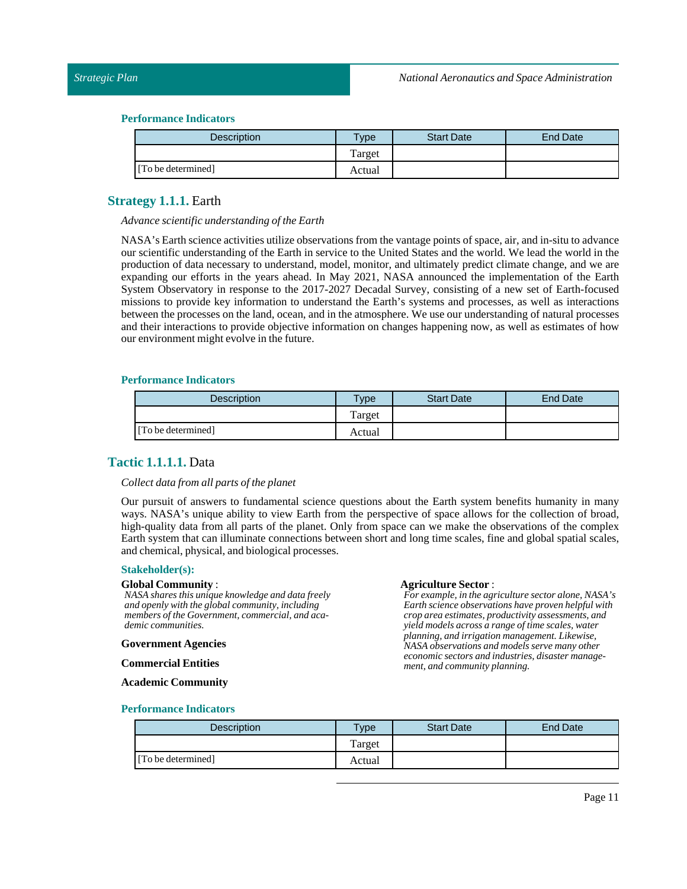#### Performance Indicators

| Description | Type | Start Date | End Date |
|---|---|---|---|
| | Target | | |
| [To be determined] | Actual | | |

## Strategy 1.1.1. Earth

*Advance scientific understanding of the Earth*

NASA's Earth science activities utilize observations from the vantage points of space, air, and in-situ to advance our scientific understanding of the Earth in service to the United States and the world. We lead the world in the production of data necessary to understand, model, monitor, and ultimately predict climate change, and we are expanding our efforts in the years ahead. In May 2021, NASA announced the implementation of the Earth System Observatory in response to the 2017-2027 Decadal Survey, consisting of a new set of Earth-focused missions to provide key information to understand the Earth's systems and processes, as well as interactions between the processes on the land, ocean, and in the atmosphere. We use our understanding of natural processes and their interactions to provide objective information on changes happening now, as well as estimates of how our environment might evolve in the future.

#### Performance Indicators

| Description | Type | Start Date | End Date |
|---|---|---|---|
| | Target | | |
| [To be determined] | Actual | | |

## Tactic 1.1.1.1. Data

*Collect data from all parts of the planet*

Our pursuit of answers to fundamental science questions about the Earth system benefits humanity in many ways. NASA's unique ability to view Earth from the perspective of space allows for the collection of broad, high-quality data from all parts of the planet. Only from space can we make the observations of the complex Earth system that can illuminate connections between short and long time scales, fine and global spatial scales, and chemical, physical, and biological processes.

#### Stakeholder(s):

**Global Community** :
*NASA shares this unique knowledge and data freely and openly with the global community, including members of the Government, commercial, and academic communities.*

**Government Agencies**

**Commercial Entities**

**Academic Community**

**Agriculture Sector** :
*For example, in the agriculture sector alone, NASA's Earth science observations have proven helpful with crop area estimates, productivity assessments, and yield models across a range of time scales, water planning, and irrigation management. Likewise, NASA observations and models serve many other economic sectors and industries, disaster management, and community planning.*

#### Performance Indicators

| Description | Type | Start Date | End Date |
|---|---|---|---|
| | Target | | |
| [To be determined] | Actual | | |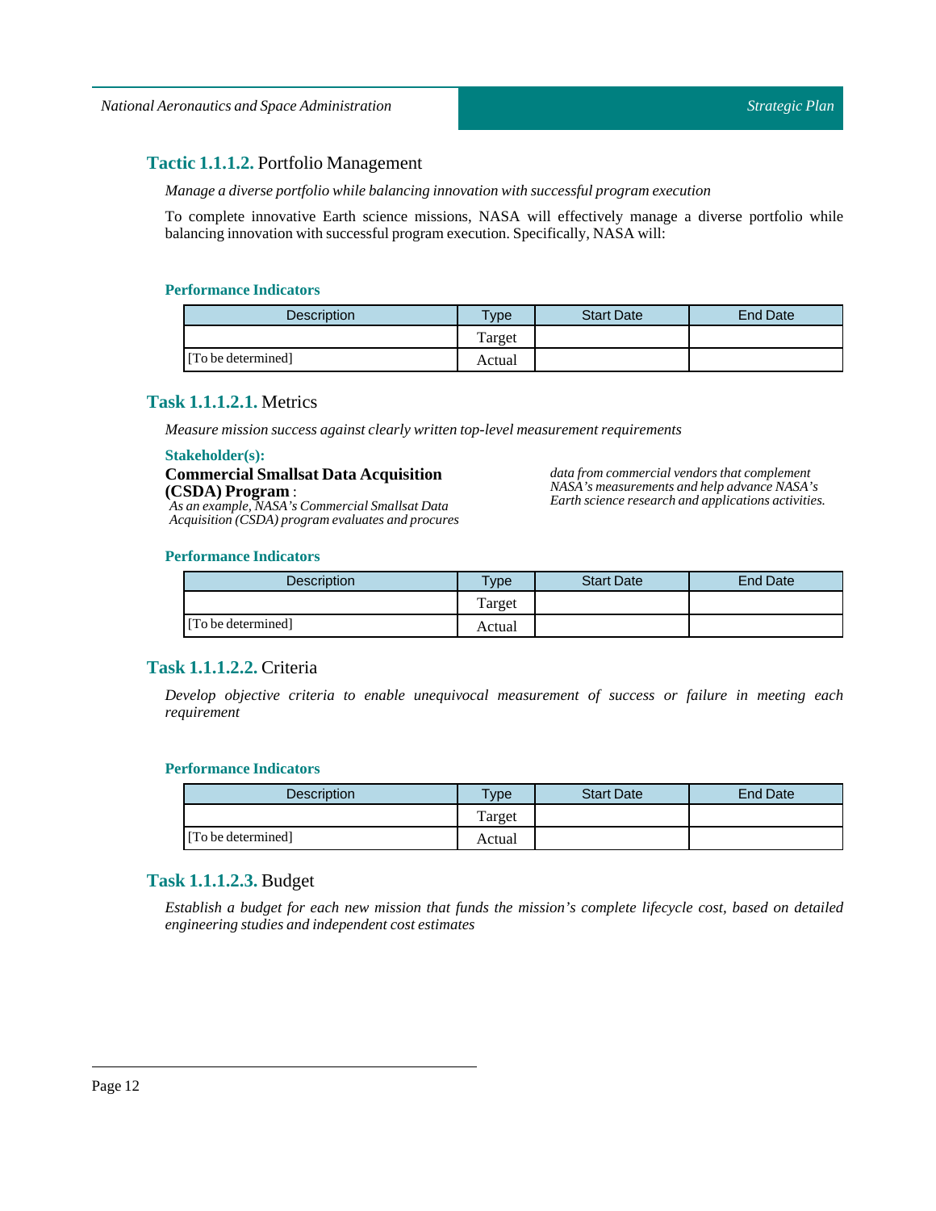### **Tactic 1.1.1.2.** Portfolio Management

*Manage a diverse portfolio while balancing innovation with successful program execution*

To complete innovative Earth science missions, NASA will effectively manage a diverse portfolio while balancing innovation with successful program execution. Specifically, NASA will:

**Performance Indicators**

| Description | Type | Start Date | End Date |
|---|---|---|---|
| [To be determined] | Target | | |
| | Actual | | |

### **Task 1.1.1.2.1.** Metrics

*Measure mission success against clearly written top-level measurement requirements*

**Stakeholder(s):**

**Commercial Smallsat Data Acquisition (CSDA) Program** :
*As an example, NASA's Commercial Smallsat Data Acquisition (CSDA) program evaluates and procures data from commercial vendors that complement NASA's measurements and help advance NASA's Earth science research and applications activities.*

**Performance Indicators**

| Description | Type | Start Date | End Date |
|---|---|---|---|
| [To be determined] | Target | | |
| | Actual | | |

### **Task 1.1.1.2.2.** Criteria

*Develop objective criteria to enable unequivocal measurement of success or failure in meeting each requirement*

**Performance Indicators**

| Description | Type | Start Date | End Date |
|---|---|---|---|
| [To be determined] | Target | | |
| | Actual | | |

### **Task 1.1.1.2.3.** Budget

*Establish a budget for each new mission that funds the mission's complete lifecycle cost, based on detailed engineering studies and independent cost estimates*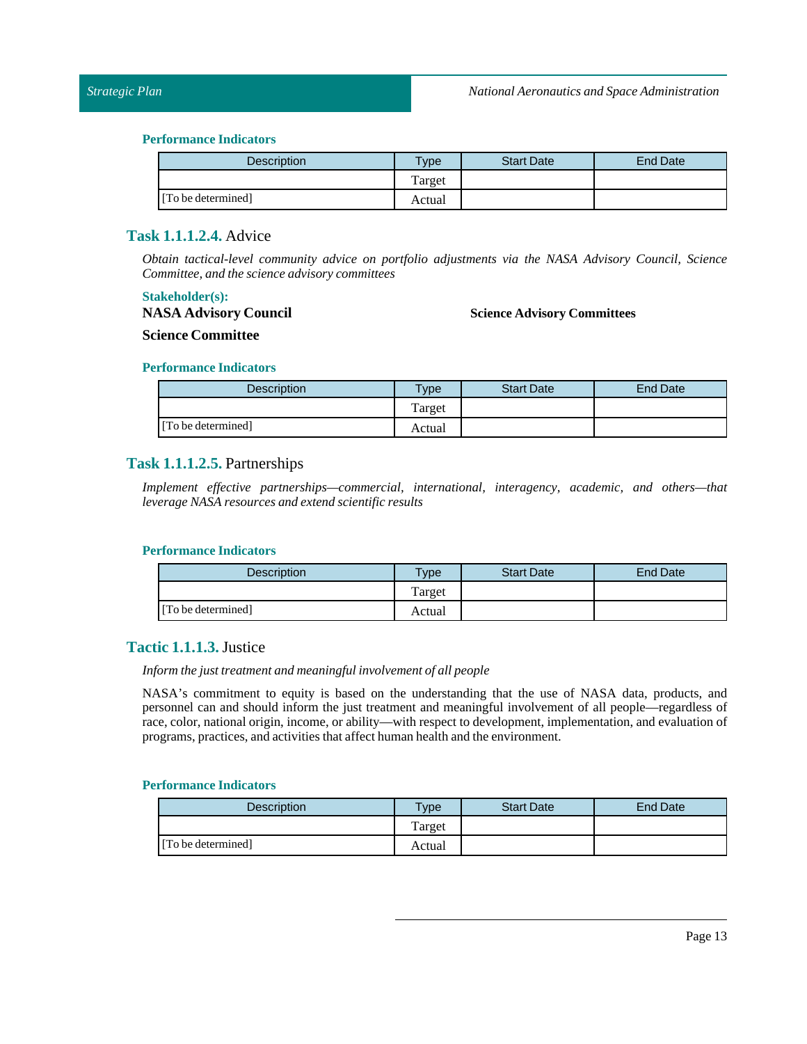**Performance Indicators**

| Description | Type | Start Date | End Date |
|---|---|---|---|
| | Target | | |
| [To be determined] | Actual | | |

### **Task 1.1.1.2.4.** Advice

*Obtain tactical-level community advice on portfolio adjustments via the NASA Advisory Council, Science Committee, and the science advisory committees*

**Stakeholder(s):**

**NASA Advisory Council**

**Science Committee**

**Science Advisory Committees**

**Performance Indicators**

| Description | Type | Start Date | End Date |
|---|---|---|---|
| | Target | | |
| [To be determined] | Actual | | |

### **Task 1.1.1.2.5.** Partnerships

*Implement effective partnerships—commercial, international, interagency, academic, and others—that leverage NASA resources and extend scientific results*

**Performance Indicators**

| Description | Type | Start Date | End Date |
|---|---|---|---|
| | Target | | |
| [To be determined] | Actual | | |

### **Tactic 1.1.1.3.** Justice

*Inform the just treatment and meaningful involvement of all people*

NASA's commitment to equity is based on the understanding that the use of NASA data, products, and personnel can and should inform the just treatment and meaningful involvement of all people—regardless of race, color, national origin, income, or ability—with respect to development, implementation, and evaluation of programs, practices, and activities that affect human health and the environment.

**Performance Indicators**

| Description | Type | Start Date | End Date |
|---|---|---|---|
| | Target | | |
| [To be determined] | Actual | | |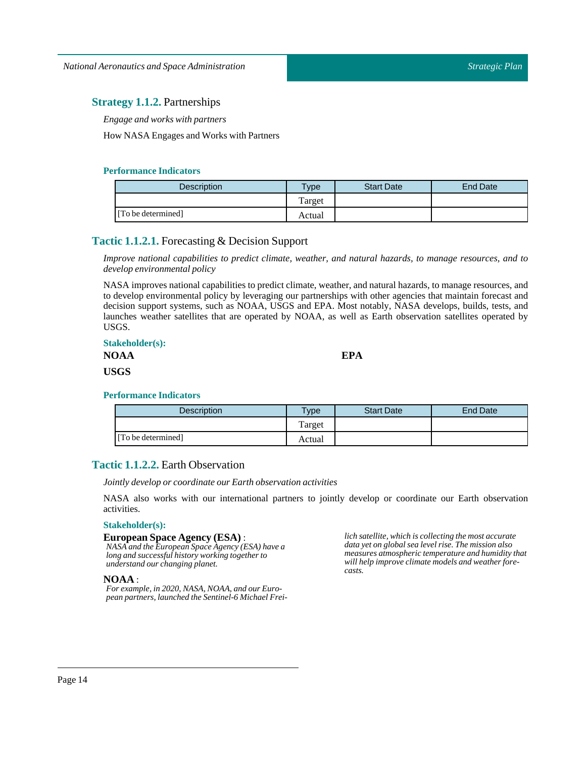## **Strategy 1.1.2.** Partnerships

*Engage and works with partners*

How NASA Engages and Works with Partners

#### Performance Indicators

| Description | Type | Start Date | End Date |
|---|---|---|---|
| | Target | | |
| [To be determined] | Actual | | |

### **Tactic 1.1.2.1.** Forecasting & Decision Support

*Improve national capabilities to predict climate, weather, and natural hazards, to manage resources, and to develop environmental policy*

NASA improves national capabilities to predict climate, weather, and natural hazards, to manage resources, and to develop environmental policy by leveraging our partnerships with other agencies that maintain forecast and decision support systems, such as NOAA, USGS and EPA. Most notably, NASA develops, builds, tests, and launches weather satellites that are operated by NOAA, as well as Earth observation satellites operated by USGS.

#### Stakeholder(s):

**NOAA**

**EPA**

**USGS**

#### Performance Indicators

| Description | Type | Start Date | End Date |
|---|---|---|---|
| | Target | | |
| [To be determined] | Actual | | |

### **Tactic 1.1.2.2.** Earth Observation

*Jointly develop or coordinate our Earth observation activities*

NASA also works with our international partners to jointly develop or coordinate our Earth observation activities.

#### Stakeholder(s):

**European Space Agency (ESA)** :
*NASA and the European Space Agency (ESA) have a long and successful history working together to understand our changing planet.*

**NOAA** :
*For example, in 2020, NASA, NOAA, and our European partners, launched the Sentinel-6 Michael Freilich satellite, which is collecting the most accurate data yet on global sea level rise. The mission also measures atmospheric temperature and humidity that will help improve climate models and weather forecasts.*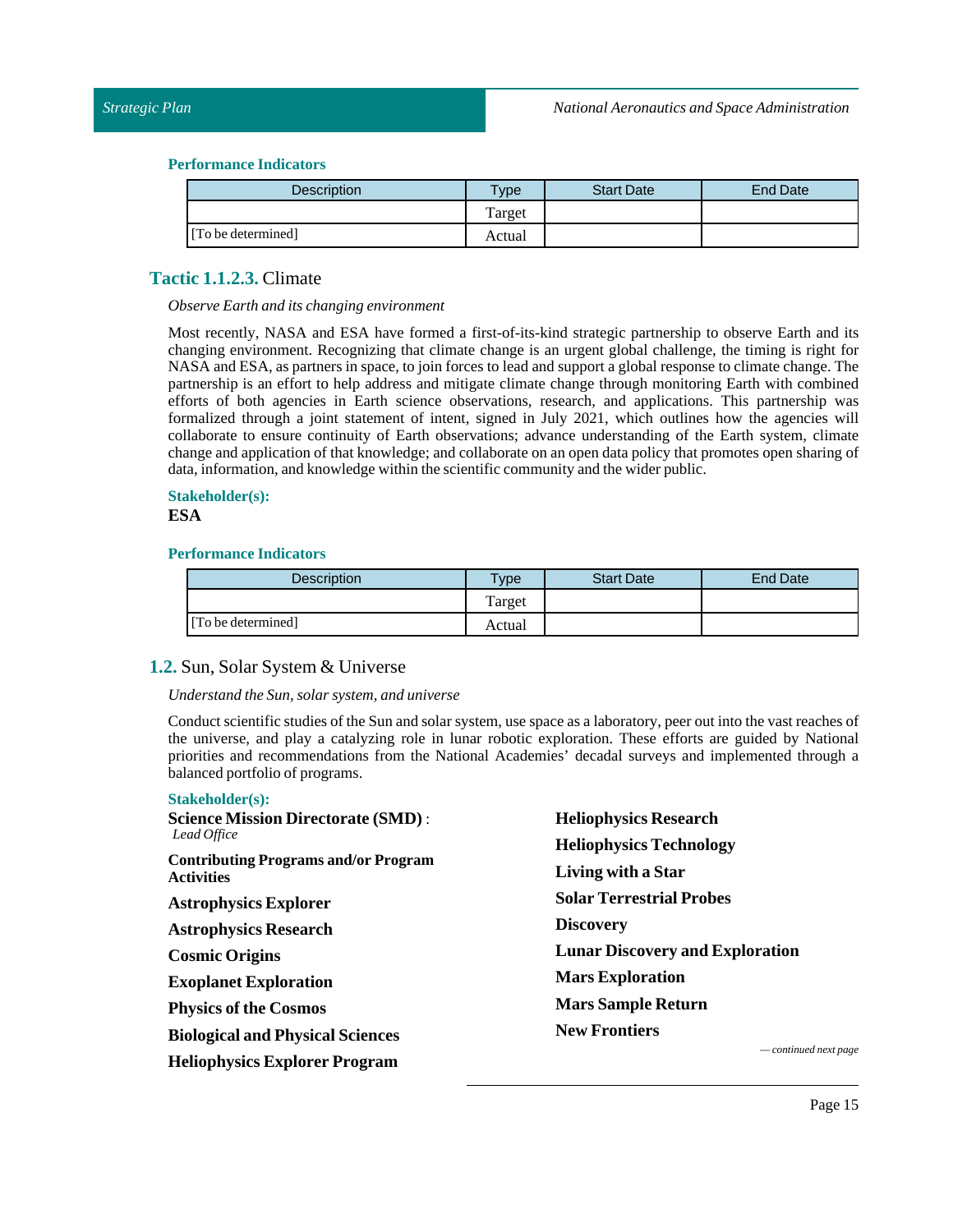**Performance Indicators**

| Description | Type | Start Date | End Date |
|---|---|---|---|
| | Target | | |
| [To be determined] | Actual | | |

### **Tactic 1.1.2.3.** Climate

*Observe Earth and its changing environment*

Most recently, NASA and ESA have formed a first-of-its-kind strategic partnership to observe Earth and its changing environment. Recognizing that climate change is an urgent global challenge, the timing is right for NASA and ESA, as partners in space, to join forces to lead and support a global response to climate change. The partnership is an effort to help address and mitigate climate change through monitoring Earth with combined efforts of both agencies in Earth science observations, research, and applications. This partnership was formalized through a joint statement of intent, signed in July 2021, which outlines how the agencies will collaborate to ensure continuity of Earth observations; advance understanding of the Earth system, climate change and application of that knowledge; and collaborate on an open data policy that promotes open sharing of data, information, and knowledge within the scientific community and the wider public.

**Stakeholder(s):**

**ESA**

**Performance Indicators**

| Description | Type | Start Date | End Date |
|---|---|---|---|
| | Target | | |
| [To be determined] | Actual | | |

## **1.2.** Sun, Solar System & Universe

*Understand the Sun, solar system, and universe*

Conduct scientific studies of the Sun and solar system, use space as a laboratory, peer out into the vast reaches of the universe, and play a catalyzing role in lunar robotic exploration. These efforts are guided by National priorities and recommendations from the National Academies' decadal surveys and implemented through a balanced portfolio of programs.

**Stakeholder(s):**

**Science Mission Directorate (SMD)** : *Lead Office*

**Contributing Programs and/or Program Activities**

**Astrophysics Explorer**

**Astrophysics Research**

**Cosmic Origins**

**Exoplanet Exploration**

**Physics of the Cosmos**

**Biological and Physical Sciences**

**Heliophysics Explorer Program**

**Heliophysics Research**

**Heliophysics Technology**

**Living with a Star**

**Solar Terrestrial Probes**

**Discovery**

**Lunar Discovery and Exploration**

**Mars Exploration**

**Mars Sample Return**

**New Frontiers**

*— continued next page*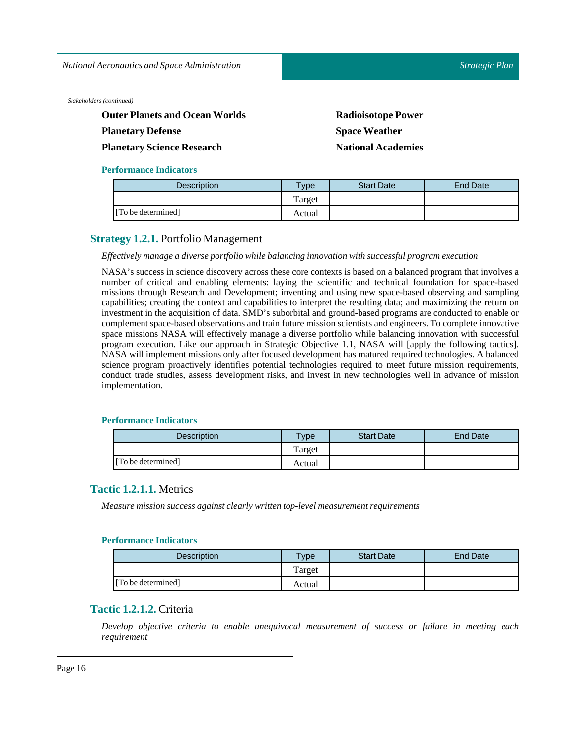*Stakeholders (continued)*

**Outer Planets and Ocean Worlds**

**Planetary Defense**

**Planetary Science Research**

**Radioisotope Power**

**Space Weather**

**National Academies**

#### Performance Indicators

| Description | Type | Start Date | End Date |
|---|---|---|---|
| | Target | | |
| [To be determined] | Actual | | |

### Strategy 1.2.1. Portfolio Management

*Effectively manage a diverse portfolio while balancing innovation with successful program execution*

NASA's success in science discovery across these core contexts is based on a balanced program that involves a number of critical and enabling elements: laying the scientific and technical foundation for space-based missions through Research and Development; inventing and using new space-based observing and sampling capabilities; creating the context and capabilities to interpret the resulting data; and maximizing the return on investment in the acquisition of data. SMD's suborbital and ground-based programs are conducted to enable or complement space-based observations and train future mission scientists and engineers. To complete innovative space missions NASA will effectively manage a diverse portfolio while balancing innovation with successful program execution. Like our approach in Strategic Objective 1.1, NASA will [apply the following tactics]. NASA will implement missions only after focused development has matured required technologies. A balanced science program proactively identifies potential technologies required to meet future mission requirements, conduct trade studies, assess development risks, and invest in new technologies well in advance of mission implementation.

#### Performance Indicators

| Description | Type | Start Date | End Date |
|---|---|---|---|
| | Target | | |
| [To be determined] | Actual | | |

### Tactic 1.2.1.1. Metrics

*Measure mission success against clearly written top-level measurement requirements*

#### Performance Indicators

| Description | Type | Start Date | End Date |
|---|---|---|---|
| | Target | | |
| [To be determined] | Actual | | |

### Tactic 1.2.1.2. Criteria

*Develop objective criteria to enable unequivocal measurement of success or failure in meeting each requirement*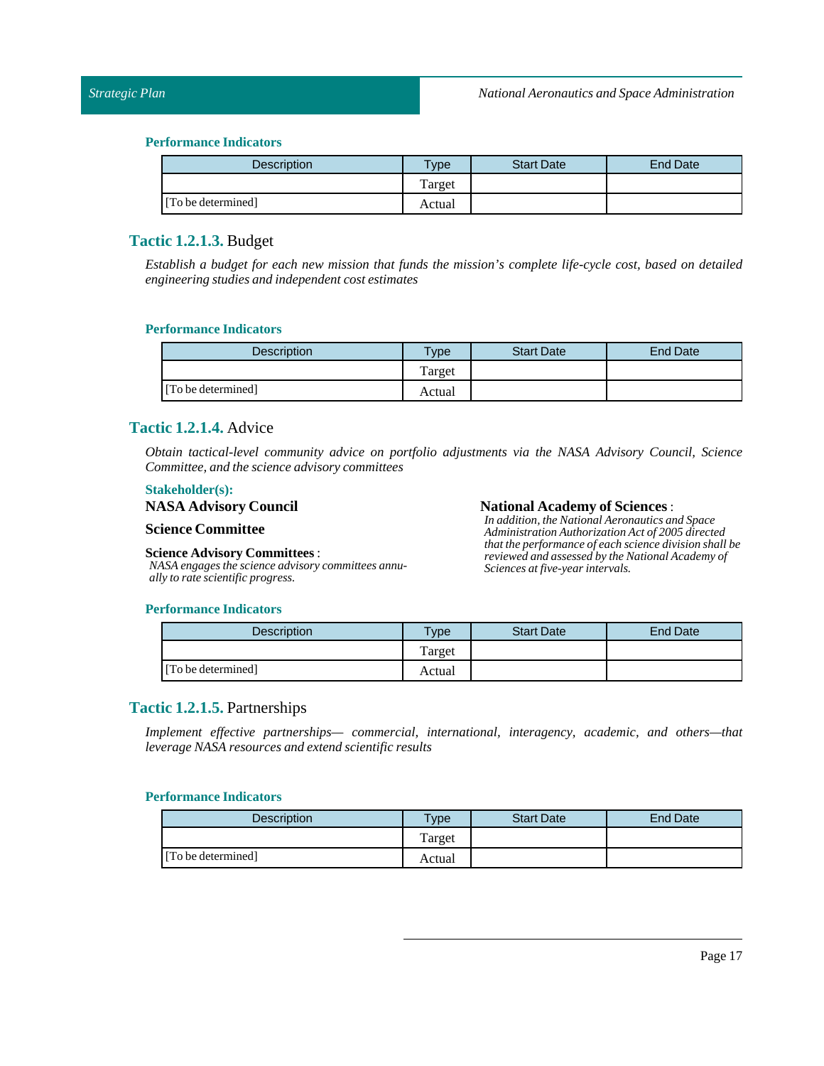#### Performance Indicators

| Description | Type | Start Date | End Date |
|---|---|---|---|
| | Target | | |
| [To be determined] | Actual | | |

### Tactic 1.2.1.3. Budget

*Establish a budget for each new mission that funds the mission's complete life-cycle cost, based on detailed engineering studies and independent cost estimates*

#### Performance Indicators

| Description | Type | Start Date | End Date |
|---|---|---|---|
| | Target | | |
| [To be determined] | Actual | | |

### Tactic 1.2.1.4. Advice

*Obtain tactical-level community advice on portfolio adjustments via the NASA Advisory Council, Science Committee, and the science advisory committees*

#### Stakeholder(s):

**NASA Advisory Council**

**Science Committee**

**Science Advisory Committees** :
*NASA engages the science advisory committees annually to rate scientific progress.*

**National Academy of Sciences** :
*In addition, the National Aeronautics and Space Administration Authorization Act of 2005 directed that the performance of each science division shall be reviewed and assessed by the National Academy of Sciences at five-year intervals.*

#### Performance Indicators

| Description | Type | Start Date | End Date |
|---|---|---|---|
| | Target | | |
| [To be determined] | Actual | | |

### Tactic 1.2.1.5. Partnerships

*Implement effective partnerships— commercial, international, interagency, academic, and others—that leverage NASA resources and extend scientific results*

#### Performance Indicators

| Description | Type | Start Date | End Date |
|---|---|---|---|
| | Target | | |
| [To be determined] | Actual | | |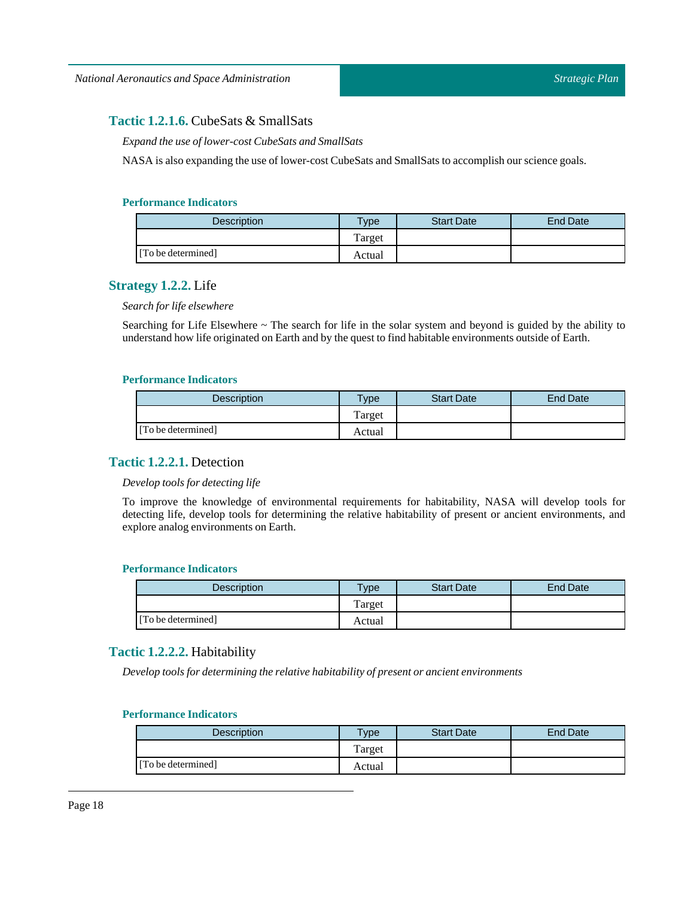### **Tactic 1.2.1.6.** CubeSats & SmallSats

*Expand the use of lower-cost CubeSats and SmallSats*

NASA is also expanding the use of lower-cost CubeSats and SmallSats to accomplish our science goals.

#### Performance Indicators

| Description | Type | Start Date | End Date |
|---|---|---|---|
| | Target | | |
| [To be determined] | Actual | | |

### **Strategy 1.2.2.** Life

*Search for life elsewhere*

Searching for Life Elsewhere ~ The search for life in the solar system and beyond is guided by the ability to understand how life originated on Earth and by the quest to find habitable environments outside of Earth.

#### Performance Indicators

| Description | Type | Start Date | End Date |
|---|---|---|---|
| | Target | | |
| [To be determined] | Actual | | |

### **Tactic 1.2.2.1.** Detection

*Develop tools for detecting life*

To improve the knowledge of environmental requirements for habitability, NASA will develop tools for detecting life, develop tools for determining the relative habitability of present or ancient environments, and explore analog environments on Earth.

#### Performance Indicators

| Description | Type | Start Date | End Date |
|---|---|---|---|
| | Target | | |
| [To be determined] | Actual | | |

### **Tactic 1.2.2.2.** Habitability

*Develop tools for determining the relative habitability of present or ancient environments*

#### Performance Indicators

| Description | Type | Start Date | End Date |
|---|---|---|---|
| | Target | | |
| [To be determined] | Actual | | |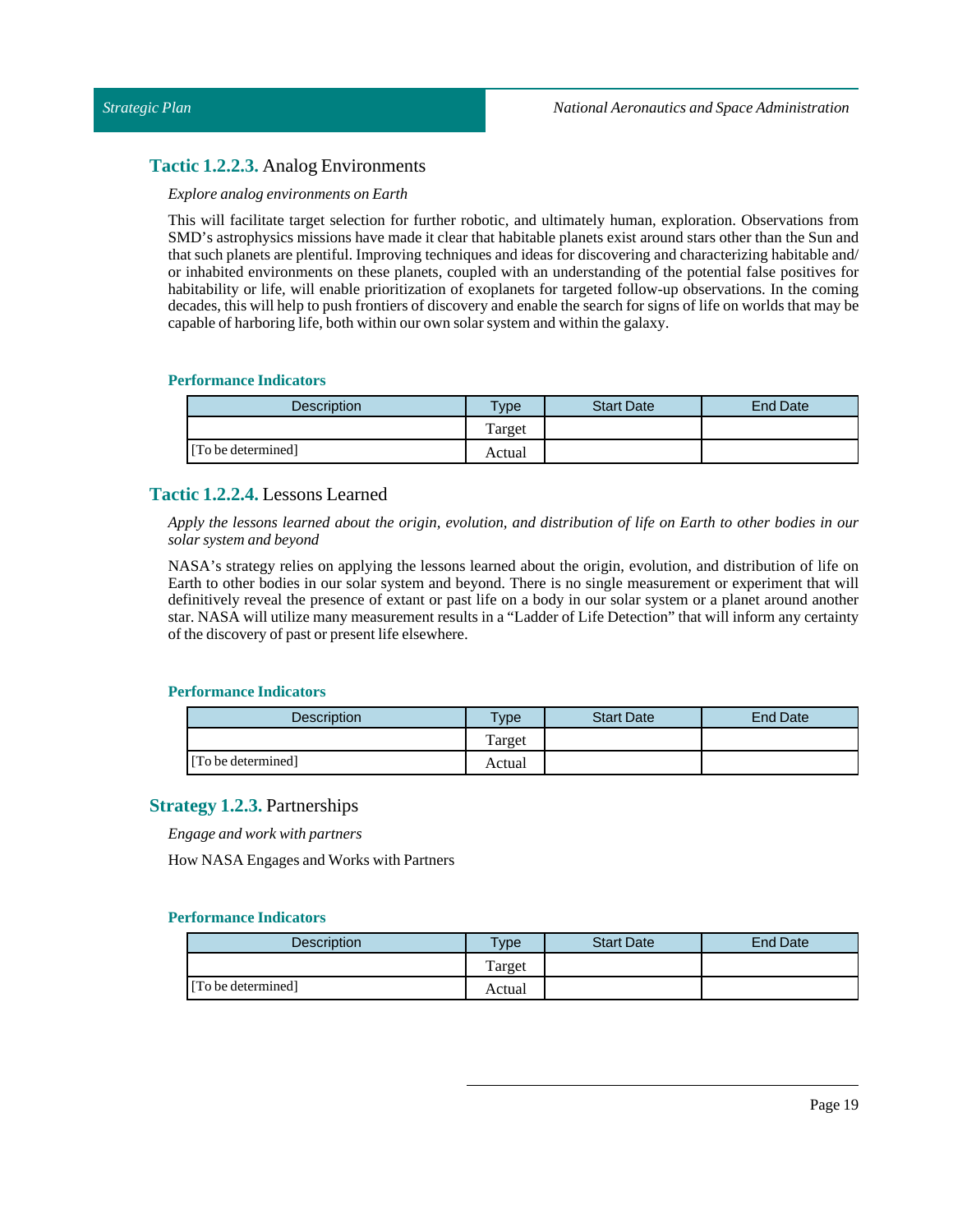### **Tactic 1.2.2.3.** Analog Environments

*Explore analog environments on Earth*

This will facilitate target selection for further robotic, and ultimately human, exploration. Observations from SMD's astrophysics missions have made it clear that habitable planets exist around stars other than the Sun and that such planets are plentiful. Improving techniques and ideas for discovering and characterizing habitable and/or inhabited environments on these planets, coupled with an understanding of the potential false positives for habitability or life, will enable prioritization of exoplanets for targeted follow-up observations. In the coming decades, this will help to push frontiers of discovery and enable the search for signs of life on worlds that may be capable of harboring life, both within our own solar system and within the galaxy.

#### Performance Indicators

| Description | Type | Start Date | End Date |
| --- | --- | --- | --- |
| | Target | | |
| [To be determined] | Actual | | |

### **Tactic 1.2.2.4.** Lessons Learned

*Apply the lessons learned about the origin, evolution, and distribution of life on Earth to other bodies in our solar system and beyond*

NASA's strategy relies on applying the lessons learned about the origin, evolution, and distribution of life on Earth to other bodies in our solar system and beyond. There is no single measurement or experiment that will definitively reveal the presence of extant or past life on a body in our solar system or a planet around another star. NASA will utilize many measurement results in a "Ladder of Life Detection" that will inform any certainty of the discovery of past or present life elsewhere.

#### Performance Indicators

| Description | Type | Start Date | End Date |
| --- | --- | --- | --- |
| | Target | | |
| [To be determined] | Actual | | |

### **Strategy 1.2.3.** Partnerships

*Engage and work with partners*

How NASA Engages and Works with Partners

#### Performance Indicators

| Description | Type | Start Date | End Date |
| --- | --- | --- | --- |
| | Target | | |
| [To be determined] | Actual | | |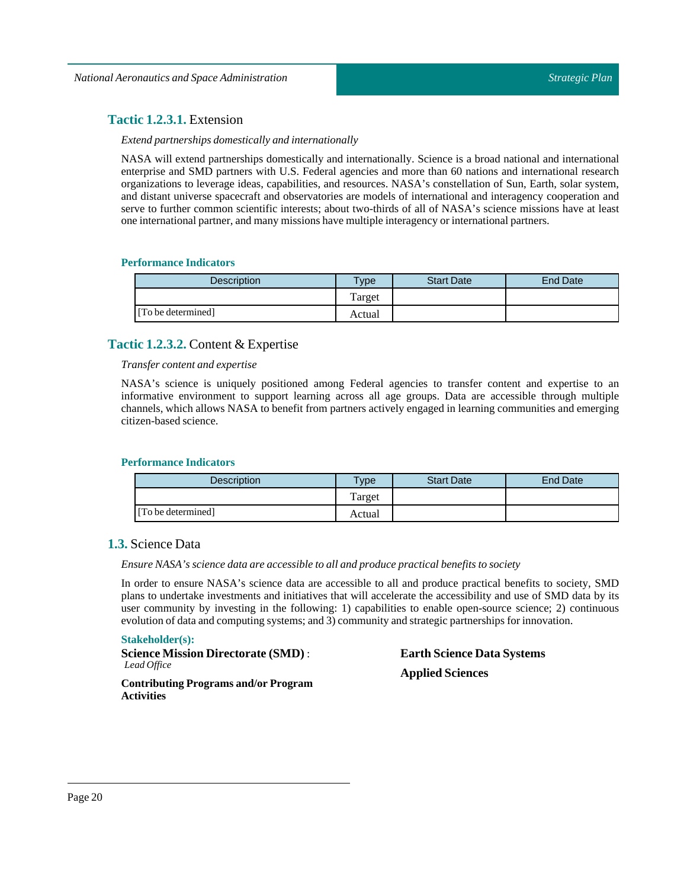### **Tactic 1.2.3.1.** Extension

*Extend partnerships domestically and internationally*

NASA will extend partnerships domestically and internationally. Science is a broad national and international enterprise and SMD partners with U.S. Federal agencies and more than 60 nations and international research organizations to leverage ideas, capabilities, and resources. NASA's constellation of Sun, Earth, solar system, and distant universe spacecraft and observatories are models of international and interagency cooperation and serve to further common scientific interests; about two-thirds of all of NASA's science missions have at least one international partner, and many missions have multiple interagency or international partners.

**Performance Indicators**

| Description | Type | Start Date | End Date |
|---|---|---|---|
| | Target | | |
| [To be determined] | Actual | | |

### **Tactic 1.2.3.2.** Content & Expertise

*Transfer content and expertise*

NASA's science is uniquely positioned among Federal agencies to transfer content and expertise to an informative environment to support learning across all age groups. Data are accessible through multiple channels, which allows NASA to benefit from partners actively engaged in learning communities and emerging citizen-based science.

**Performance Indicators**

| Description | Type | Start Date | End Date |
|---|---|---|---|
| | Target | | |
| [To be determined] | Actual | | |

## **1.3.** Science Data

*Ensure NASA's science data are accessible to all and produce practical benefits to society*

In order to ensure NASA's science data are accessible to all and produce practical benefits to society, SMD plans to undertake investments and initiatives that will accelerate the accessibility and use of SMD data by its user community by investing in the following: 1) capabilities to enable open-source science; 2) continuous evolution of data and computing systems; and 3) community and strategic partnerships for innovation.

**Stakeholder(s):**

**Science Mission Directorate (SMD)** :
*Lead Office*

**Contributing Programs and/or Program Activities**

**Earth Science Data Systems**

**Applied Sciences**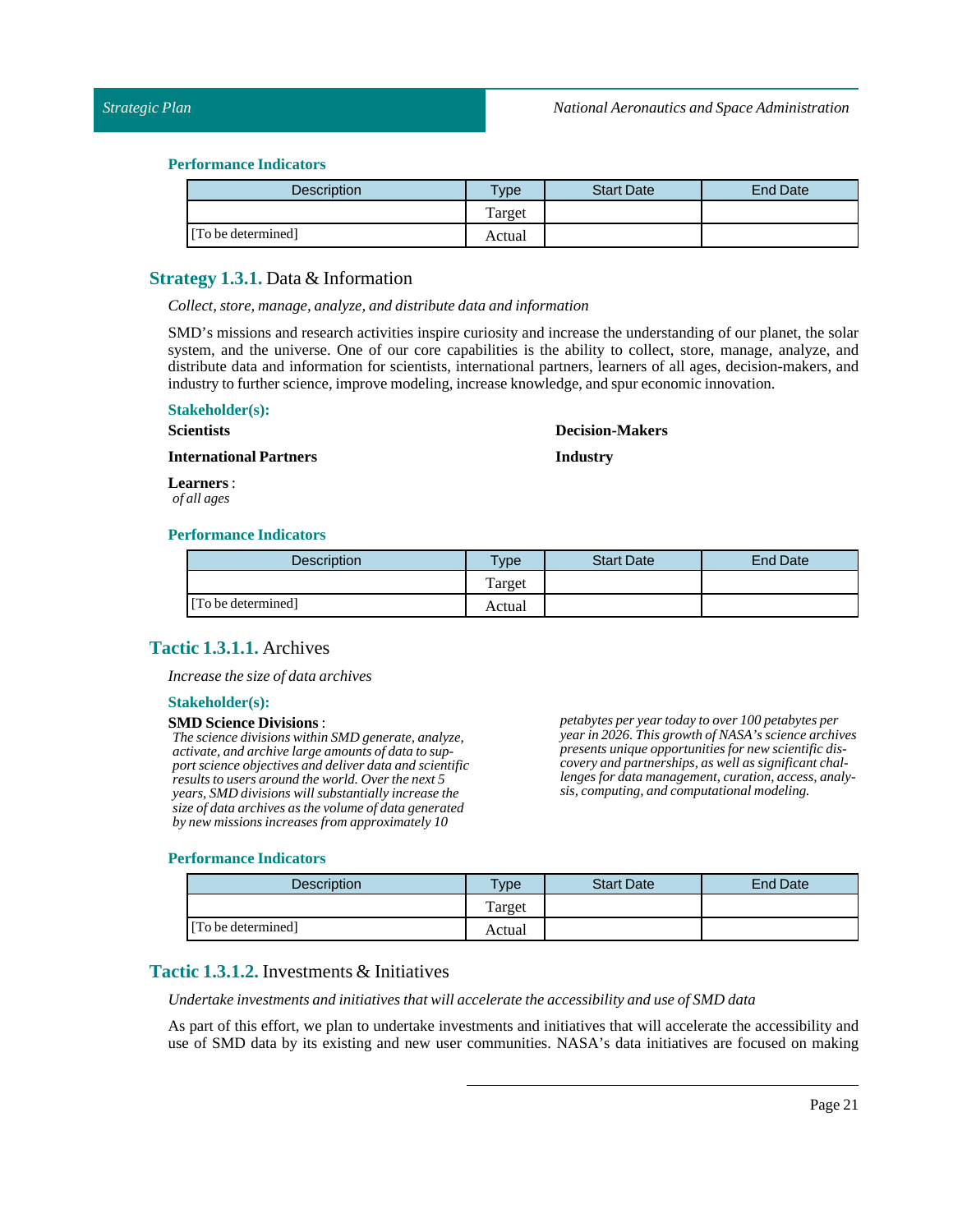### Performance Indicators

| Description | Type | Start Date | End Date |
|---|---|---|---|
| | Target | | |
| [To be determined] | Actual | | |

## Strategy 1.3.1. Data & Information

*Collect, store, manage, analyze, and distribute data and information*

SMD's missions and research activities inspire curiosity and increase the understanding of our planet, the solar system, and the universe. One of our core capabilities is the ability to collect, store, manage, analyze, and distribute data and information for scientists, international partners, learners of all ages, decision-makers, and industry to further science, improve modeling, increase knowledge, and spur economic innovation.

### Stakeholder(s):

**Scientists**

**International Partners**

**Learners** :
*of all ages*

**Decision-Makers**

**Industry**

### Performance Indicators

| Description | Type | Start Date | End Date |
|---|---|---|---|
| | Target | | |
| [To be determined] | Actual | | |

## Tactic 1.3.1.1. Archives

*Increase the size of data archives*

### Stakeholder(s):

**SMD Science Divisions** :
*The science divisions within SMD generate, analyze, activate, and archive large amounts of data to support science objectives and deliver data and scientific results to users around the world. Over the next 5 years, SMD divisions will substantially increase the size of data archives as the volume of data generated by new missions increases from approximately 10 petabytes per year today to over 100 petabytes per year in 2026. This growth of NASA's science archives presents unique opportunities for new scientific discovery and partnerships, as well as significant challenges for data management, curation, access, analysis, computing, and computational modeling.*

### Performance Indicators

| Description | Type | Start Date | End Date |
|---|---|---|---|
| | Target | | |
| [To be determined] | Actual | | |

## Tactic 1.3.1.2. Investments & Initiatives

*Undertake investments and initiatives that will accelerate the accessibility and use of SMD data*

As part of this effort, we plan to undertake investments and initiatives that will accelerate the accessibility and use of SMD data by its existing and new user communities. NASA's data initiatives are focused on making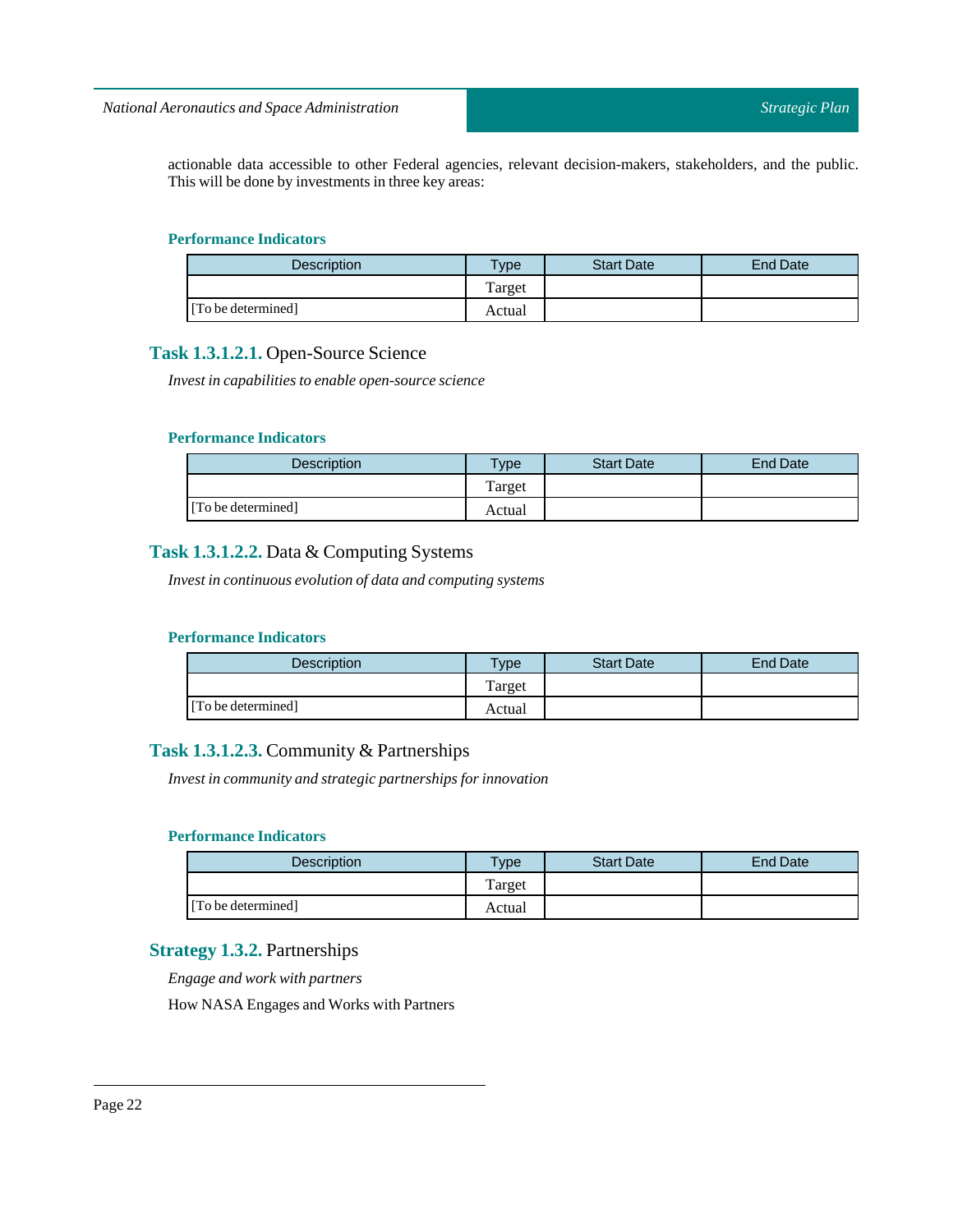actionable data accessible to other Federal agencies, relevant decision-makers, stakeholders, and the public. This will be done by investments in three key areas:

#### Performance Indicators

| Description | Type | Start Date | End Date |
|---|---|---|---|
| | Target | | |
| [To be determined] | Actual | | |

### **Task 1.3.1.2.1.** Open-Source Science

*Invest in capabilities to enable open-source science*

#### Performance Indicators

| Description | Type | Start Date | End Date |
|---|---|---|---|
| | Target | | |
| [To be determined] | Actual | | |

### **Task 1.3.1.2.2.** Data & Computing Systems

*Invest in continuous evolution of data and computing systems*

#### Performance Indicators

| Description | Type | Start Date | End Date |
|---|---|---|---|
| | Target | | |
| [To be determined] | Actual | | |

### **Task 1.3.1.2.3.** Community & Partnerships

*Invest in community and strategic partnerships for innovation*

#### Performance Indicators

| Description | Type | Start Date | End Date |
|---|---|---|---|
| | Target | | |
| [To be determined] | Actual | | |

### **Strategy 1.3.2.** Partnerships

*Engage and work with partners*

How NASA Engages and Works with Partners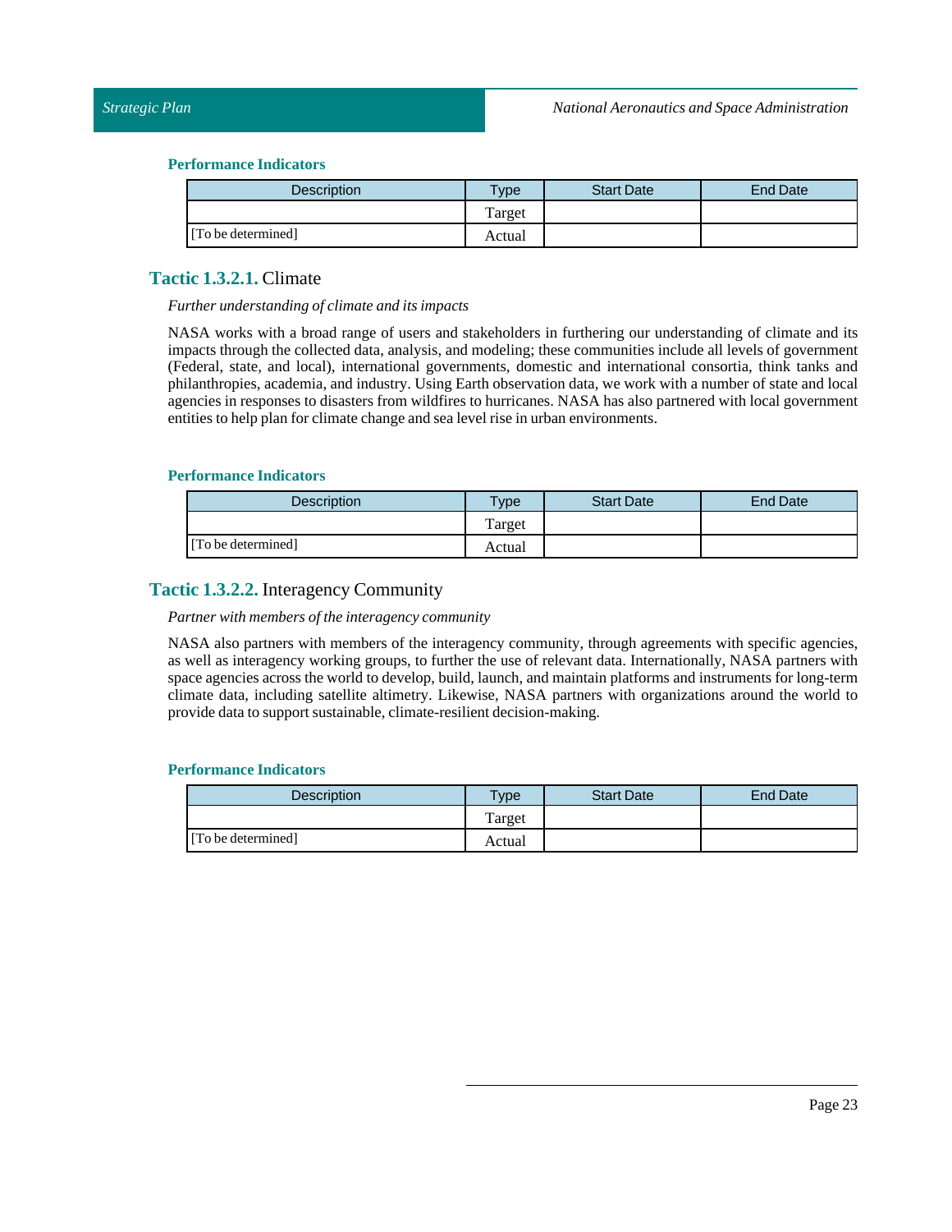**Performance Indicators**

| Description | Type | Start Date | End Date |
|---|---|---|---|
| | Target | | |
| [To be determined] | Actual | | |

### Tactic 1.3.2.1. Climate

*Further understanding of climate and its impacts*

NASA works with a broad range of users and stakeholders in furthering our understanding of climate and its impacts through the collected data, analysis, and modeling; these communities include all levels of government (Federal, state, and local), international governments, domestic and international consortia, think tanks and philanthropies, academia, and industry. Using Earth observation data, we work with a number of state and local agencies in responses to disasters from wildfires to hurricanes. NASA has also partnered with local government entities to help plan for climate change and sea level rise in urban environments.

**Performance Indicators**

| Description | Type | Start Date | End Date |
|---|---|---|---|
| | Target | | |
| [To be determined] | Actual | | |

### Tactic 1.3.2.2. Interagency Community

*Partner with members of the interagency community*

NASA also partners with members of the interagency community, through agreements with specific agencies, as well as interagency working groups, to further the use of relevant data. Internationally, NASA partners with space agencies across the world to develop, build, launch, and maintain platforms and instruments for long-term climate data, including satellite altimetry. Likewise, NASA partners with organizations around the world to provide data to support sustainable, climate-resilient decision-making.

**Performance Indicators**

| Description | Type | Start Date | End Date |
|---|---|---|---|
| | Target | | |
| [To be determined] | Actual | | |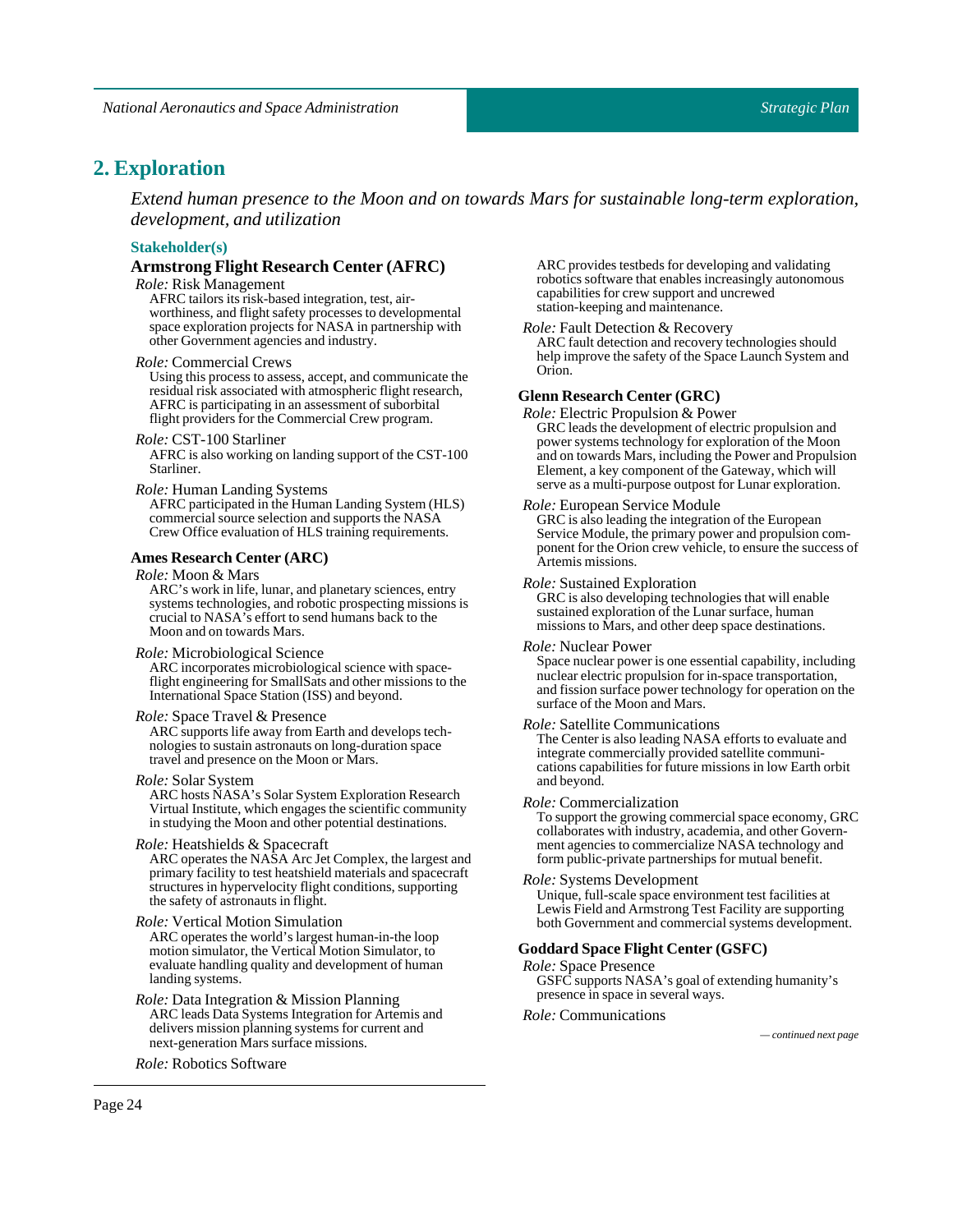## 2. Exploration

*Extend human presence to the Moon and on towards Mars for sustainable long-term exploration, development, and utilization*

**Stakeholder(s)**

### Armstrong Flight Research Center (AFRC)

*Role:* Risk Management
AFRC tailors its risk-based integration, test, air-worthiness, and flight safety processes to developmental space exploration projects for NASA in partnership with other Government agencies and industry.

*Role:* Commercial Crews
Using this process to assess, accept, and communicate the residual risk associated with atmospheric flight research, AFRC is participating in an assessment of suborbital flight providers for the Commercial Crew program.

*Role:* CST-100 Starliner
AFRC is also working on landing support of the CST-100 Starliner.

*Role:* Human Landing Systems
AFRC participated in the Human Landing System (HLS) commercial source selection and supports the NASA Crew Office evaluation of HLS training requirements.

### Ames Research Center (ARC)

*Role:* Moon & Mars
ARC's work in life, lunar, and planetary sciences, entry systems technologies, and robotic prospecting missions is crucial to NASA's effort to send humans back to the Moon and on towards Mars.

*Role:* Microbiological Science
ARC incorporates microbiological science with space-flight engineering for SmallSats and other missions to the International Space Station (ISS) and beyond.

*Role:* Space Travel & Presence
ARC supports life away from Earth and develops technologies to sustain astronauts on long-duration space travel and presence on the Moon or Mars.

*Role:* Solar System
ARC hosts NASA's Solar System Exploration Research Virtual Institute, which engages the scientific community in studying the Moon and other potential destinations.

*Role:* Heatshields & Spacecraft
ARC operates the NASA Arc Jet Complex, the largest and primary facility to test heatshield materials and spacecraft structures in hypervelocity flight conditions, supporting the safety of astronauts in flight.

*Role:* Vertical Motion Simulation
ARC operates the world's largest human-in-the loop motion simulator, the Vertical Motion Simulator, to evaluate handling quality and development of human landing systems.

*Role:* Data Integration & Mission Planning
ARC leads Data Systems Integration for Artemis and delivers mission planning systems for current and next-generation Mars surface missions.

*Role:* Robotics Software
ARC provides testbeds for developing and validating robotics software that enables increasingly autonomous capabilities for crew support and uncrewed station-keeping and maintenance.

*Role:* Fault Detection & Recovery
ARC fault detection and recovery technologies should help improve the safety of the Space Launch System and Orion.

### Glenn Research Center (GRC)

*Role:* Electric Propulsion & Power
GRC leads the development of electric propulsion and power systems technology for exploration of the Moon and on towards Mars, including the Power and Propulsion Element, a key component of the Gateway, which will serve as a multi-purpose outpost for Lunar exploration.

*Role:* European Service Module
GRC is also leading the integration of the European Service Module, the primary power and propulsion component for the Orion crew vehicle, to ensure the success of Artemis missions.

*Role:* Sustained Exploration
GRC is also developing technologies that will enable sustained exploration of the Lunar surface, human missions to Mars, and other deep space destinations.

*Role:* Nuclear Power
Space nuclear power is one essential capability, including nuclear electric propulsion for in-space transportation, and fission surface power technology for operation on the surface of the Moon and Mars.

*Role:* Satellite Communications
The Center is also leading NASA efforts to evaluate and integrate commercially provided satellite communications capabilities for future missions in low Earth orbit and beyond.

*Role:* Commercialization
To support the growing commercial space economy, GRC collaborates with industry, academia, and other Government agencies to commercialize NASA technology and form public-private partnerships for mutual benefit.

*Role:* Systems Development
Unique, full-scale space environment test facilities at Lewis Field and Armstrong Test Facility are supporting both Government and commercial systems development.

### Goddard Space Flight Center (GSFC)

*Role:* Space Presence
GSFC supports NASA's goal of extending humanity's presence in space in several ways.

*Role:* Communications

*— continued next page*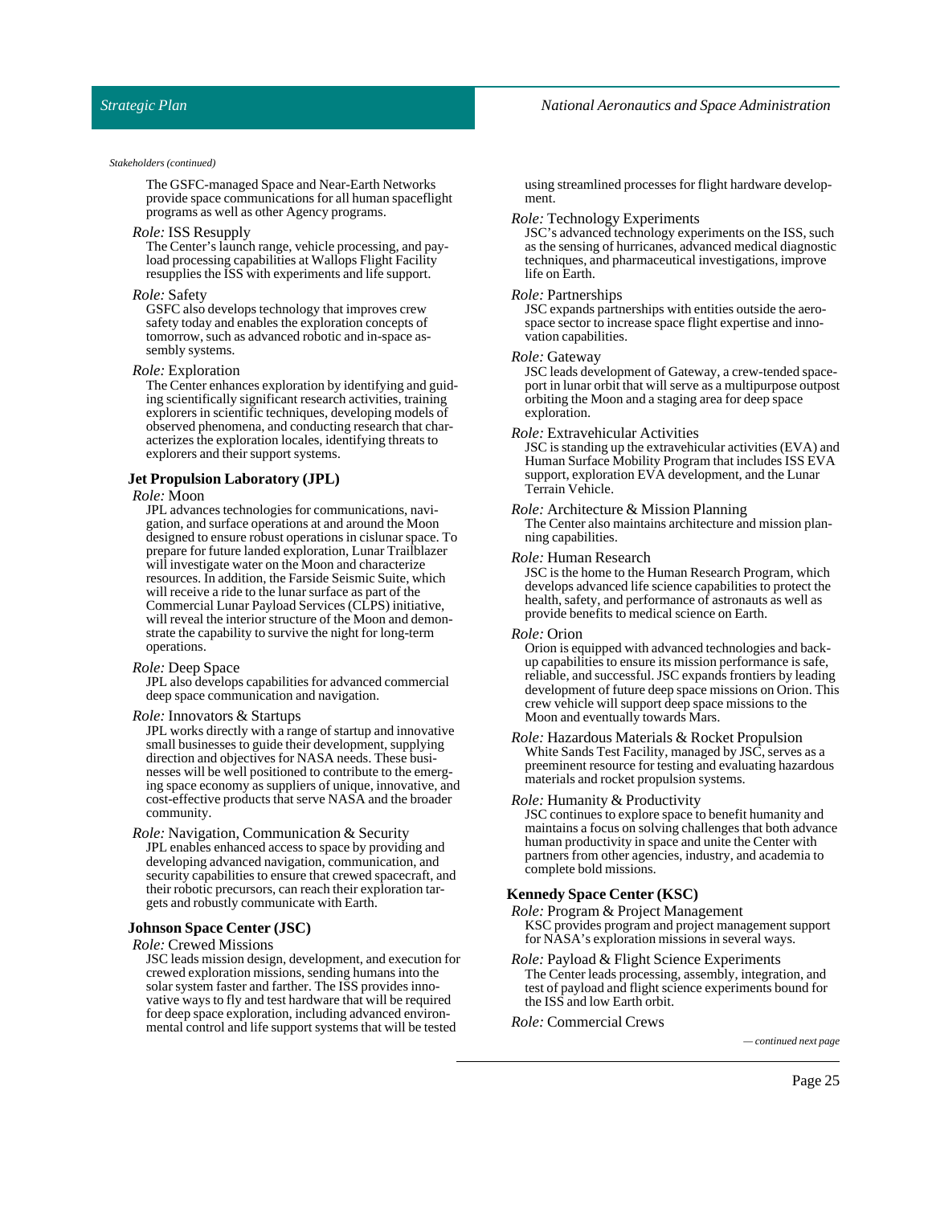*Stakeholders (continued)*

The GSFC-managed Space and Near-Earth Networks provide space communications for all human spaceflight programs as well as other Agency programs.

*Role:* ISS Resupply

The Center's launch range, vehicle processing, and payload processing capabilities at Wallops Flight Facility resupplies the ISS with experiments and life support.

*Role:* Safety

GSFC also develops technology that improves crew safety today and enables the exploration concepts of tomorrow, such as advanced robotic and in-space assembly systems.

*Role:* Exploration

The Center enhances exploration by identifying and guiding scientifically significant research activities, training explorers in scientific techniques, developing models of observed phenomena, and conducting research that characterizes the exploration locales, identifying threats to explorers and their support systems.

**Jet Propulsion Laboratory (JPL)**

*Role:* Moon

JPL advances technologies for communications, navigation, and surface operations at and around the Moon designed to ensure robust operations in cislunar space. To prepare for future landed exploration, Lunar Trailblazer will investigate water on the Moon and characterize resources. In addition, the Farside Seismic Suite, which will receive a ride to the lunar surface as part of the Commercial Lunar Payload Services (CLPS) initiative, will reveal the interior structure of the Moon and demonstrate the capability to survive the night for long-term operations.

*Role:* Deep Space

JPL also develops capabilities for advanced commercial deep space communication and navigation.

*Role:* Innovators & Startups

JPL works directly with a range of startup and innovative small businesses to guide their development, supplying direction and objectives for NASA needs. These businesses will be well positioned to contribute to the emerging space economy as suppliers of unique, innovative, and cost-effective products that serve NASA and the broader community.

*Role:* Navigation, Communication & Security

JPL enables enhanced access to space by providing and developing advanced navigation, communication, and security capabilities to ensure that crewed spacecraft, and their robotic precursors, can reach their exploration targets and robustly communicate with Earth.

**Johnson Space Center (JSC)**

*Role:* Crewed Missions

JSC leads mission design, development, and execution for crewed exploration missions, sending humans into the solar system faster and farther. The ISS provides innovative ways to fly and test hardware that will be required for deep space exploration, including advanced environmental control and life support systems that will be tested using streamlined processes for flight hardware development.

*Role:* Technology Experiments

JSC's advanced technology experiments on the ISS, such as the sensing of hurricanes, advanced medical diagnostic techniques, and pharmaceutical investigations, improve life on Earth.

*Role:* Partnerships

JSC expands partnerships with entities outside the aerospace sector to increase space flight expertise and innovation capabilities.

*Role:* Gateway

JSC leads development of Gateway, a crew-tended spaceport in lunar orbit that will serve as a multipurpose outpost orbiting the Moon and a staging area for deep space exploration.

*Role:* Extravehicular Activities

JSC is standing up the extravehicular activities (EVA) and Human Surface Mobility Program that includes ISS EVA support, exploration EVA development, and the Lunar Terrain Vehicle.

*Role:* Architecture & Mission Planning

The Center also maintains architecture and mission planning capabilities.

*Role:* Human Research

JSC is the home to the Human Research Program, which develops advanced life science capabilities to protect the health, safety, and performance of astronauts as well as provide benefits to medical science on Earth.

*Role:* Orion

Orion is equipped with advanced technologies and backup capabilities to ensure its mission performance is safe, reliable, and successful. JSC expands frontiers by leading development of future deep space missions on Orion. This crew vehicle will support deep space missions to the Moon and eventually towards Mars.

*Role:* Hazardous Materials & Rocket Propulsion

White Sands Test Facility, managed by JSC, serves as a preeminent resource for testing and evaluating hazardous materials and rocket propulsion systems.

*Role:* Humanity & Productivity

JSC continues to explore space to benefit humanity and maintains a focus on solving challenges that both advance human productivity in space and unite the Center with partners from other agencies, industry, and academia to complete bold missions.

**Kennedy Space Center (KSC)**

*Role:* Program & Project Management

KSC provides program and project management support for NASA's exploration missions in several ways.

*Role:* Payload & Flight Science Experiments

The Center leads processing, assembly, integration, and test of payload and flight science experiments bound for the ISS and low Earth orbit.

*Role:* Commercial Crews

*— continued next page*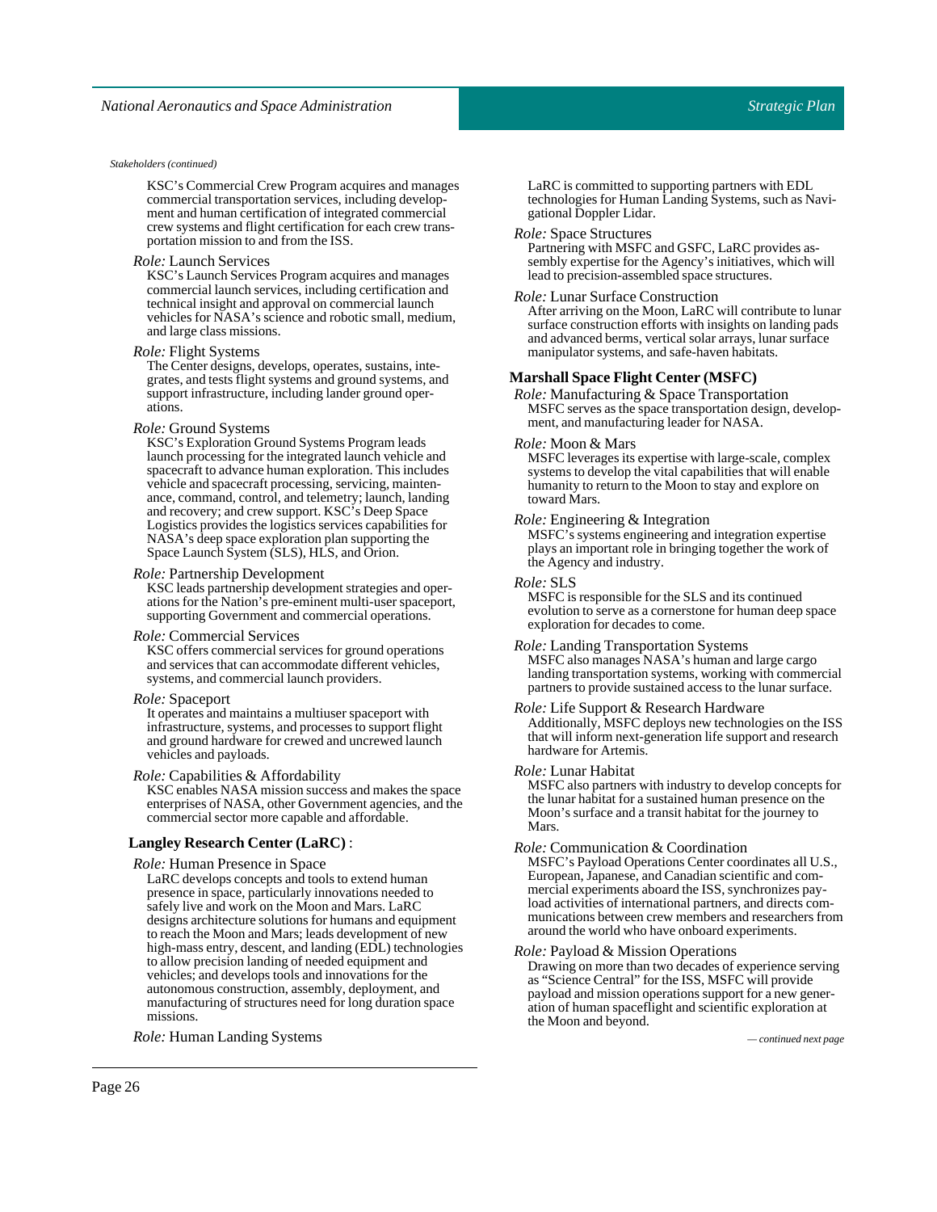*Stakeholders (continued)*

KSC's Commercial Crew Program acquires and manages commercial transportation services, including development and human certification of integrated commercial crew systems and flight certification for each crew transportation mission to and from the ISS.

*Role:* Launch Services
KSC's Launch Services Program acquires and manages commercial launch services, including certification and technical insight and approval on commercial launch vehicles for NASA's science and robotic small, medium, and large class missions.

*Role:* Flight Systems
The Center designs, develops, operates, sustains, integrates, and tests flight systems and ground systems, and support infrastructure, including lander ground operations.

*Role:* Ground Systems
KSC's Exploration Ground Systems Program leads launch processing for the integrated launch vehicle and spacecraft to advance human exploration. This includes vehicle and spacecraft processing, servicing, maintenance, command, control, and telemetry; launch, landing and recovery; and crew support. KSC's Deep Space Logistics provides the logistics services capabilities for NASA's deep space exploration plan supporting the Space Launch System (SLS), HLS, and Orion.

*Role:* Partnership Development
KSC leads partnership development strategies and operations for the Nation's pre-eminent multi-user spaceport, supporting Government and commercial operations.

*Role:* Commercial Services
KSC offers commercial services for ground operations and services that can accommodate different vehicles, systems, and commercial launch providers.

*Role:* Spaceport
It operates and maintains a multiuser spaceport with infrastructure, systems, and processes to support flight and ground hardware for crewed and uncrewed launch vehicles and payloads.

*Role:* Capabilities & Affordability
KSC enables NASA mission success and makes the space enterprises of NASA, other Government agencies, and the commercial sector more capable and affordable.

**Langley Research Center (LaRC)** :

*Role:* Human Presence in Space
LaRC develops concepts and tools to extend human presence in space, particularly innovations needed to safely live and work on the Moon and Mars. LaRC designs architecture solutions for humans and equipment to reach the Moon and Mars; leads development of new high-mass entry, descent, and landing (EDL) technologies to allow precision landing of needed equipment and vehicles; and develops tools and innovations for the autonomous construction, assembly, deployment, and manufacturing of structures need for long duration space missions.

*Role:* Human Landing Systems
LaRC is committed to supporting partners with EDL technologies for Human Landing Systems, such as Navigational Doppler Lidar.

*Role:* Space Structures
Partnering with MSFC and GSFC, LaRC provides assembly expertise for the Agency's initiatives, which will lead to precision-assembled space structures.

*Role:* Lunar Surface Construction
After arriving on the Moon, LaRC will contribute to lunar surface construction efforts with insights on landing pads and advanced berms, vertical solar arrays, lunar surface manipulator systems, and safe-haven habitats.

**Marshall Space Flight Center (MSFC)**

*Role:* Manufacturing & Space Transportation
MSFC serves as the space transportation design, development, and manufacturing leader for NASA.

*Role:* Moon & Mars
MSFC leverages its expertise with large-scale, complex systems to develop the vital capabilities that will enable humanity to return to the Moon to stay and explore on toward Mars.

*Role:* Engineering & Integration
MSFC's systems engineering and integration expertise plays an important role in bringing together the work of the Agency and industry.

*Role:* SLS
MSFC is responsible for the SLS and its continued evolution to serve as a cornerstone for human deep space exploration for decades to come.

*Role:* Landing Transportation Systems
MSFC also manages NASA's human and large cargo landing transportation systems, working with commercial partners to provide sustained access to the lunar surface.

*Role:* Life Support & Research Hardware
Additionally, MSFC deploys new technologies on the ISS that will inform next-generation life support and research hardware for Artemis.

*Role:* Lunar Habitat
MSFC also partners with industry to develop concepts for the lunar habitat for a sustained human presence on the Moon's surface and a transit habitat for the journey to Mars.

*Role:* Communication & Coordination
MSFC's Payload Operations Center coordinates all U.S., European, Japanese, and Canadian scientific and commercial experiments aboard the ISS, synchronizes payload activities of international partners, and directs communications between crew members and researchers from around the world who have onboard experiments.

*Role:* Payload & Mission Operations
Drawing on more than two decades of experience serving as "Science Central" for the ISS, MSFC will provide payload and mission operations support for a new generation of human spaceflight and scientific exploration at the Moon and beyond.

*— continued next page*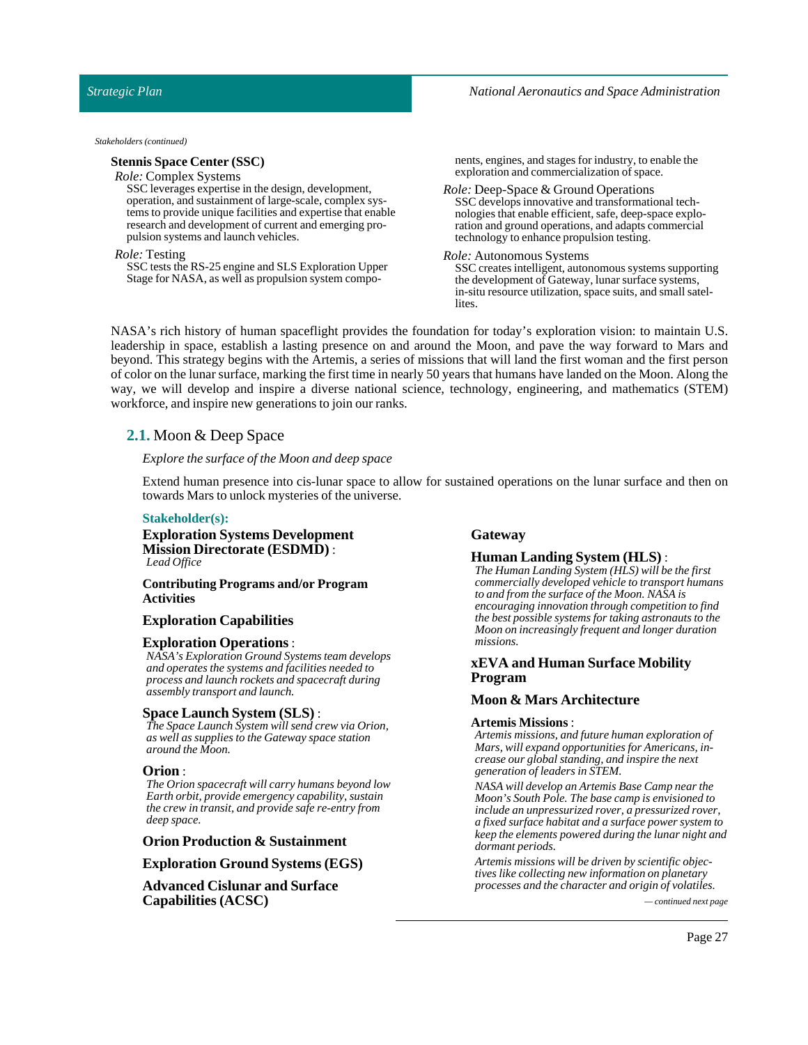*Stakeholders (continued)*

**Stennis Space Center (SSC)**

*Role:* Complex Systems

SSC leverages expertise in the design, development, operation, and sustainment of large-scale, complex systems to provide unique facilities and expertise that enable research and development of current and emerging propulsion systems and launch vehicles.

*Role:* Testing

SSC tests the RS-25 engine and SLS Exploration Upper Stage for NASA, as well as propulsion system components, engines, and stages for industry, to enable the exploration and commercialization of space.

*Role:* Deep-Space & Ground Operations

SSC develops innovative and transformational technologies that enable efficient, safe, deep-space exploration and ground operations, and adapts commercial technology to enhance propulsion testing.

*Role:* Autonomous Systems

SSC creates intelligent, autonomous systems supporting the development of Gateway, lunar surface systems, in-situ resource utilization, space suits, and small satellites.

NASA's rich history of human spaceflight provides the foundation for today's exploration vision: to maintain U.S. leadership in space, establish a lasting presence on and around the Moon, and pave the way forward to Mars and beyond. This strategy begins with the Artemis, a series of missions that will land the first woman and the first person of color on the lunar surface, marking the first time in nearly 50 years that humans have landed on the Moon. Along the way, we will develop and inspire a diverse national science, technology, engineering, and mathematics (STEM) workforce, and inspire new generations to join our ranks.

## 2.1. Moon & Deep Space

*Explore the surface of the Moon and deep space*

Extend human presence into cis-lunar space to allow for sustained operations on the lunar surface and then on towards Mars to unlock mysteries of the universe.

**Stakeholder(s):**

**Exploration Systems Development Mission Directorate (ESDMD)** :
*Lead Office*

**Contributing Programs and/or Program Activities**

**Exploration Capabilities**

**Exploration Operations** :
*NASA's Exploration Ground Systems team develops and operates the systems and facilities needed to process and launch rockets and spacecraft during assembly transport and launch.*

**Space Launch System (SLS)** :
*The Space Launch System will send crew via Orion, as well as supplies to the Gateway space station around the Moon.*

**Orion** :
*The Orion spacecraft will carry humans beyond low Earth orbit, provide emergency capability, sustain the crew in transit, and provide safe re-entry from deep space.*

**Orion Production & Sustainment**

**Exploration Ground Systems (EGS)**

**Advanced Cislunar and Surface Capabilities (ACSC)**

**Gateway**

**Human Landing System (HLS)** :
*The Human Landing System (HLS) will be the first commercially developed vehicle to transport humans to and from the surface of the Moon. NASA is encouraging innovation through competition to find the best possible systems for taking astronauts to the Moon on increasingly frequent and longer duration missions.*

**xEVA and Human Surface Mobility Program**

**Moon & Mars Architecture**

**Artemis Missions** :
*Artemis missions, and future human exploration of Mars, will expand opportunities for Americans, increase our global standing, and inspire the next generation of leaders in STEM.*

*NASA will develop an Artemis Base Camp near the Moon's South Pole. The base camp is envisioned to include an unpressurized rover, a pressurized rover, a fixed surface habitat and a surface power system to keep the elements powered during the lunar night and dormant periods.*

*Artemis missions will be driven by scientific objectives like collecting new information on planetary processes and the character and origin of volatiles.*

*— continued next page*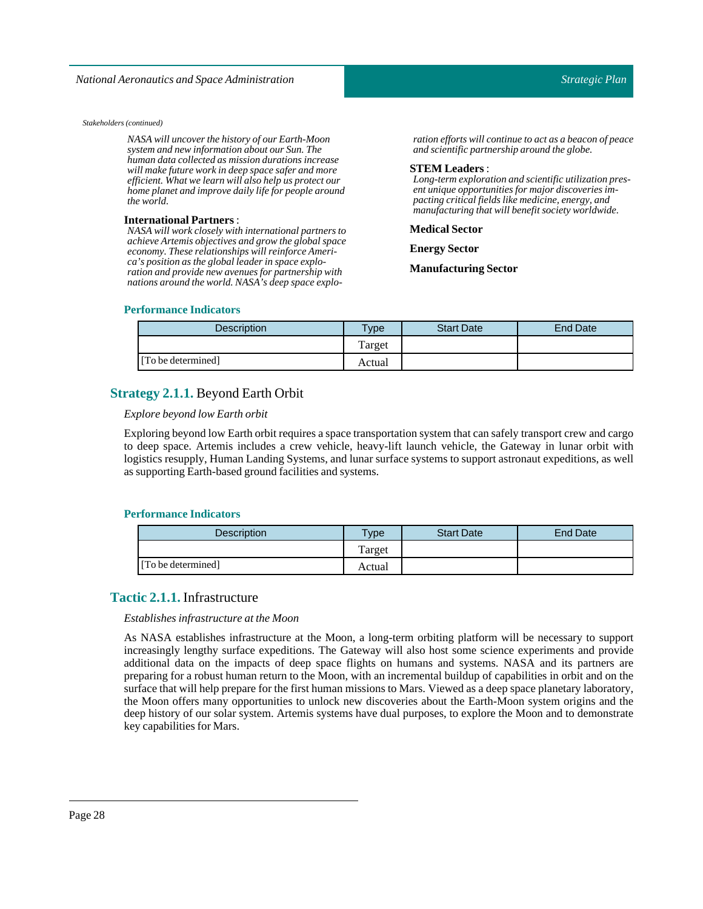*Stakeholders (continued)*

*NASA will uncover the history of our Earth-Moon system and new information about our Sun. The human data collected as mission durations increase will make future work in deep space safer and more efficient. What we learn will also help us protect our home planet and improve daily life for people around the world.*

**International Partners** :

*NASA will work closely with international partners to achieve Artemis objectives and grow the global space economy. These relationships will reinforce America's position as the global leader in space exploration and provide new avenues for partnership with nations around the world. NASA's deep space exploration efforts will continue to act as a beacon of peace and scientific partnership around the globe.*

**STEM Leaders** :

*Long-term exploration and scientific utilization present unique opportunities for major discoveries impacting critical fields like medicine, energy, and manufacturing that will benefit society worldwide.*

**Medical Sector**

**Energy Sector**

**Manufacturing Sector**

#### Performance Indicators

| Description | Type | Start Date | End Date |
|---|---|---|---|
| [To be determined] | Target | | |
| | Actual | | |

### Strategy 2.1.1. Beyond Earth Orbit

*Explore beyond low Earth orbit*

Exploring beyond low Earth orbit requires a space transportation system that can safely transport crew and cargo to deep space. Artemis includes a crew vehicle, heavy-lift launch vehicle, the Gateway in lunar orbit with logistics resupply, Human Landing Systems, and lunar surface systems to support astronaut expeditions, as well as supporting Earth-based ground facilities and systems.

#### Performance Indicators

| Description | Type | Start Date | End Date |
|---|---|---|---|
| [To be determined] | Target | | |
| | Actual | | |

### Tactic 2.1.1. Infrastructure

*Establishes infrastructure at the Moon*

As NASA establishes infrastructure at the Moon, a long-term orbiting platform will be necessary to support increasingly lengthy surface expeditions. The Gateway will also host some science experiments and provide additional data on the impacts of deep space flights on humans and systems. NASA and its partners are preparing for a robust human return to the Moon, with an incremental buildup of capabilities in orbit and on the surface that will help prepare for the first human missions to Mars. Viewed as a deep space planetary laboratory, the Moon offers many opportunities to unlock new discoveries about the Earth-Moon system origins and the deep history of our solar system. Artemis systems have dual purposes, to explore the Moon and to demonstrate key capabilities for Mars.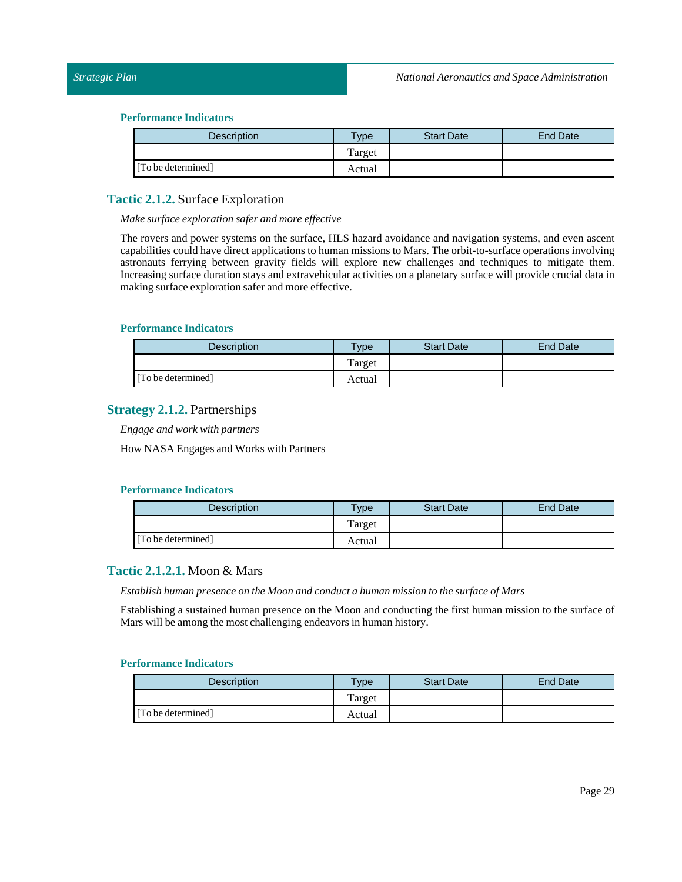#### Performance Indicators

| Description | Type | Start Date | End Date |
|---|---|---|---|
| | Target | | |
| [To be determined] | Actual | | |

### Tactic 2.1.2. Surface Exploration

*Make surface exploration safer and more effective*

The rovers and power systems on the surface, HLS hazard avoidance and navigation systems, and even ascent capabilities could have direct applications to human missions to Mars. The orbit-to-surface operations involving astronauts ferrying between gravity fields will explore new challenges and techniques to mitigate them. Increasing surface duration stays and extravehicular activities on a planetary surface will provide crucial data in making surface exploration safer and more effective.

#### Performance Indicators

| Description | Type | Start Date | End Date |
|---|---|---|---|
| | Target | | |
| [To be determined] | Actual | | |

### Strategy 2.1.2. Partnerships

*Engage and work with partners*

How NASA Engages and Works with Partners

#### Performance Indicators

| Description | Type | Start Date | End Date |
|---|---|---|---|
| | Target | | |
| [To be determined] | Actual | | |

### Tactic 2.1.2.1. Moon & Mars

*Establish human presence on the Moon and conduct a human mission to the surface of Mars*

Establishing a sustained human presence on the Moon and conducting the first human mission to the surface of Mars will be among the most challenging endeavors in human history.

#### Performance Indicators

| Description | Type | Start Date | End Date |
|---|---|---|---|
| | Target | | |
| [To be determined] | Actual | | |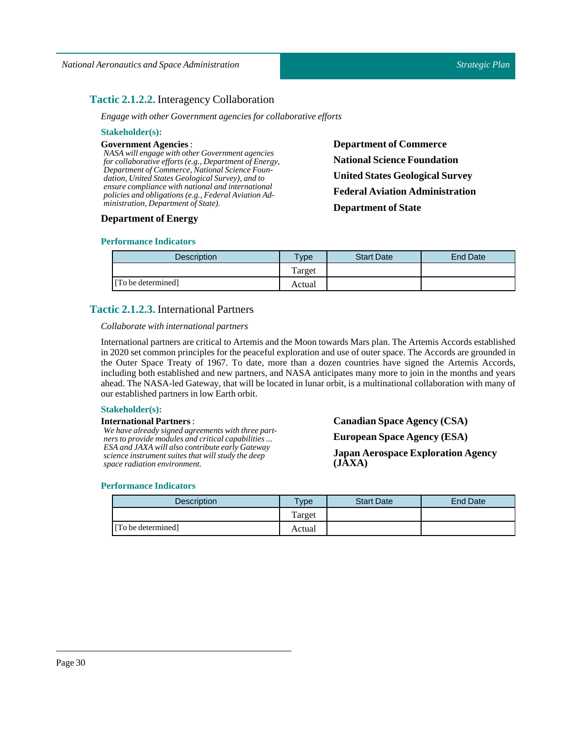### **Tactic 2.1.2.2.** Interagency Collaboration

*Engage with other Government agencies for collaborative efforts*

**Stakeholder(s):**

**Government Agencies** :
*NASA will engage with other Government agencies for collaborative efforts (e.g., Department of Energy, Department of Commerce, National Science Foundation, United States Geological Survey), and to ensure compliance with national and international policies and obligations (e.g., Federal Aviation Administration, Department of State).*

**Department of Energy**

**Department of Commerce**

**National Science Foundation**

**United States Geological Survey**

**Federal Aviation Administration**

**Department of State**

**Performance Indicators**

| Description | Type | Start Date | End Date |
|---|---|---|---|
| | Target | | |
| [To be determined] | Actual | | |

### **Tactic 2.1.2.3.** International Partners

*Collaborate with international partners*

International partners are critical to Artemis and the Moon towards Mars plan. The Artemis Accords established in 2020 set common principles for the peaceful exploration and use of outer space. The Accords are grounded in the Outer Space Treaty of 1967. To date, more than a dozen countries have signed the Artemis Accords, including both established and new partners, and NASA anticipates many more to join in the months and years ahead. The NASA-led Gateway, that will be located in lunar orbit, is a multinational collaboration with many of our established partners in low Earth orbit.

**Stakeholder(s):**

**International Partners** :
*We have already signed agreements with three partners to provide modules and critical capabilities ... ESA and JAXA will also contribute early Gateway science instrument suites that will study the deep space radiation environment.*

**Canadian Space Agency (CSA)**

**European Space Agency (ESA)**

**Japan Aerospace Exploration Agency (JAXA)**

**Performance Indicators**

| Description | Type | Start Date | End Date |
|---|---|---|---|
| | Target | | |
| [To be determined] | Actual | | |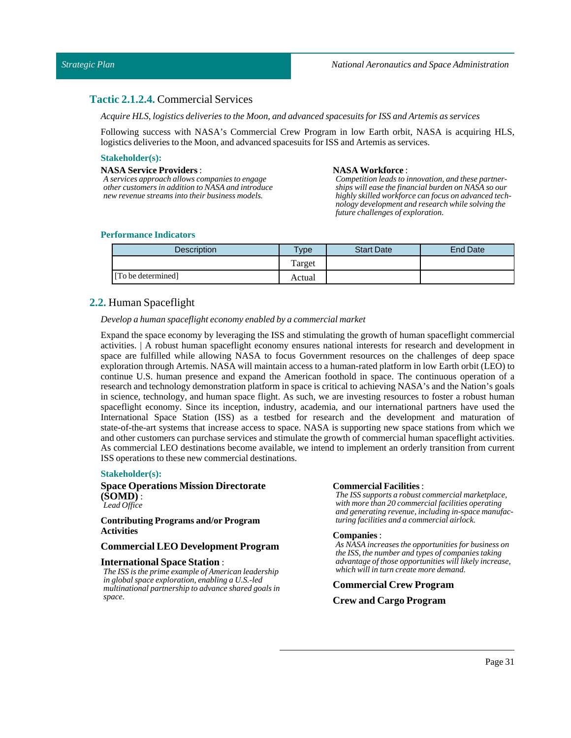### **Tactic 2.1.2.4.** Commercial Services

*Acquire HLS, logistics deliveries to the Moon, and advanced spacesuits for ISS and Artemis as services*

Following success with NASA's Commercial Crew Program in low Earth orbit, NASA is acquiring HLS, logistics deliveries to the Moon, and advanced spacesuits for ISS and Artemis as services.

**Stakeholder(s):**

**NASA Service Providers** :
*A services approach allows companies to engage other customers in addition to NASA and introduce new revenue streams into their business models.*

**NASA Workforce** :
*Competition leads to innovation, and these partnerships will ease the financial burden on NASA so our highly skilled workforce can focus on advanced technology development and research while solving the future challenges of exploration.*

**Performance Indicators**

| Description | Type | Start Date | End Date |
|---|---|---|---|
| | Target | | |
| [To be determined] | Actual | | |

## **2.2.** Human Spaceflight

*Develop a human spaceflight economy enabled by a commercial market*

Expand the space economy by leveraging the ISS and stimulating the growth of human spaceflight commercial activities. | A robust human spaceflight economy ensures national interests for research and development in space are fulfilled while allowing NASA to focus Government resources on the challenges of deep space exploration through Artemis. NASA will maintain access to a human-rated platform in low Earth orbit (LEO) to continue U.S. human presence and expand the American foothold in space. The continuous operation of a research and technology demonstration platform in space is critical to achieving NASA's and the Nation's goals in science, technology, and human space flight. As such, we are investing resources to foster a robust human spaceflight economy. Since its inception, industry, academia, and our international partners have used the International Space Station (ISS) as a testbed for research and the development and maturation of state-of-the-art systems that increase access to space. NASA is supporting new space stations from which we and other customers can purchase services and stimulate the growth of commercial human spaceflight activities. As commercial LEO destinations become available, we intend to implement an orderly transition from current ISS operations to these new commercial destinations.

**Stakeholder(s):**

**Space Operations Mission Directorate (SOMD)** :
*Lead Office*

**Contributing Programs and/or Program Activities**

**Commercial LEO Development Program**

**International Space Station** :
*The ISS is the prime example of American leadership in global space exploration, enabling a U.S.-led multinational partnership to advance shared goals in space.*

**Commercial Facilities** :
*The ISS supports a robust commercial marketplace, with more than 20 commercial facilities operating and generating revenue, including in-space manufacturing facilities and a commercial airlock.*

**Companies** :
*As NASA increases the opportunities for business on the ISS, the number and types of companies taking advantage of those opportunities will likely increase, which will in turn create more demand.*

**Commercial Crew Program**

**Crew and Cargo Program**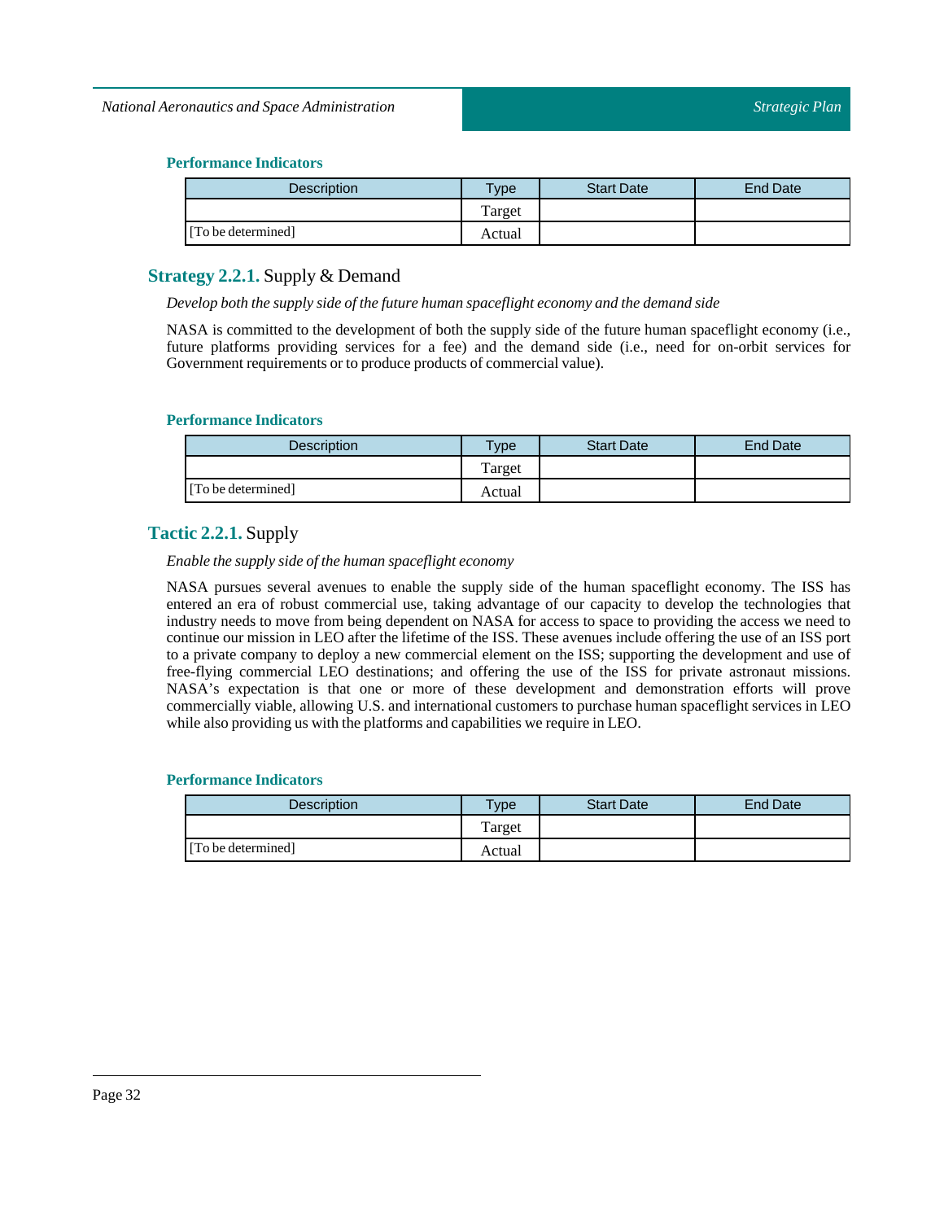#### Performance Indicators

| Description | Type | Start Date | End Date |
| --- | --- | --- | --- |
| | Target | | |
| [To be determined] | Actual | | |

### **Strategy 2.2.1.** Supply & Demand

*Develop both the supply side of the future human spaceflight economy and the demand side*

NASA is committed to the development of both the supply side of the future human spaceflight economy (i.e., future platforms providing services for a fee) and the demand side (i.e., need for on-orbit services for Government requirements or to produce products of commercial value).

#### Performance Indicators

| Description | Type | Start Date | End Date |
| --- | --- | --- | --- |
| | Target | | |
| [To be determined] | Actual | | |

### **Tactic 2.2.1.** Supply

*Enable the supply side of the human spaceflight economy*

NASA pursues several avenues to enable the supply side of the human spaceflight economy. The ISS has entered an era of robust commercial use, taking advantage of our capacity to develop the technologies that industry needs to move from being dependent on NASA for access to space to providing the access we need to continue our mission in LEO after the lifetime of the ISS. These avenues include offering the use of an ISS port to a private company to deploy a new commercial element on the ISS; supporting the development and use of free-flying commercial LEO destinations; and offering the use of the ISS for private astronaut missions. NASA's expectation is that one or more of these development and demonstration efforts will prove commercially viable, allowing U.S. and international customers to purchase human spaceflight services in LEO while also providing us with the platforms and capabilities we require in LEO.

#### Performance Indicators

| Description | Type | Start Date | End Date |
| --- | --- | --- | --- |
| | Target | | |
| [To be determined] | Actual | | |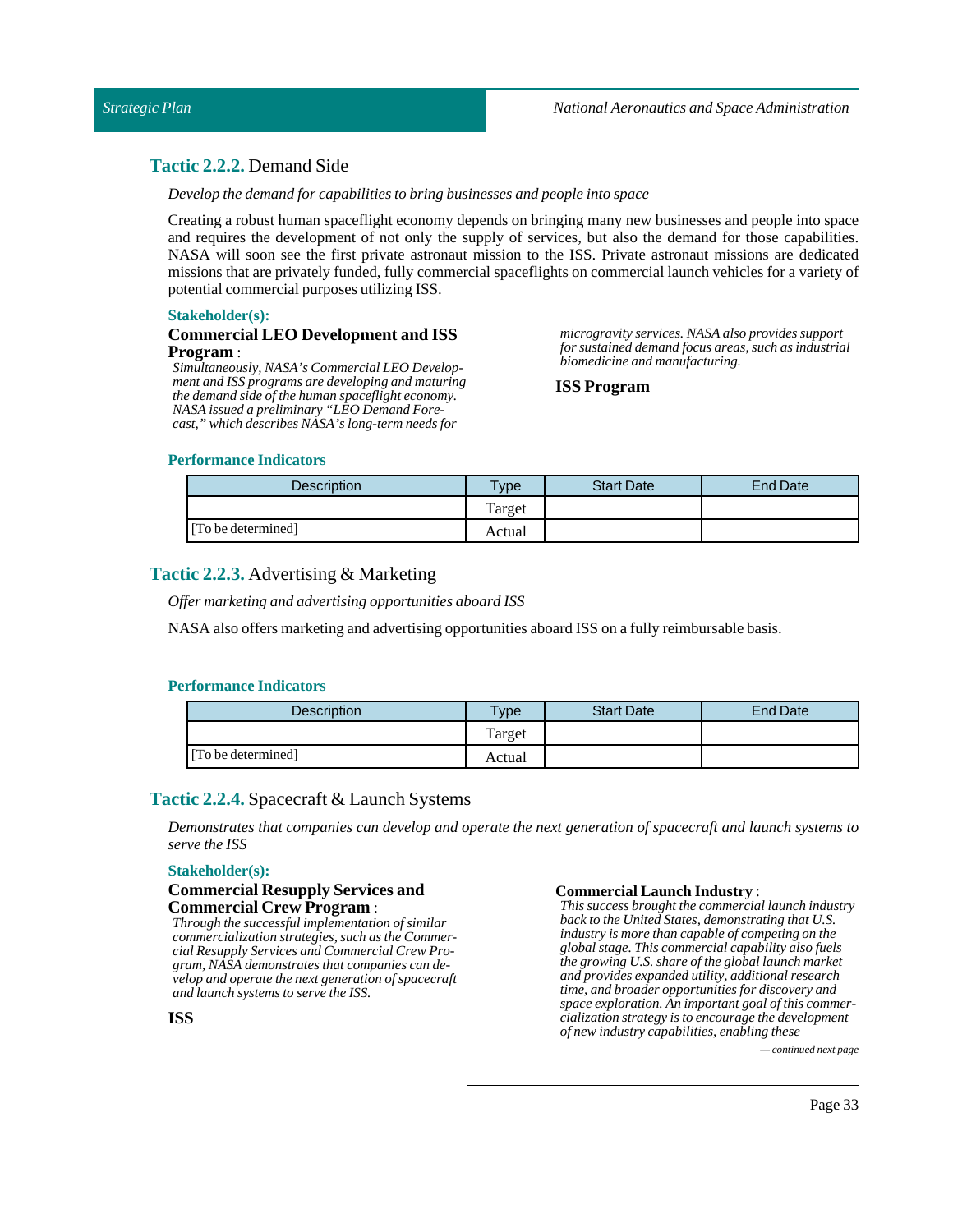### **Tactic 2.2.2.** Demand Side

*Develop the demand for capabilities to bring businesses and people into space*

Creating a robust human spaceflight economy depends on bringing many new businesses and people into space and requires the development of not only the supply of services, but also the demand for those capabilities. NASA will soon see the first private astronaut mission to the ISS. Private astronaut missions are dedicated missions that are privately funded, fully commercial spaceflights on commercial launch vehicles for a variety of potential commercial purposes utilizing ISS.

**Stakeholder(s):**

**Commercial LEO Development and ISS Program** :
*Simultaneously, NASA's Commercial LEO Development and ISS programs are developing and maturing the demand side of the human spaceflight economy. NASA issued a preliminary "LEO Demand Forecast," which describes NASA's long-term needs for microgravity services. NASA also provides support for sustained demand focus areas, such as industrial biomedicine and manufacturing.*

**ISS Program**

**Performance Indicators**

| Description | Type | Start Date | End Date |
|---|---|---|---|
| | Target | | |
| [To be determined] | Actual | | |

### **Tactic 2.2.3.** Advertising & Marketing

*Offer marketing and advertising opportunities aboard ISS*

NASA also offers marketing and advertising opportunities aboard ISS on a fully reimbursable basis.

**Performance Indicators**

| Description | Type | Start Date | End Date |
|---|---|---|---|
| | Target | | |
| [To be determined] | Actual | | |

### **Tactic 2.2.4.** Spacecraft & Launch Systems

*Demonstrates that companies can develop and operate the next generation of spacecraft and launch systems to serve the ISS*

**Stakeholder(s):**

**Commercial Resupply Services and Commercial Crew Program** :
*Through the successful implementation of similar commercialization strategies, such as the Commercial Resupply Services and Commercial Crew Program, NASA demonstrates that companies can develop and operate the next generation of spacecraft and launch systems to serve the ISS.*

**ISS**

**Commercial Launch Industry** :
*This success brought the commercial launch industry back to the United States, demonstrating that U.S. industry is more than capable of competing on the global stage. This commercial capability also fuels the growing U.S. share of the global launch market and provides expanded utility, additional research time, and broader opportunities for discovery and space exploration. An important goal of this commercialization strategy is to encourage the development of new industry capabilities, enabling these*

*— continued next page*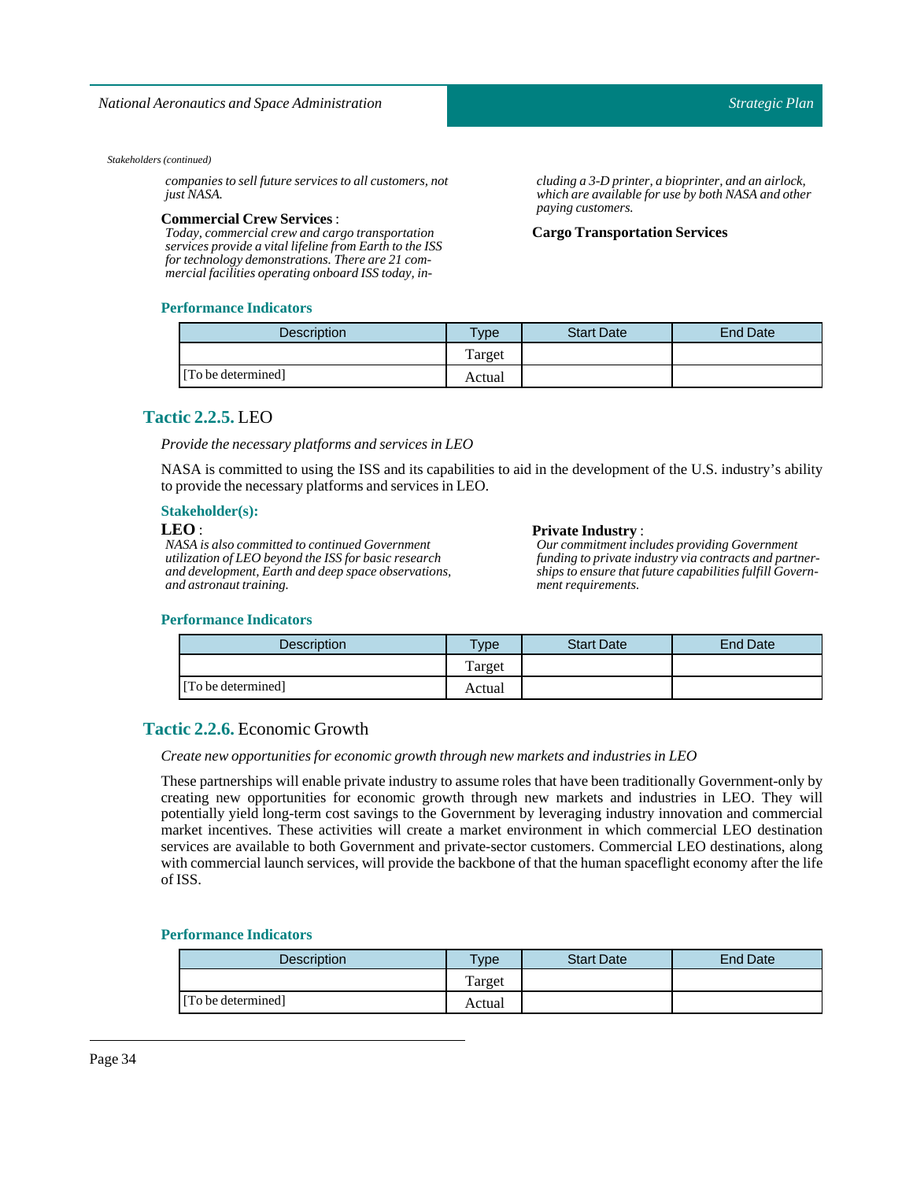*Stakeholders (continued)*

*companies to sell future services to all customers, not just NASA.*

**Commercial Crew Services** :
*Today, commercial crew and cargo transportation services provide a vital lifeline from Earth to the ISS for technology demonstrations. There are 21 commercial facilities operating onboard ISS today, including a 3-D printer, a bioprinter, and an airlock, which are available for use by both NASA and other paying customers.*

**Cargo Transportation Services**

#### Performance Indicators

| Description | Type | Start Date | End Date |
|---|---|---|---|
| | Target | | |
| [To be determined] | Actual | | |

### Tactic 2.2.5. LEO

*Provide the necessary platforms and services in LEO*

NASA is committed to using the ISS and its capabilities to aid in the development of the U.S. industry's ability to provide the necessary platforms and services in LEO.

#### Stakeholder(s):

**LEO** :
*NASA is also committed to continued Government utilization of LEO beyond the ISS for basic research and development, Earth and deep space observations, and astronaut training.*

**Private Industry** :
*Our commitment includes providing Government funding to private industry via contracts and partnerships to ensure that future capabilities fulfill Government requirements.*

#### Performance Indicators

| Description | Type | Start Date | End Date |
|---|---|---|---|
| | Target | | |
| [To be determined] | Actual | | |

### Tactic 2.2.6. Economic Growth

*Create new opportunities for economic growth through new markets and industries in LEO*

These partnerships will enable private industry to assume roles that have been traditionally Government-only by creating new opportunities for economic growth through new markets and industries in LEO. They will potentially yield long-term cost savings to the Government by leveraging industry innovation and commercial market incentives. These activities will create a market environment in which commercial LEO destination services are available to both Government and private-sector customers. Commercial LEO destinations, along with commercial launch services, will provide the backbone of that the human spaceflight economy after the life of ISS.

#### Performance Indicators

| Description | Type | Start Date | End Date |
|---|---|---|---|
| | Target | | |
| [To be determined] | Actual | | |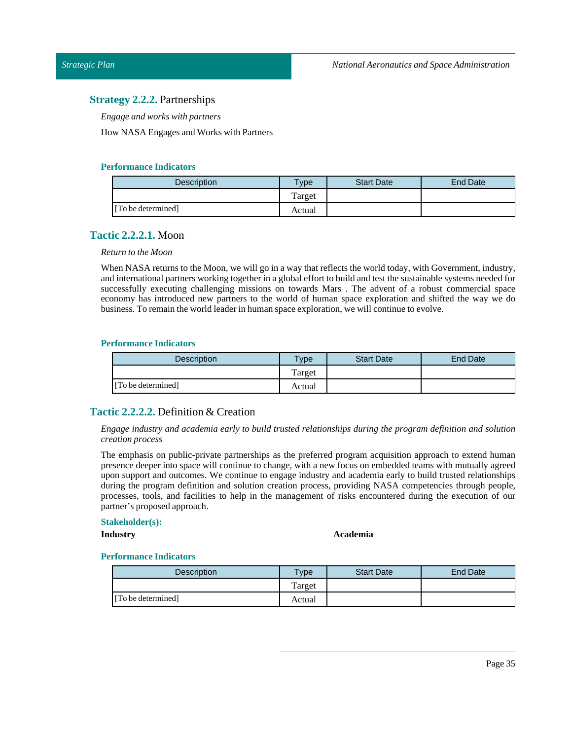## **Strategy 2.2.2.** Partnerships

*Engage and works with partners*

How NASA Engages and Works with Partners

#### Performance Indicators

| Description | Type | Start Date | End Date |
|---|---|---|---|
| | Target | | |
| [To be determined] | Actual | | |

### **Tactic 2.2.2.1.** Moon

*Return to the Moon*

When NASA returns to the Moon, we will go in a way that reflects the world today, with Government, industry, and international partners working together in a global effort to build and test the sustainable systems needed for successfully executing challenging missions on towards Mars . The advent of a robust commercial space economy has introduced new partners to the world of human space exploration and shifted the way we do business. To remain the world leader in human space exploration, we will continue to evolve.

#### Performance Indicators

| Description | Type | Start Date | End Date |
|---|---|---|---|
| | Target | | |
| [To be determined] | Actual | | |

### **Tactic 2.2.2.2.** Definition & Creation

*Engage industry and academia early to build trusted relationships during the program definition and solution creation process*

The emphasis on public-private partnerships as the preferred program acquisition approach to extend human presence deeper into space will continue to change, with a new focus on embedded teams with mutually agreed upon support and outcomes. We continue to engage industry and academia early to build trusted relationships during the program definition and solution creation process, providing NASA competencies through people, processes, tools, and facilities to help in the management of risks encountered during the execution of our partner's proposed approach.

#### Stakeholder(s):

**Industry**

**Academia**

#### Performance Indicators

| Description | Type | Start Date | End Date |
|---|---|---|---|
| | Target | | |
| [To be determined] | Actual | | |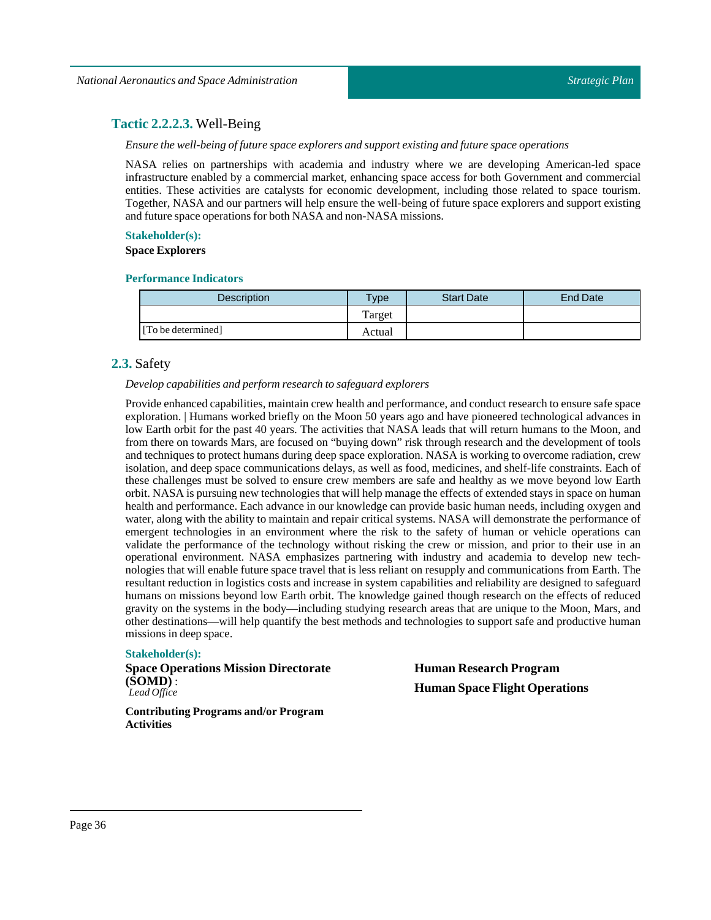### **Tactic 2.2.2.3.** Well-Being

*Ensure the well-being of future space explorers and support existing and future space operations*

NASA relies on partnerships with academia and industry where we are developing American-led space infrastructure enabled by a commercial market, enhancing space access for both Government and commercial entities. These activities are catalysts for economic development, including those related to space tourism. Together, NASA and our partners will help ensure the well-being of future space explorers and support existing and future space operations for both NASA and non-NASA missions.

**Stakeholder(s):**

**Space Explorers**

**Performance Indicators**

| Description | Type | Start Date | End Date |
|---|---|---|---|
| | Target | | |
| [To be determined] | Actual | | |

## **2.3.** Safety

*Develop capabilities and perform research to safeguard explorers*

Provide enhanced capabilities, maintain crew health and performance, and conduct research to ensure safe space exploration. | Humans worked briefly on the Moon 50 years ago and have pioneered technological advances in low Earth orbit for the past 40 years. The activities that NASA leads that will return humans to the Moon, and from there on towards Mars, are focused on "buying down" risk through research and the development of tools and techniques to protect humans during deep space exploration. NASA is working to overcome radiation, crew isolation, and deep space communications delays, as well as food, medicines, and shelf-life constraints. Each of these challenges must be solved to ensure crew members are safe and healthy as we move beyond low Earth orbit. NASA is pursuing new technologies that will help manage the effects of extended stays in space on human health and performance. Each advance in our knowledge can provide basic human needs, including oxygen and water, along with the ability to maintain and repair critical systems. NASA will demonstrate the performance of emergent technologies in an environment where the risk to the safety of human or vehicle operations can validate the performance of the technology without risking the crew or mission, and prior to their use in an operational environment. NASA emphasizes partnering with industry and academia to develop new technologies that will enable future space travel that is less reliant on resupply and communications from Earth. The resultant reduction in logistics costs and increase in system capabilities and reliability are designed to safeguard humans on missions beyond low Earth orbit. The knowledge gained though research on the effects of reduced gravity on the systems in the body—including studying research areas that are unique to the Moon, Mars, and other destinations—will help quantify the best methods and technologies to support safe and productive human missions in deep space.

**Stakeholder(s):**

**Space Operations Mission Directorate (SOMD)** :
*Lead Office*

**Contributing Programs and/or Program Activities**

**Human Research Program**

**Human Space Flight Operations**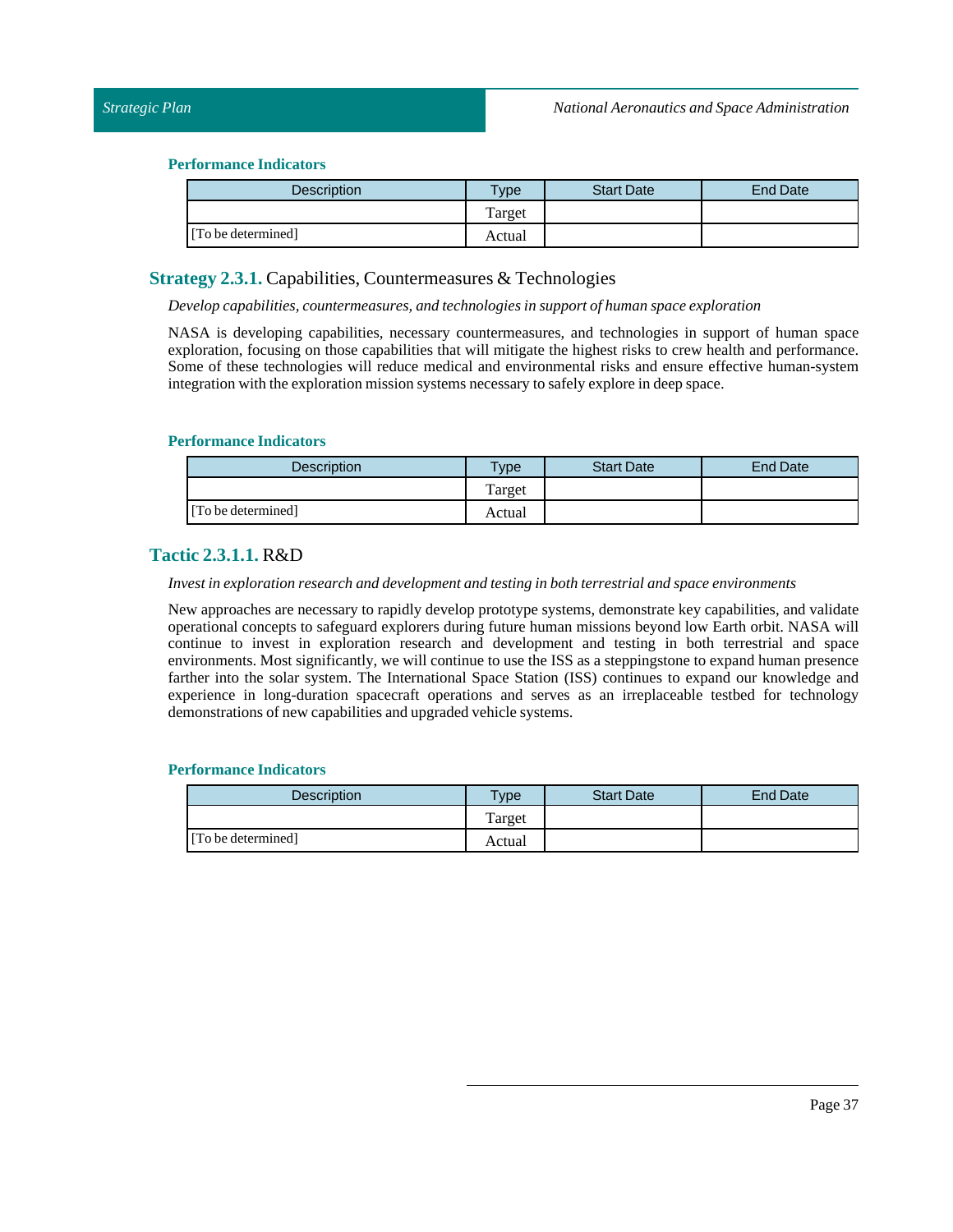#### Performance Indicators

| Description | Type | Start Date | End Date |
|---|---|---|---|
| | Target | | |
| [To be determined] | Actual | | |

### Strategy 2.3.1. Capabilities, Countermeasures & Technologies

*Develop capabilities, countermeasures, and technologies in support of human space exploration*

NASA is developing capabilities, necessary countermeasures, and technologies in support of human space exploration, focusing on those capabilities that will mitigate the highest risks to crew health and performance. Some of these technologies will reduce medical and environmental risks and ensure effective human-system integration with the exploration mission systems necessary to safely explore in deep space.

#### Performance Indicators

| Description | Type | Start Date | End Date |
|---|---|---|---|
| | Target | | |
| [To be determined] | Actual | | |

### Tactic 2.3.1.1. R&D

*Invest in exploration research and development and testing in both terrestrial and space environments*

New approaches are necessary to rapidly develop prototype systems, demonstrate key capabilities, and validate operational concepts to safeguard explorers during future human missions beyond low Earth orbit. NASA will continue to invest in exploration research and development and testing in both terrestrial and space environments. Most significantly, we will continue to use the ISS as a steppingstone to expand human presence farther into the solar system. The International Space Station (ISS) continues to expand our knowledge and experience in long-duration spacecraft operations and serves as an irreplaceable testbed for technology demonstrations of new capabilities and upgraded vehicle systems.

#### Performance Indicators

| Description | Type | Start Date | End Date |
|---|---|---|---|
| | Target | | |
| [To be determined] | Actual | | |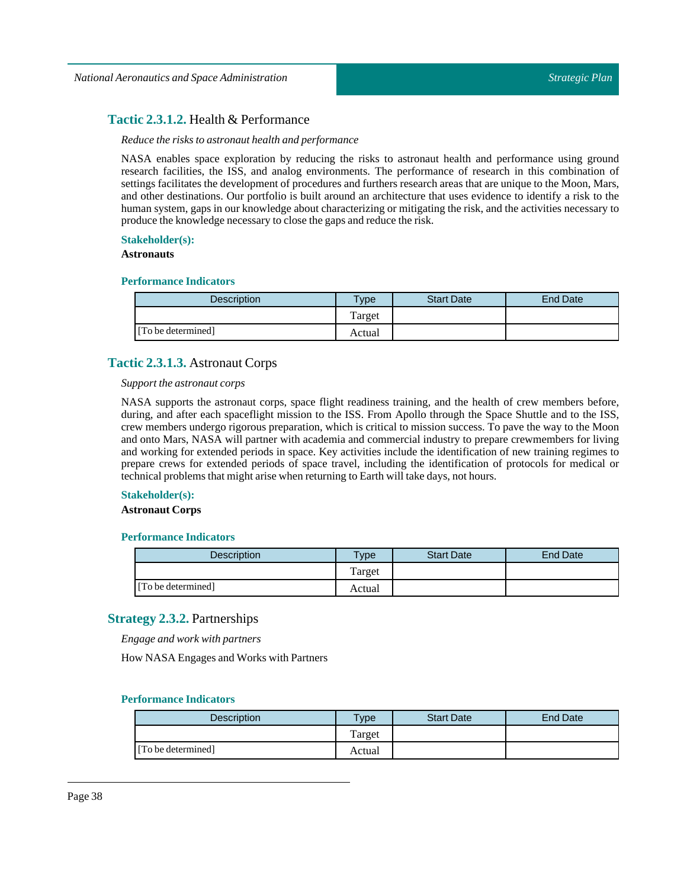### **Tactic 2.3.1.2.** Health & Performance

*Reduce the risks to astronaut health and performance*

NASA enables space exploration by reducing the risks to astronaut health and performance using ground research facilities, the ISS, and analog environments. The performance of research in this combination of settings facilitates the development of procedures and furthers research areas that are unique to the Moon, Mars, and other destinations. Our portfolio is built around an architecture that uses evidence to identify a risk to the human system, gaps in our knowledge about characterizing or mitigating the risk, and the activities necessary to produce the knowledge necessary to close the gaps and reduce the risk.

**Stakeholder(s):**

**Astronauts**

**Performance Indicators**

| Description | Type | Start Date | End Date |
|---|---|---|---|
| | Target | | |
| [To be determined] | Actual | | |

### **Tactic 2.3.1.3.** Astronaut Corps

*Support the astronaut corps*

NASA supports the astronaut corps, space flight readiness training, and the health of crew members before, during, and after each spaceflight mission to the ISS. From Apollo through the Space Shuttle and to the ISS, crew members undergo rigorous preparation, which is critical to mission success. To pave the way to the Moon and onto Mars, NASA will partner with academia and commercial industry to prepare crewmembers for living and working for extended periods in space. Key activities include the identification of new training regimes to prepare crews for extended periods of space travel, including the identification of protocols for medical or technical problems that might arise when returning to Earth will take days, not hours.

**Stakeholder(s):**

**Astronaut Corps**

**Performance Indicators**

| Description | Type | Start Date | End Date |
|---|---|---|---|
| | Target | | |
| [To be determined] | Actual | | |

### **Strategy 2.3.2.** Partnerships

*Engage and work with partners*

How NASA Engages and Works with Partners

**Performance Indicators**

| Description | Type | Start Date | End Date |
|---|---|---|---|
| | Target | | |
| [To be determined] | Actual | | |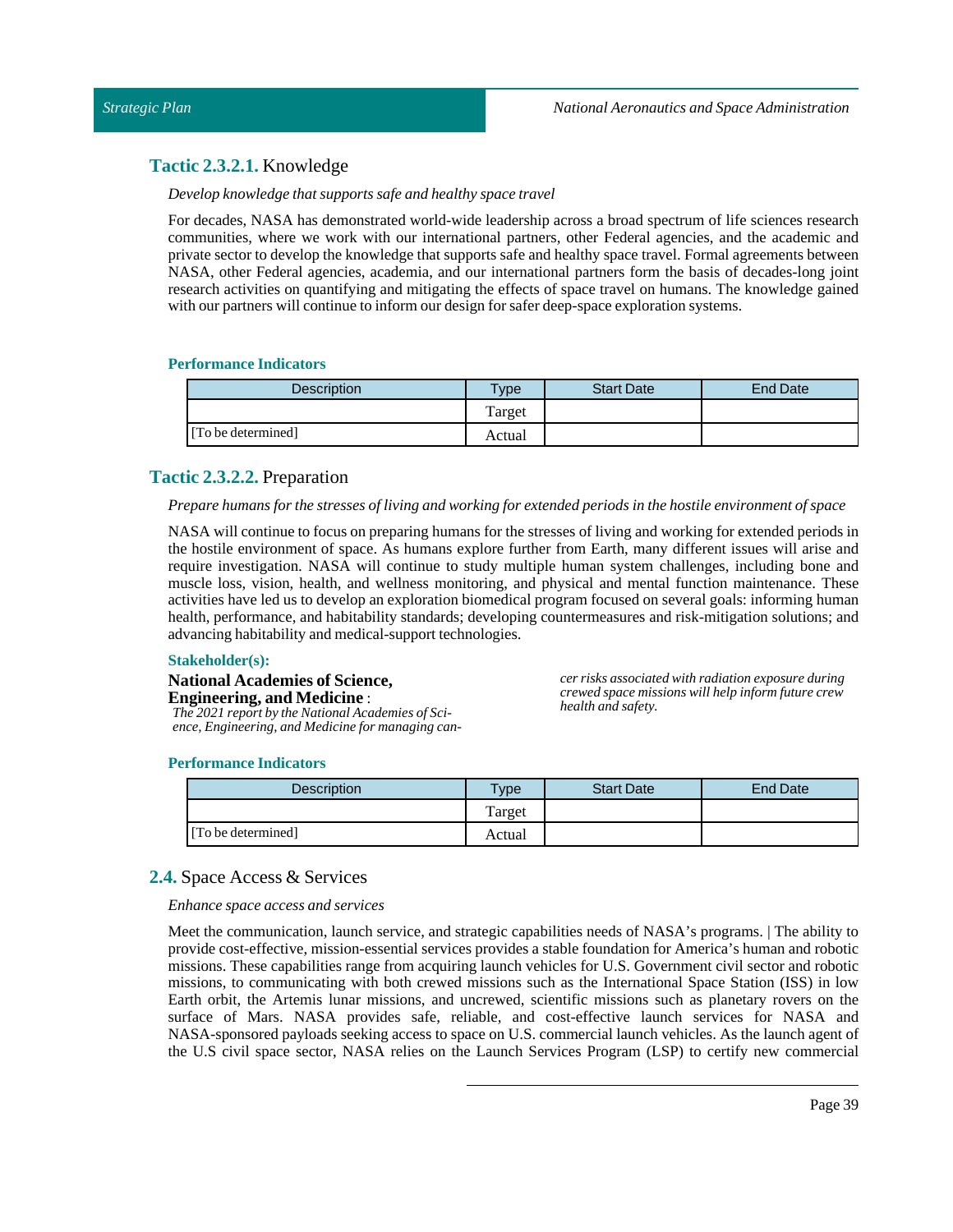### **Tactic 2.3.2.1.** Knowledge

*Develop knowledge that supports safe and healthy space travel*

For decades, NASA has demonstrated world-wide leadership across a broad spectrum of life sciences research communities, where we work with our international partners, other Federal agencies, and the academic and private sector to develop the knowledge that supports safe and healthy space travel. Formal agreements between NASA, other Federal agencies, academia, and our international partners form the basis of decades-long joint research activities on quantifying and mitigating the effects of space travel on humans. The knowledge gained with our partners will continue to inform our design for safer deep-space exploration systems.

**Performance Indicators**

| Description | Type | Start Date | End Date |
| --- | --- | --- | --- |
| [To be determined] | Target | | |
| | Actual | | |

### **Tactic 2.3.2.2.** Preparation

*Prepare humans for the stresses of living and working for extended periods in the hostile environment of space*

NASA will continue to focus on preparing humans for the stresses of living and working for extended periods in the hostile environment of space. As humans explore further from Earth, many different issues will arise and require investigation. NASA will continue to study multiple human system challenges, including bone and muscle loss, vision, health, and wellness monitoring, and physical and mental function maintenance. These activities have led us to develop an exploration biomedical program focused on several goals: informing human health, performance, and habitability standards; developing countermeasures and risk-mitigation solutions; and advancing habitability and medical-support technologies.

**Stakeholder(s):**

**National Academies of Science, Engineering, and Medicine** : *The 2021 report by the National Academies of Science, Engineering, and Medicine for managing cancer risks associated with radiation exposure during crewed space missions will help inform future crew health and safety.*

**Performance Indicators**

| Description | Type | Start Date | End Date |
| --- | --- | --- | --- |
| [To be determined] | Target | | |
| | Actual | | |

## **2.4.** Space Access & Services

*Enhance space access and services*

Meet the communication, launch service, and strategic capabilities needs of NASA's programs. | The ability to provide cost-effective, mission-essential services provides a stable foundation for America's human and robotic missions. These capabilities range from acquiring launch vehicles for U.S. Government civil sector and robotic missions, to communicating with both crewed missions such as the International Space Station (ISS) in low Earth orbit, the Artemis lunar missions, and uncrewed, scientific missions such as planetary rovers on the surface of Mars. NASA provides safe, reliable, and cost-effective launch services for NASA and NASA-sponsored payloads seeking access to space on U.S. commercial launch vehicles. As the launch agent of the U.S civil space sector, NASA relies on the Launch Services Program (LSP) to certify new commercial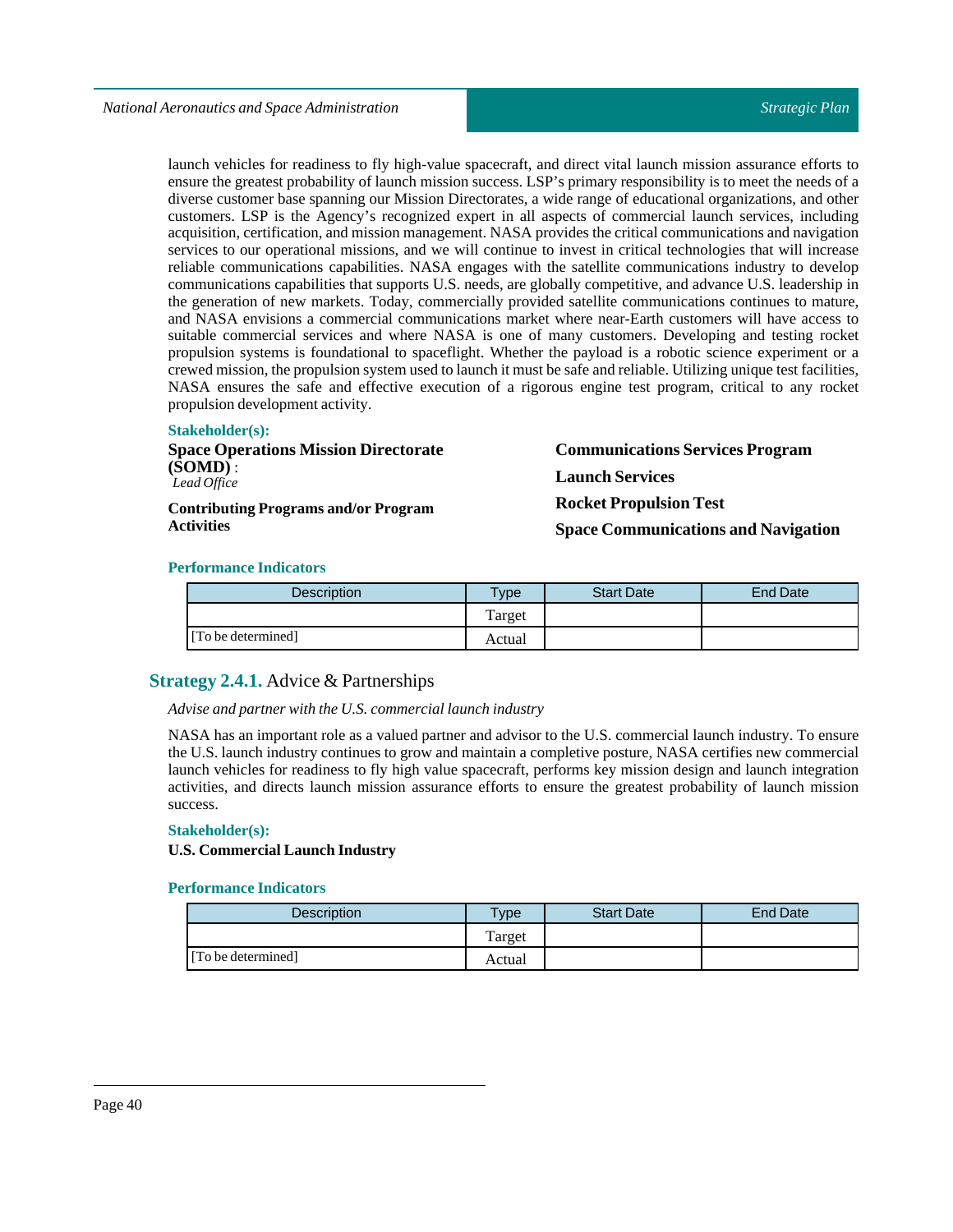launch vehicles for readiness to fly high-value spacecraft, and direct vital launch mission assurance efforts to ensure the greatest probability of launch mission success. LSP's primary responsibility is to meet the needs of a diverse customer base spanning our Mission Directorates, a wide range of educational organizations, and other customers. LSP is the Agency's recognized expert in all aspects of commercial launch services, including acquisition, certification, and mission management. NASA provides the critical communications and navigation services to our operational missions, and we will continue to invest in critical technologies that will increase reliable communications capabilities. NASA engages with the satellite communications industry to develop communications capabilities that supports U.S. needs, are globally competitive, and advance U.S. leadership in the generation of new markets. Today, commercially provided satellite communications continues to mature, and NASA envisions a commercial communications market where near-Earth customers will have access to suitable commercial services and where NASA is one of many customers. Developing and testing rocket propulsion systems is foundational to spaceflight. Whether the payload is a robotic science experiment or a crewed mission, the propulsion system used to launch it must be safe and reliable. Utilizing unique test facilities, NASA ensures the safe and effective execution of a rigorous engine test program, critical to any rocket propulsion development activity.

**Stakeholder(s):**

**Space Operations Mission Directorate (SOMD)** :
*Lead Office*

**Contributing Programs and/or Program Activities**

**Communications Services Program**

**Launch Services**

**Rocket Propulsion Test**

**Space Communications and Navigation**

**Performance Indicators**

| Description | Type | Start Date | End Date |
|---|---|---|---|
| | Target | | |
| [To be determined] | Actual | | |

## Strategy 2.4.1. Advice & Partnerships

*Advise and partner with the U.S. commercial launch industry*

NASA has an important role as a valued partner and advisor to the U.S. commercial launch industry. To ensure the U.S. launch industry continues to grow and maintain a completive posture, NASA certifies new commercial launch vehicles for readiness to fly high value spacecraft, performs key mission design and launch integration activities, and directs launch mission assurance efforts to ensure the greatest probability of launch mission success.

**Stakeholder(s):**

**U.S. Commercial Launch Industry**

**Performance Indicators**

| Description | Type | Start Date | End Date |
|---|---|---|---|
| | Target | | |
| [To be determined] | Actual | | |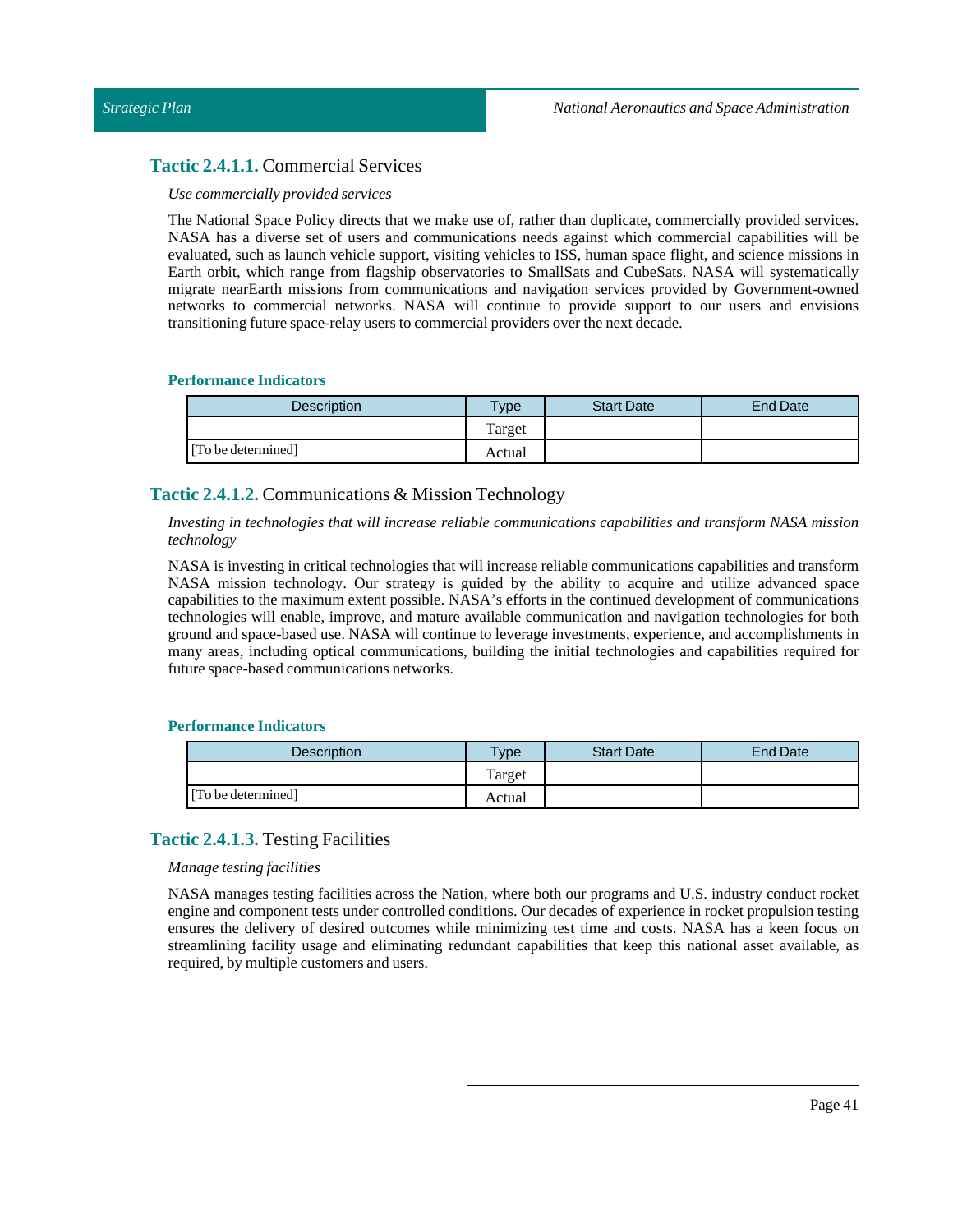### **Tactic 2.4.1.1.** Commercial Services

*Use commercially provided services*

The National Space Policy directs that we make use of, rather than duplicate, commercially provided services. NASA has a diverse set of users and communications needs against which commercial capabilities will be evaluated, such as launch vehicle support, visiting vehicles to ISS, human space flight, and science missions in Earth orbit, which range from flagship observatories to SmallSats and CubeSats. NASA will systematically migrate nearEarth missions from communications and navigation services provided by Government-owned networks to commercial networks. NASA will continue to provide support to our users and envisions transitioning future space-relay users to commercial providers over the next decade.

**Performance Indicators**

| Description | Type | Start Date | End Date |
|---|---|---|---|
| | Target | | |
| [To be determined] | Actual | | |

### **Tactic 2.4.1.2.** Communications & Mission Technology

*Investing in technologies that will increase reliable communications capabilities and transform NASA mission technology*

NASA is investing in critical technologies that will increase reliable communications capabilities and transform NASA mission technology. Our strategy is guided by the ability to acquire and utilize advanced space capabilities to the maximum extent possible. NASA's efforts in the continued development of communications technologies will enable, improve, and mature available communication and navigation technologies for both ground and space-based use. NASA will continue to leverage investments, experience, and accomplishments in many areas, including optical communications, building the initial technologies and capabilities required for future space-based communications networks.

**Performance Indicators**

| Description | Type | Start Date | End Date |
|---|---|---|---|
| | Target | | |
| [To be determined] | Actual | | |

### **Tactic 2.4.1.3.** Testing Facilities

*Manage testing facilities*

NASA manages testing facilities across the Nation, where both our programs and U.S. industry conduct rocket engine and component tests under controlled conditions. Our decades of experience in rocket propulsion testing ensures the delivery of desired outcomes while minimizing test time and costs. NASA has a keen focus on streamlining facility usage and eliminating redundant capabilities that keep this national asset available, as required, by multiple customers and users.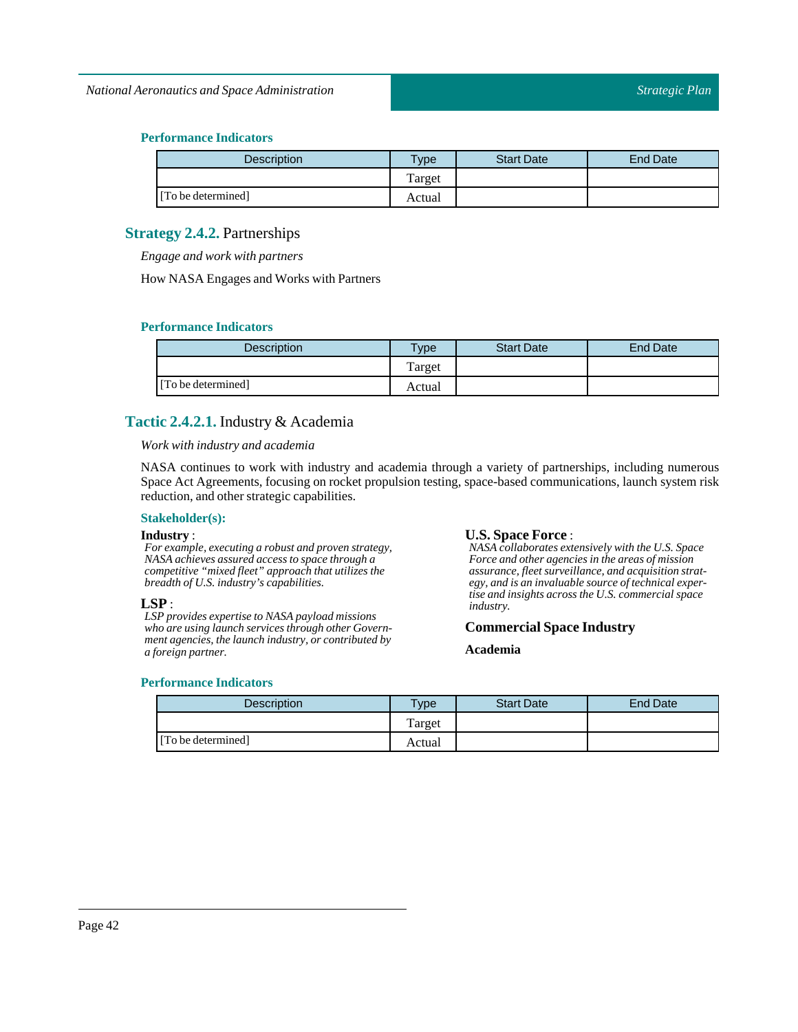#### Performance Indicators

| Description | Type | Start Date | End Date |
| --- | --- | --- | --- |
| | Target | | |
| [To be determined] | Actual | | |

### Strategy 2.4.2. Partnerships

*Engage and work with partners*

How NASA Engages and Works with Partners

#### Performance Indicators

| Description | Type | Start Date | End Date |
| --- | --- | --- | --- |
| | Target | | |
| [To be determined] | Actual | | |

### Tactic 2.4.2.1. Industry & Academia

*Work with industry and academia*

NASA continues to work with industry and academia through a variety of partnerships, including numerous Space Act Agreements, focusing on rocket propulsion testing, space-based communications, launch system risk reduction, and other strategic capabilities.

#### Stakeholder(s):

**Industry** :
*For example, executing a robust and proven strategy, NASA achieves assured access to space through a competitive "mixed fleet" approach that utilizes the breadth of U.S. industry's capabilities.*

**LSP** :
*LSP provides expertise to NASA payload missions who are using launch services through other Government agencies, the launch industry, or contributed by a foreign partner.*

**U.S. Space Force** :
*NASA collaborates extensively with the U.S. Space Force and other agencies in the areas of mission assurance, fleet surveillance, and acquisition strategy, and is an invaluable source of technical expertise and insights across the U.S. commercial space industry.*

**Commercial Space Industry**

**Academia**

#### Performance Indicators

| Description | Type | Start Date | End Date |
| --- | --- | --- | --- |
| | Target | | |
| [To be determined] | Actual | | |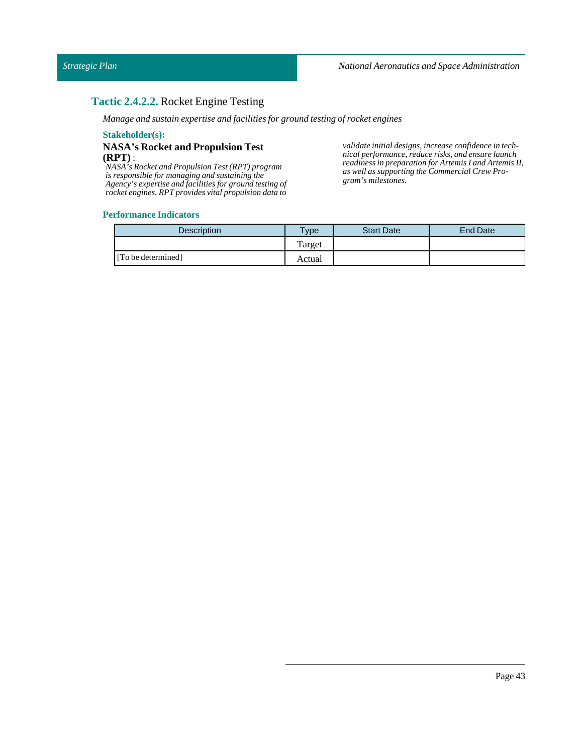## **Tactic 2.4.2.2.** Rocket Engine Testing

*Manage and sustain expertise and facilities for ground testing of rocket engines*

**Stakeholder(s):**

**NASA's Rocket and Propulsion Test (RPT)** :

*NASA's Rocket and Propulsion Test (RPT) program is responsible for managing and sustaining the Agency's expertise and facilities for ground testing of rocket engines. RPT provides vital propulsion data to validate initial designs, increase confidence in technical performance, reduce risks, and ensure launch readiness in preparation for Artemis I and Artemis II, as well as supporting the Commercial Crew Program's milestones.*

**Performance Indicators**

| Description | Type | Start Date | End Date |
|---|---|---|---|
| [To be determined] | Target | | |
| | Actual | | |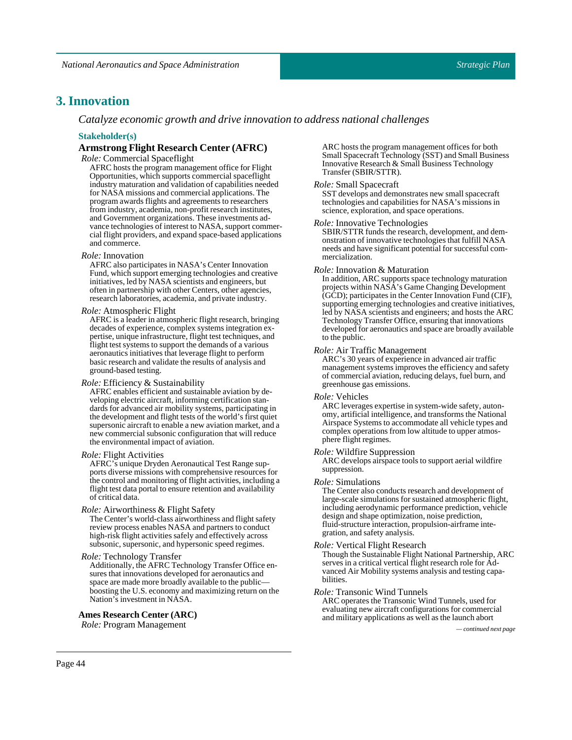## 3. Innovation

*Catalyze economic growth and drive innovation to address national challenges*

### Stakeholder(s)

**Armstrong Flight Research Center (AFRC)**

*Role:* Commercial Spaceflight

AFRC hosts the program management office for Flight Opportunities, which supports commercial spaceflight industry maturation and validation of capabilities needed for NASA missions and commercial applications. The program awards flights and agreements to researchers from industry, academia, non-profit research institutes, and Government organizations. These investments advance technologies of interest to NASA, support commercial flight providers, and expand space-based applications and commerce.

*Role:* Innovation

AFRC also participates in NASA's Center Innovation Fund, which support emerging technologies and creative initiatives, led by NASA scientists and engineers, but often in partnership with other Centers, other agencies, research laboratories, academia, and private industry.

*Role:* Atmospheric Flight

AFRC is a leader in atmospheric flight research, bringing decades of experience, complex systems integration expertise, unique infrastructure, flight test techniques, and flight test systems to support the demands of a various aeronautics initiatives that leverage flight to perform basic research and validate the results of analysis and ground-based testing.

*Role:* Efficiency & Sustainability

AFRC enables efficient and sustainable aviation by developing electric aircraft, informing certification standards for advanced air mobility systems, participating in the development and flight tests of the world's first quiet supersonic aircraft to enable a new aviation market, and a new commercial subsonic configuration that will reduce the environmental impact of aviation.

*Role:* Flight Activities

AFRC's unique Dryden Aeronautical Test Range supports diverse missions with comprehensive resources for the control and monitoring of flight activities, including a flight test data portal to ensure retention and availability of critical data.

*Role:* Airworthiness & Flight Safety

The Center's world-class airworthiness and flight safety review process enables NASA and partners to conduct high-risk flight activities safely and effectively across subsonic, supersonic, and hypersonic speed regimes.

*Role:* Technology Transfer

Additionally, the AFRC Technology Transfer Office ensures that innovations developed for aeronautics and space are made more broadly available to the public—boosting the U.S. economy and maximizing return on the Nation's investment in NASA.

**Ames Research Center (ARC)**

*Role:* Program Management

ARC hosts the program management offices for both Small Spacecraft Technology (SST) and Small Business Innovative Research & Small Business Technology Transfer (SBIR/STTR).

*Role:* Small Spacecraft

SST develops and demonstrates new small spacecraft technologies and capabilities for NASA's missions in science, exploration, and space operations.

*Role:* Innovative Technologies

SBIR/STTR funds the research, development, and demonstration of innovative technologies that fulfill NASA needs and have significant potential for successful commercialization.

*Role:* Innovation & Maturation

In addition, ARC supports space technology maturation projects within NASA's Game Changing Development (GCD); participates in the Center Innovation Fund (CIF), supporting emerging technologies and creative initiatives, led by NASA scientists and engineers; and hosts the ARC Technology Transfer Office, ensuring that innovations developed for aeronautics and space are broadly available to the public.

*Role:* Air Traffic Management

ARC's 30 years of experience in advanced air traffic management systems improves the efficiency and safety of commercial aviation, reducing delays, fuel burn, and greenhouse gas emissions.

*Role:* Vehicles

ARC leverages expertise in system-wide safety, autonomy, artificial intelligence, and transforms the National Airspace Systems to accommodate all vehicle types and complex operations from low altitude to upper atmosphere flight regimes.

*Role:* Wildfire Suppression

ARC develops airspace tools to support aerial wildfire suppression.

*Role:* Simulations

The Center also conducts research and development of large-scale simulations for sustained atmospheric flight, including aerodynamic performance prediction, vehicle design and shape optimization, noise prediction, fluid-structure interaction, propulsion-airframe integration, and safety analysis.

*Role:* Vertical Flight Research

Though the Sustainable Flight National Partnership, ARC serves in a critical vertical flight research role for Advanced Air Mobility systems analysis and testing capabilities.

*Role:* Transonic Wind Tunnels

ARC operates the Transonic Wind Tunnels, used for evaluating new aircraft configurations for commercial and military applications as well as the launch abort

*— continued next page*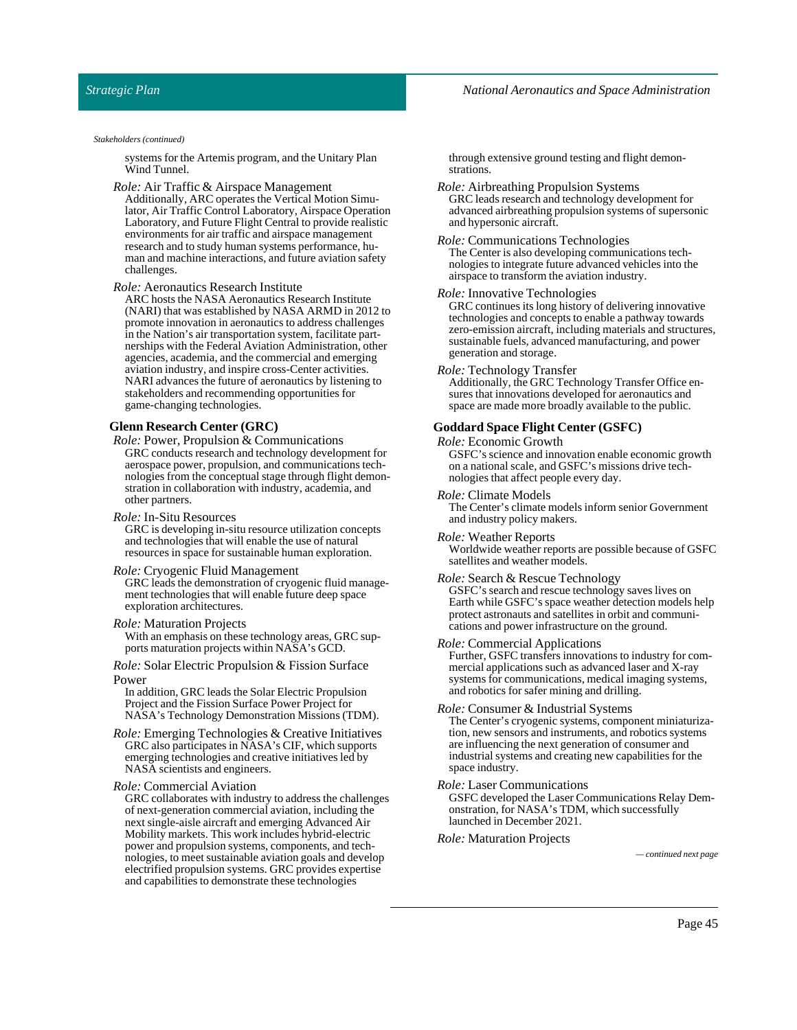*Stakeholders (continued)*

systems for the Artemis program, and the Unitary Plan Wind Tunnel.

*Role:* Air Traffic & Airspace Management
Additionally, ARC operates the Vertical Motion Simulator, Air Traffic Control Laboratory, Airspace Operation Laboratory, and Future Flight Central to provide realistic environments for air traffic and airspace management research and to study human systems performance, human and machine interactions, and future aviation safety challenges.

*Role:* Aeronautics Research Institute
ARC hosts the NASA Aeronautics Research Institute (NARI) that was established by NASA ARMD in 2012 to promote innovation in aeronautics to address challenges in the Nation's air transportation system, facilitate partnerships with the Federal Aviation Administration, other agencies, academia, and the commercial and emerging aviation industry, and inspire cross-Center activities. NARI advances the future of aeronautics by listening to stakeholders and recommending opportunities for game-changing technologies.

**Glenn Research Center (GRC)**

*Role:* Power, Propulsion & Communications
GRC conducts research and technology development for aerospace power, propulsion, and communications technologies from the conceptual stage through flight demonstration in collaboration with industry, academia, and other partners.

*Role:* In-Situ Resources
GRC is developing in-situ resource utilization concepts and technologies that will enable the use of natural resources in space for sustainable human exploration.

*Role:* Cryogenic Fluid Management
GRC leads the demonstration of cryogenic fluid management technologies that will enable future deep space exploration architectures.

*Role:* Maturation Projects
With an emphasis on these technology areas, GRC supports maturation projects within NASA's GCD.

*Role:* Solar Electric Propulsion & Fission Surface Power
In addition, GRC leads the Solar Electric Propulsion Project and the Fission Surface Power Project for NASA's Technology Demonstration Missions (TDM).

*Role:* Emerging Technologies & Creative Initiatives
GRC also participates in NASA's CIF, which supports emerging technologies and creative initiatives led by NASA scientists and engineers.

*Role:* Commercial Aviation
GRC collaborates with industry to address the challenges of next-generation commercial aviation, including the next single-aisle aircraft and emerging Advanced Air Mobility markets. This work includes hybrid-electric power and propulsion systems, components, and technologies, to meet sustainable aviation goals and develop electrified propulsion systems. GRC provides expertise and capabilities to demonstrate these technologies through extensive ground testing and flight demonstrations.

*Role:* Airbreathing Propulsion Systems
GRC leads research and technology development for advanced airbreathing propulsion systems of supersonic and hypersonic aircraft.

*Role:* Communications Technologies
The Center is also developing communications technologies to integrate future advanced vehicles into the airspace to transform the aviation industry.

*Role:* Innovative Technologies
GRC continues its long history of delivering innovative technologies and concepts to enable a pathway towards zero-emission aircraft, including materials and structures, sustainable fuels, advanced manufacturing, and power generation and storage.

*Role:* Technology Transfer
Additionally, the GRC Technology Transfer Office ensures that innovations developed for aeronautics and space are made more broadly available to the public.

**Goddard Space Flight Center (GSFC)**

*Role:* Economic Growth
GSFC's science and innovation enable economic growth on a national scale, and GSFC's missions drive technologies that affect people every day.

*Role:* Climate Models
The Center's climate models inform senior Government and industry policy makers.

*Role:* Weather Reports
Worldwide weather reports are possible because of GSFC satellites and weather models.

*Role:* Search & Rescue Technology
GSFC's search and rescue technology saves lives on Earth while GSFC's space weather detection models help protect astronauts and satellites in orbit and communications and power infrastructure on the ground.

*Role:* Commercial Applications
Further, GSFC transfers innovations to industry for commercial applications such as advanced laser and X-ray systems for communications, medical imaging systems, and robotics for safer mining and drilling.

*Role:* Consumer & Industrial Systems
The Center's cryogenic systems, component miniaturization, new sensors and instruments, and robotics systems are influencing the next generation of consumer and industrial systems and creating new capabilities for the space industry.

*Role:* Laser Communications
GSFC developed the Laser Communications Relay Demonstration, for NASA's TDM, which successfully launched in December 2021.

*Role:* Maturation Projects

*— continued next page*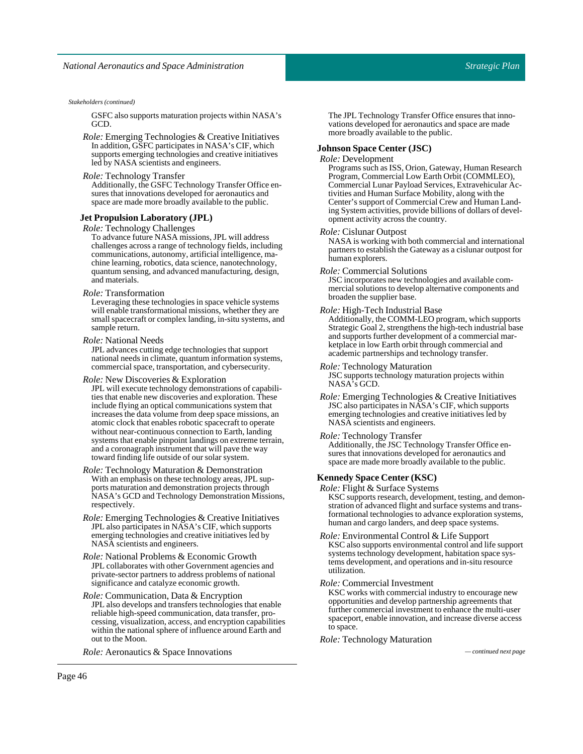*Stakeholders (continued)*

GSFC also supports maturation projects within NASA's GCD.

*Role:* Emerging Technologies & Creative Initiatives
In addition, GSFC participates in NASA's CIF, which supports emerging technologies and creative initiatives led by NASA scientists and engineers.

*Role:* Technology Transfer
Additionally, the GSFC Technology Transfer Office ensures that innovations developed for aeronautics and space are made more broadly available to the public.

**Jet Propulsion Laboratory (JPL)**

*Role:* Technology Challenges
To advance future NASA missions, JPL will address challenges across a range of technology fields, including communications, autonomy, artificial intelligence, machine learning, robotics, data science, nanotechnology, quantum sensing, and advanced manufacturing, design, and materials.

*Role:* Transformation
Leveraging these technologies in space vehicle systems will enable transformational missions, whether they are small spacecraft or complex landing, in-situ systems, and sample return.

*Role:* National Needs
JPL advances cutting edge technologies that support national needs in climate, quantum information systems, commercial space, transportation, and cybersecurity.

*Role:* New Discoveries & Exploration
JPL will execute technology demonstrations of capabilities that enable new discoveries and exploration. These include flying an optical communications system that increases the data volume from deep space missions, an atomic clock that enables robotic spacecraft to operate without near-continuous connection to Earth, landing systems that enable pinpoint landings on extreme terrain, and a coronagraph instrument that will pave the way toward finding life outside of our solar system.

*Role:* Technology Maturation & Demonstration
With an emphasis on these technology areas, JPL supports maturation and demonstration projects through NASA's GCD and Technology Demonstration Missions, respectively.

*Role:* Emerging Technologies & Creative Initiatives
JPL also participates in NASA's CIF, which supports emerging technologies and creative initiatives led by NASA scientists and engineers.

*Role:* National Problems & Economic Growth
JPL collaborates with other Government agencies and private-sector partners to address problems of national significance and catalyze economic growth.

*Role:* Communication, Data & Encryption
JPL also develops and transfers technologies that enable reliable high-speed communication, data transfer, processing, visualization, access, and encryption capabilities within the national sphere of influence around Earth and out to the Moon.

*Role:* Aeronautics & Space Innovations
The JPL Technology Transfer Office ensures that innovations developed for aeronautics and space are made more broadly available to the public.

**Johnson Space Center (JSC)**

*Role:* Development
Programs such as ISS, Orion, Gateway, Human Research Program, Commercial Low Earth Orbit (COMMLEO), Commercial Lunar Payload Services, Extravehicular Activities and Human Surface Mobility, along with the Center's support of Commercial Crew and Human Landing System activities, provide billions of dollars of development activity across the country.

*Role:* Cislunar Outpost
NASA is working with both commercial and international partners to establish the Gateway as a cislunar outpost for human explorers.

*Role:* Commercial Solutions
JSC incorporates new technologies and available commercial solutions to develop alternative components and broaden the supplier base.

*Role:* High-Tech Industrial Base
Additionally, the COMM-LEO program, which supports Strategic Goal 2, strengthens the high-tech industrial base and supports further development of a commercial marketplace in low Earth orbit through commercial and academic partnerships and technology transfer.

*Role:* Technology Maturation
JSC supports technology maturation projects within NASA's GCD.

*Role:* Emerging Technologies & Creative Initiatives
JSC also participates in NASA's CIF, which supports emerging technologies and creative initiatives led by NASA scientists and engineers.

*Role:* Technology Transfer
Additionally, the JSC Technology Transfer Office ensures that innovations developed for aeronautics and space are made more broadly available to the public.

**Kennedy Space Center (KSC)**

*Role:* Flight & Surface Systems
KSC supports research, development, testing, and demonstration of advanced flight and surface systems and transformational technologies to advance exploration systems, human and cargo landers, and deep space systems.

*Role:* Environmental Control & Life Support
KSC also supports environmental control and life support systems technology development, habitation space systems development, and operations and in-situ resource utilization.

*Role:* Commercial Investment
KSC works with commercial industry to encourage new opportunities and develop partnership agreements that further commercial investment to enhance the multi-user spaceport, enable innovation, and increase diverse access to space.

*Role:* Technology Maturation

*— continued next page*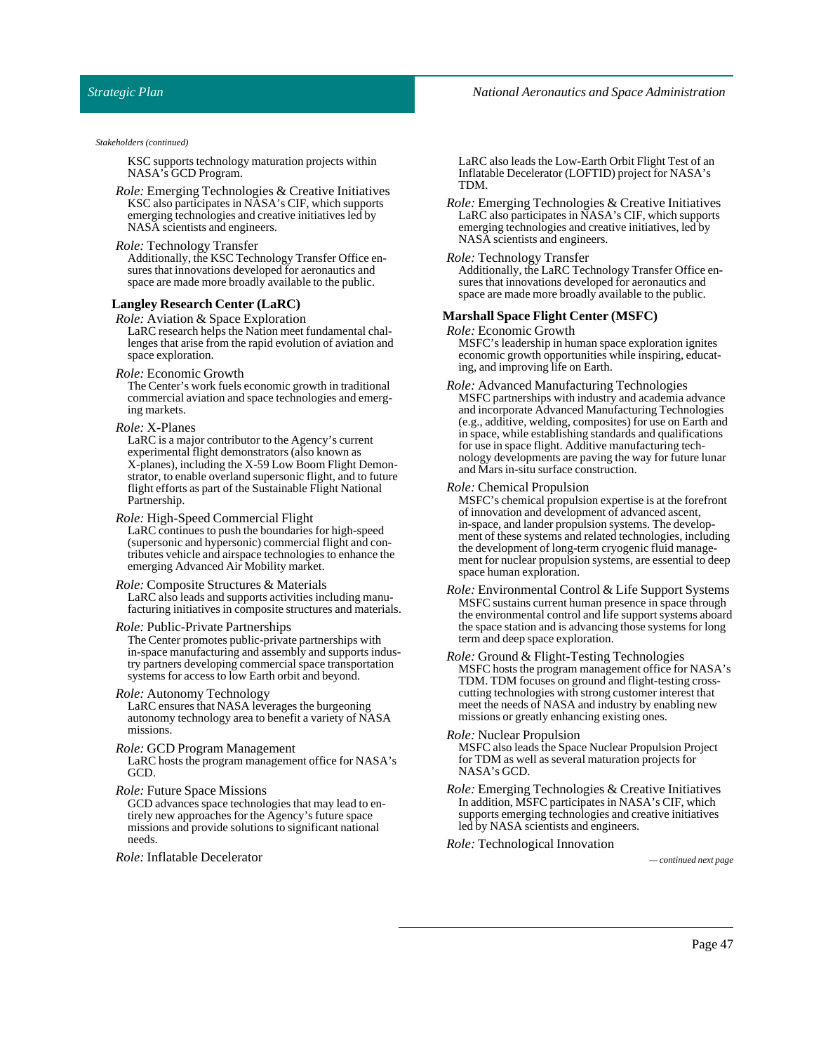*Stakeholders (continued)*

KSC supports technology maturation projects within NASA's GCD Program.

*Role:* Emerging Technologies & Creative Initiatives
KSC also participates in NASA's CIF, which supports emerging technologies and creative initiatives led by NASA scientists and engineers.

*Role:* Technology Transfer
Additionally, the KSC Technology Transfer Office ensures that innovations developed for aeronautics and space are made more broadly available to the public.

**Langley Research Center (LaRC)**

*Role:* Aviation & Space Exploration
LaRC research helps the Nation meet fundamental challenges that arise from the rapid evolution of aviation and space exploration.

*Role:* Economic Growth
The Center's work fuels economic growth in traditional commercial aviation and space technologies and emerging markets.

*Role:* X-Planes
LaRC is a major contributor to the Agency's current experimental flight demonstrators (also known as X-planes), including the X-59 Low Boom Flight Demonstrator, to enable overland supersonic flight, and to future flight efforts as part of the Sustainable Flight National Partnership.

*Role:* High-Speed Commercial Flight
LaRC continues to push the boundaries for high-speed (supersonic and hypersonic) commercial flight and contributes vehicle and airspace technologies to enhance the emerging Advanced Air Mobility market.

*Role:* Composite Structures & Materials
LaRC also leads and supports activities including manufacturing initiatives in composite structures and materials.

*Role:* Public-Private Partnerships
The Center promotes public-private partnerships with in-space manufacturing and assembly and supports industry partners developing commercial space transportation systems for access to low Earth orbit and beyond.

*Role:* Autonomy Technology
LaRC ensures that NASA leverages the burgeoning autonomy technology area to benefit a variety of NASA missions.

*Role:* GCD Program Management
LaRC hosts the program management office for NASA's GCD.

*Role:* Future Space Missions
GCD advances space technologies that may lead to entirely new approaches for the Agency's future space missions and provide solutions to significant national needs.

*Role:* Inflatable Decelerator
LaRC also leads the Low-Earth Orbit Flight Test of an Inflatable Decelerator (LOFTID) project for NASA's TDM.

*Role:* Emerging Technologies & Creative Initiatives
LaRC also participates in NASA's CIF, which supports emerging technologies and creative initiatives, led by NASA scientists and engineers.

*Role:* Technology Transfer
Additionally, the LaRC Technology Transfer Office ensures that innovations developed for aeronautics and space are made more broadly available to the public.

**Marshall Space Flight Center (MSFC)**

*Role:* Economic Growth
MSFC's leadership in human space exploration ignites economic growth opportunities while inspiring, educating, and improving life on Earth.

*Role:* Advanced Manufacturing Technologies
MSFC partnerships with industry and academia advance and incorporate Advanced Manufacturing Technologies (e.g., additive, welding, composites) for use on Earth and in space, while establishing standards and qualifications for use in space flight. Additive manufacturing technology developments are paving the way for future lunar and Mars in-situ surface construction.

*Role:* Chemical Propulsion
MSFC's chemical propulsion expertise is at the forefront of innovation and development of advanced ascent, in-space, and lander propulsion systems. The development of these systems and related technologies, including the development of long-term cryogenic fluid management for nuclear propulsion systems, are essential to deep space human exploration.

*Role:* Environmental Control & Life Support Systems
MSFC sustains current human presence in space through the environmental control and life support systems aboard the space station and is advancing those systems for long term and deep space exploration.

*Role:* Ground & Flight-Testing Technologies
MSFC hosts the program management office for NASA's TDM. TDM focuses on ground and flight-testing cross-cutting technologies with strong customer interest that meet the needs of NASA and industry by enabling new missions or greatly enhancing existing ones.

*Role:* Nuclear Propulsion
MSFC also leads the Space Nuclear Propulsion Project for TDM as well as several maturation projects for NASA's GCD.

*Role:* Emerging Technologies & Creative Initiatives
In addition, MSFC participates in NASA's CIF, which supports emerging technologies and creative initiatives led by NASA scientists and engineers.

*Role:* Technological Innovation

*— continued next page*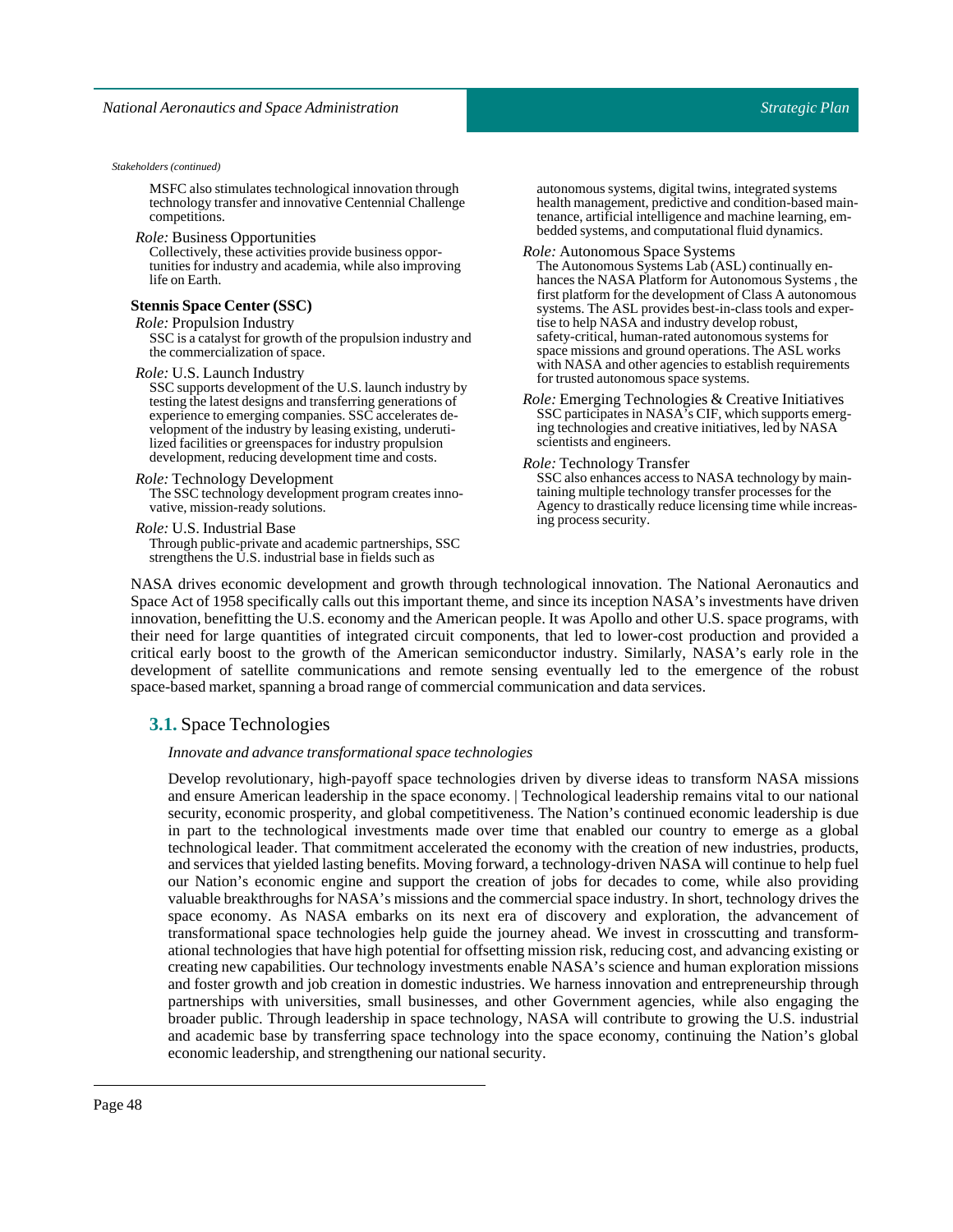*Stakeholders (continued)*

MSFC also stimulates technological innovation through technology transfer and innovative Centennial Challenge competitions.

*Role:* Business Opportunities

Collectively, these activities provide business opportunities for industry and academia, while also improving life on Earth.

**Stennis Space Center (SSC)**

*Role:* Propulsion Industry

SSC is a catalyst for growth of the propulsion industry and the commercialization of space.

*Role:* U.S. Launch Industry

SSC supports development of the U.S. launch industry by testing the latest designs and transferring generations of experience to emerging companies. SSC accelerates development of the industry by leasing existing, underutilized facilities or greenspaces for industry propulsion development, reducing development time and costs.

*Role:* Technology Development

The SSC technology development program creates innovative, mission-ready solutions.

*Role:* U.S. Industrial Base

Through public-private and academic partnerships, SSC strengthens the U.S. industrial base in fields such as autonomous systems, digital twins, integrated systems health management, predictive and condition-based maintenance, artificial intelligence and machine learning, embedded systems, and computational fluid dynamics.

*Role:* Autonomous Space Systems

The Autonomous Systems Lab (ASL) continually enhances the NASA Platform for Autonomous Systems , the first platform for the development of Class A autonomous systems. The ASL provides best-in-class tools and expertise to help NASA and industry develop robust, safety-critical, human-rated autonomous systems for space missions and ground operations. The ASL works with NASA and other agencies to establish requirements for trusted autonomous space systems.

*Role:* Emerging Technologies & Creative Initiatives

SSC participates in NASA's CIF, which supports emerging technologies and creative initiatives, led by NASA scientists and engineers.

*Role:* Technology Transfer

SSC also enhances access to NASA technology by maintaining multiple technology transfer processes for the Agency to drastically reduce licensing time while increasing process security.

NASA drives economic development and growth through technological innovation. The National Aeronautics and Space Act of 1958 specifically calls out this important theme, and since its inception NASA's investments have driven innovation, benefitting the U.S. economy and the American people. It was Apollo and other U.S. space programs, with their need for large quantities of integrated circuit components, that led to lower-cost production and provided a critical early boost to the growth of the American semiconductor industry. Similarly, NASA's early role in the development of satellite communications and remote sensing eventually led to the emergence of the robust space-based market, spanning a broad range of commercial communication and data services.

## **3.1.** Space Technologies

*Innovate and advance transformational space technologies*

Develop revolutionary, high-payoff space technologies driven by diverse ideas to transform NASA missions and ensure American leadership in the space economy. | Technological leadership remains vital to our national security, economic prosperity, and global competitiveness. The Nation's continued economic leadership is due in part to the technological investments made over time that enabled our country to emerge as a global technological leader. That commitment accelerated the economy with the creation of new industries, products, and services that yielded lasting benefits. Moving forward, a technology-driven NASA will continue to help fuel our Nation's economic engine and support the creation of jobs for decades to come, while also providing valuable breakthroughs for NASA's missions and the commercial space industry. In short, technology drives the space economy. As NASA embarks on its next era of discovery and exploration, the advancement of transformational space technologies help guide the journey ahead. We invest in crosscutting and transformational technologies that have high potential for offsetting mission risk, reducing cost, and advancing existing or creating new capabilities. Our technology investments enable NASA's science and human exploration missions and foster growth and job creation in domestic industries. We harness innovation and entrepreneurship through partnerships with universities, small businesses, and other Government agencies, while also engaging the broader public. Through leadership in space technology, NASA will contribute to growing the U.S. industrial and academic base by transferring space technology into the space economy, continuing the Nation's global economic leadership, and strengthening our national security.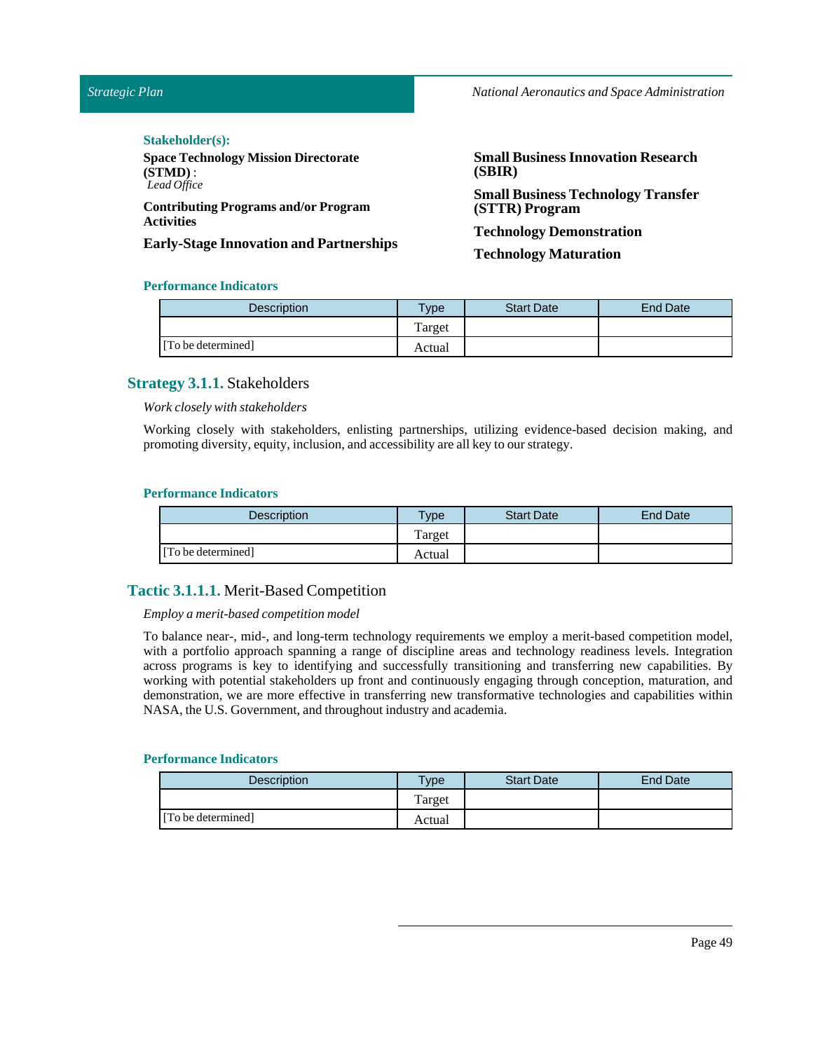**Stakeholder(s):**

**Space Technology Mission Directorate (STMD)** :
*Lead Office*

**Contributing Programs and/or Program Activities**

**Early-Stage Innovation and Partnerships**

**Small Business Innovation Research (SBIR)**

**Small Business Technology Transfer (STTR) Program**

**Technology Demonstration**

**Technology Maturation**

**Performance Indicators**

| Description | Type | Start Date | End Date |
|---|---|---|---|
| | Target | | |
| [To be determined] | Actual | | |

## Strategy 3.1.1. Stakeholders

*Work closely with stakeholders*

Working closely with stakeholders, enlisting partnerships, utilizing evidence-based decision making, and promoting diversity, equity, inclusion, and accessibility are all key to our strategy.

**Performance Indicators**

| Description | Type | Start Date | End Date |
|---|---|---|---|
| | Target | | |
| [To be determined] | Actual | | |

## Tactic 3.1.1.1. Merit-Based Competition

*Employ a merit-based competition model*

To balance near-, mid-, and long-term technology requirements we employ a merit-based competition model, with a portfolio approach spanning a range of discipline areas and technology readiness levels. Integration across programs is key to identifying and successfully transitioning and transferring new capabilities. By working with potential stakeholders up front and continuously engaging through conception, maturation, and demonstration, we are more effective in transferring new transformative technologies and capabilities within NASA, the U.S. Government, and throughout industry and academia.

**Performance Indicators**

| Description | Type | Start Date | End Date |
|---|---|---|---|
| | Target | | |
| [To be determined] | Actual | | |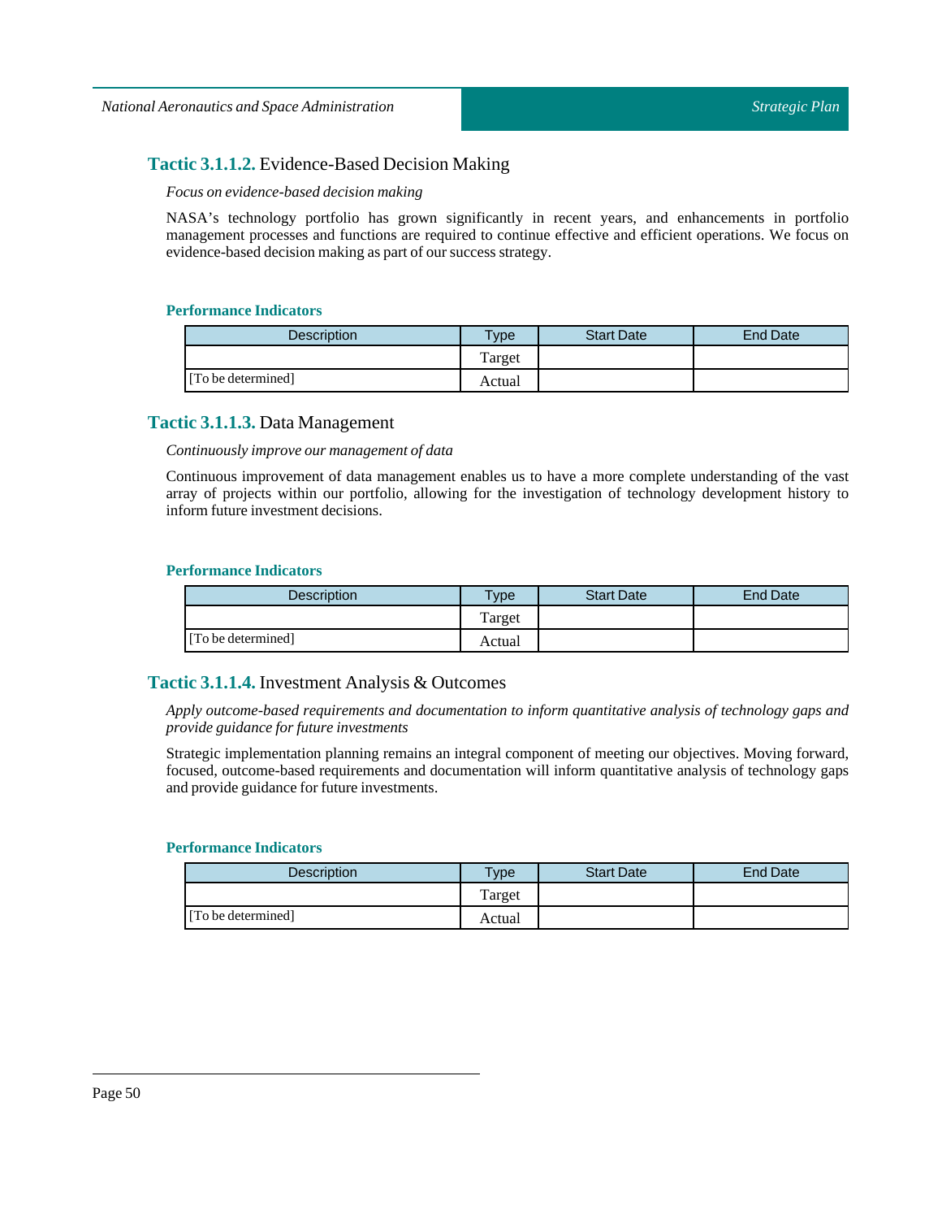### **Tactic 3.1.1.2.** Evidence-Based Decision Making

*Focus on evidence-based decision making*

NASA's technology portfolio has grown significantly in recent years, and enhancements in portfolio management processes and functions are required to continue effective and efficient operations. We focus on evidence-based decision making as part of our success strategy.

**Performance Indicators**

| Description | Type | Start Date | End Date |
| --- | --- | --- | --- |
| [To be determined] | Target | | |
| | Actual | | |

### **Tactic 3.1.1.3.** Data Management

*Continuously improve our management of data*

Continuous improvement of data management enables us to have a more complete understanding of the vast array of projects within our portfolio, allowing for the investigation of technology development history to inform future investment decisions.

**Performance Indicators**

| Description | Type | Start Date | End Date |
| --- | --- | --- | --- |
| [To be determined] | Target | | |
| | Actual | | |

### **Tactic 3.1.1.4.** Investment Analysis & Outcomes

*Apply outcome-based requirements and documentation to inform quantitative analysis of technology gaps and provide guidance for future investments*

Strategic implementation planning remains an integral component of meeting our objectives. Moving forward, focused, outcome-based requirements and documentation will inform quantitative analysis of technology gaps and provide guidance for future investments.

**Performance Indicators**

| Description | Type | Start Date | End Date |
| --- | --- | --- | --- |
| [To be determined] | Target | | |
| | Actual | | |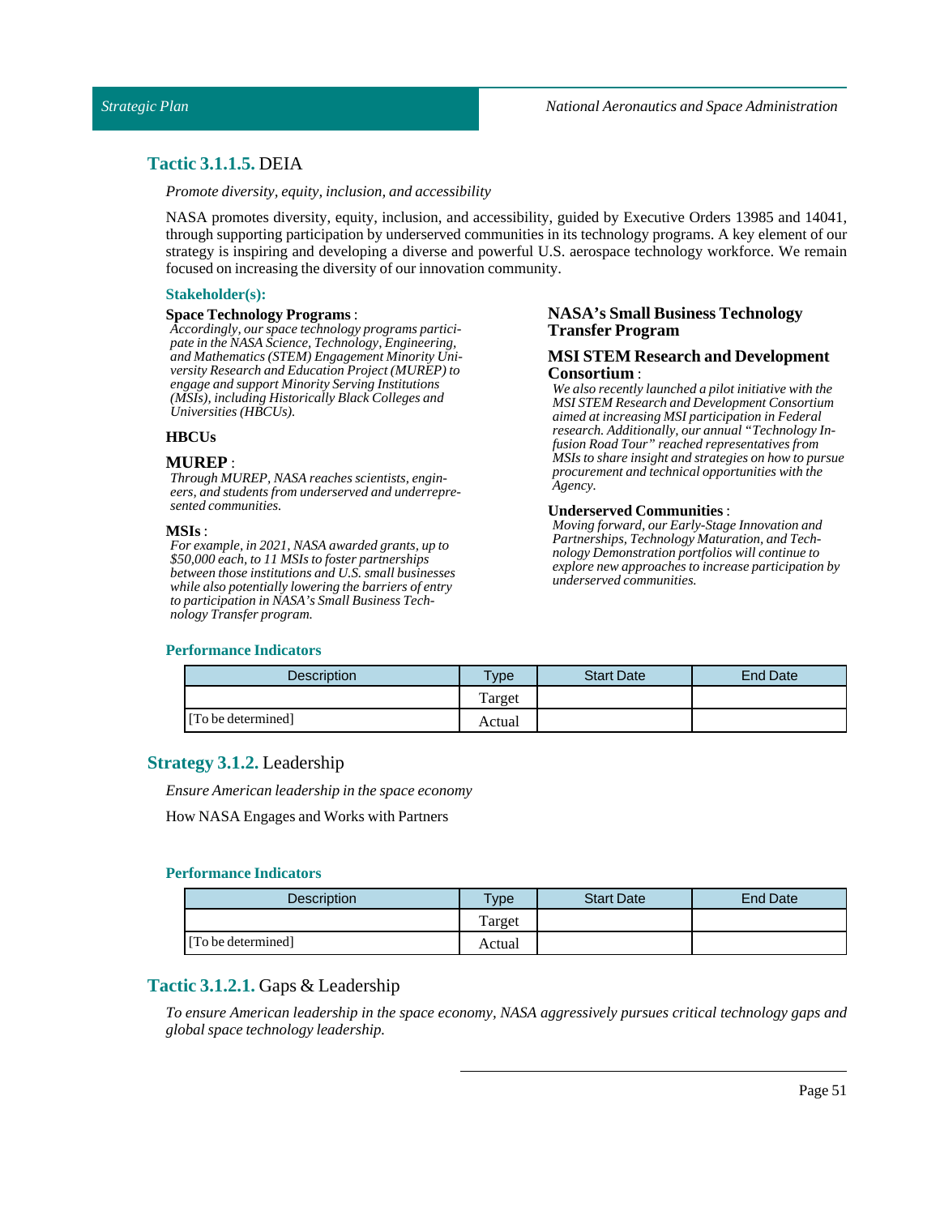### Tactic 3.1.1.5. DEIA

*Promote diversity, equity, inclusion, and accessibility*

NASA promotes diversity, equity, inclusion, and accessibility, guided by Executive Orders 13985 and 14041, through supporting participation by underserved communities in its technology programs. A key element of our strategy is inspiring and developing a diverse and powerful U.S. aerospace technology workforce. We remain focused on increasing the diversity of our innovation community.

**Stakeholder(s):**

**Space Technology Programs** :
*Accordingly, our space technology programs participate in the NASA Science, Technology, Engineering, and Mathematics (STEM) Engagement Minority University Research and Education Project (MUREP) to engage and support Minority Serving Institutions (MSIs), including Historically Black Colleges and Universities (HBCUs).*

**HBCUs**

**MUREP** :
*Through MUREP, NASA reaches scientists, engineers, and students from underserved and underrepresented communities.*

**MSIs** :
*For example, in 2021, NASA awarded grants, up to $50,000 each, to 11 MSIs to foster partnerships between those institutions and U.S. small businesses while also potentially lowering the barriers of entry to participation in NASA's Small Business Technology Transfer program.*

**NASA's Small Business Technology Transfer Program**

**MSI STEM Research and Development Consortium** :
*We also recently launched a pilot initiative with the MSI STEM Research and Development Consortium aimed at increasing MSI participation in Federal research. Additionally, our annual "Technology Infusion Road Tour" reached representatives from MSIs to share insight and strategies on how to pursue procurement and technical opportunities with the Agency.*

**Underserved Communities** :
*Moving forward, our Early-Stage Innovation and Partnerships, Technology Maturation, and Technology Demonstration portfolios will continue to explore new approaches to increase participation by underserved communities.*

**Performance Indicators**

| Description | Type | Start Date | End Date |
|---|---|---|---|
| | Target | | |
| [To be determined] | Actual | | |

## Strategy 3.1.2. Leadership

*Ensure American leadership in the space economy*

How NASA Engages and Works with Partners

**Performance Indicators**

| Description | Type | Start Date | End Date |
|---|---|---|---|
| | Target | | |
| [To be determined] | Actual | | |

### Tactic 3.1.2.1. Gaps & Leadership

*To ensure American leadership in the space economy, NASA aggressively pursues critical technology gaps and global space technology leadership.*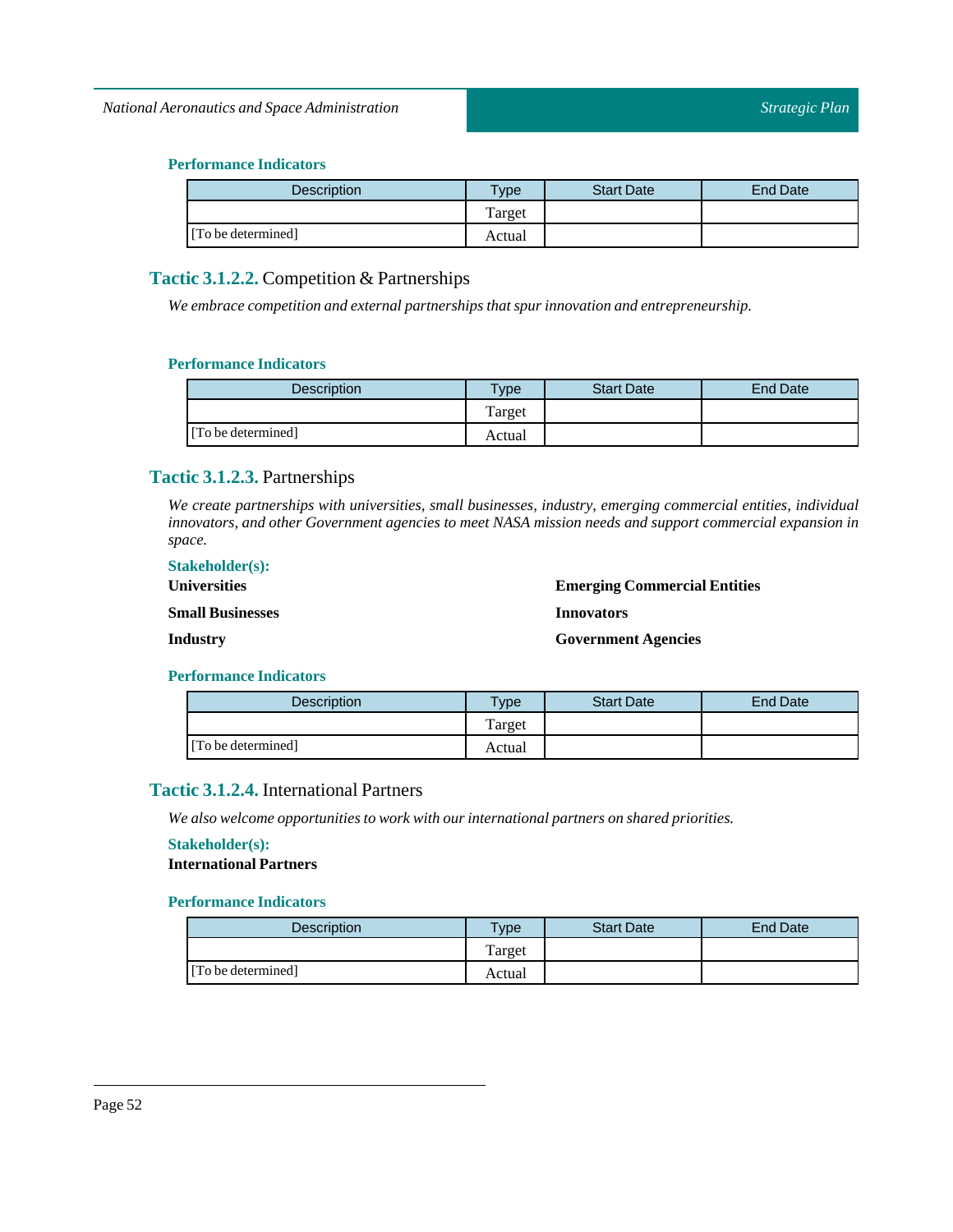#### Performance Indicators

| Description | Type | Start Date | End Date |
|---|---|---|---|
| | Target | | |
| [To be determined] | Actual | | |

### Tactic 3.1.2.2. Competition & Partnerships

*We embrace competition and external partnerships that spur innovation and entrepreneurship.*

#### Performance Indicators

| Description | Type | Start Date | End Date |
|---|---|---|---|
| | Target | | |
| [To be determined] | Actual | | |

### Tactic 3.1.2.3. Partnerships

*We create partnerships with universities, small businesses, industry, emerging commercial entities, individual innovators, and other Government agencies to meet NASA mission needs and support commercial expansion in space.*

#### Stakeholder(s):

**Universities**

**Small Businesses**

**Industry**

**Emerging Commercial Entities**

**Innovators**

**Government Agencies**

#### Performance Indicators

| Description | Type | Start Date | End Date |
|---|---|---|---|
| | Target | | |
| [To be determined] | Actual | | |

### Tactic 3.1.2.4. International Partners

*We also welcome opportunities to work with our international partners on shared priorities.*

#### Stakeholder(s):

**International Partners**

#### Performance Indicators

| Description | Type | Start Date | End Date |
|---|---|---|---|
| | Target | | |
| [To be determined] | Actual | | |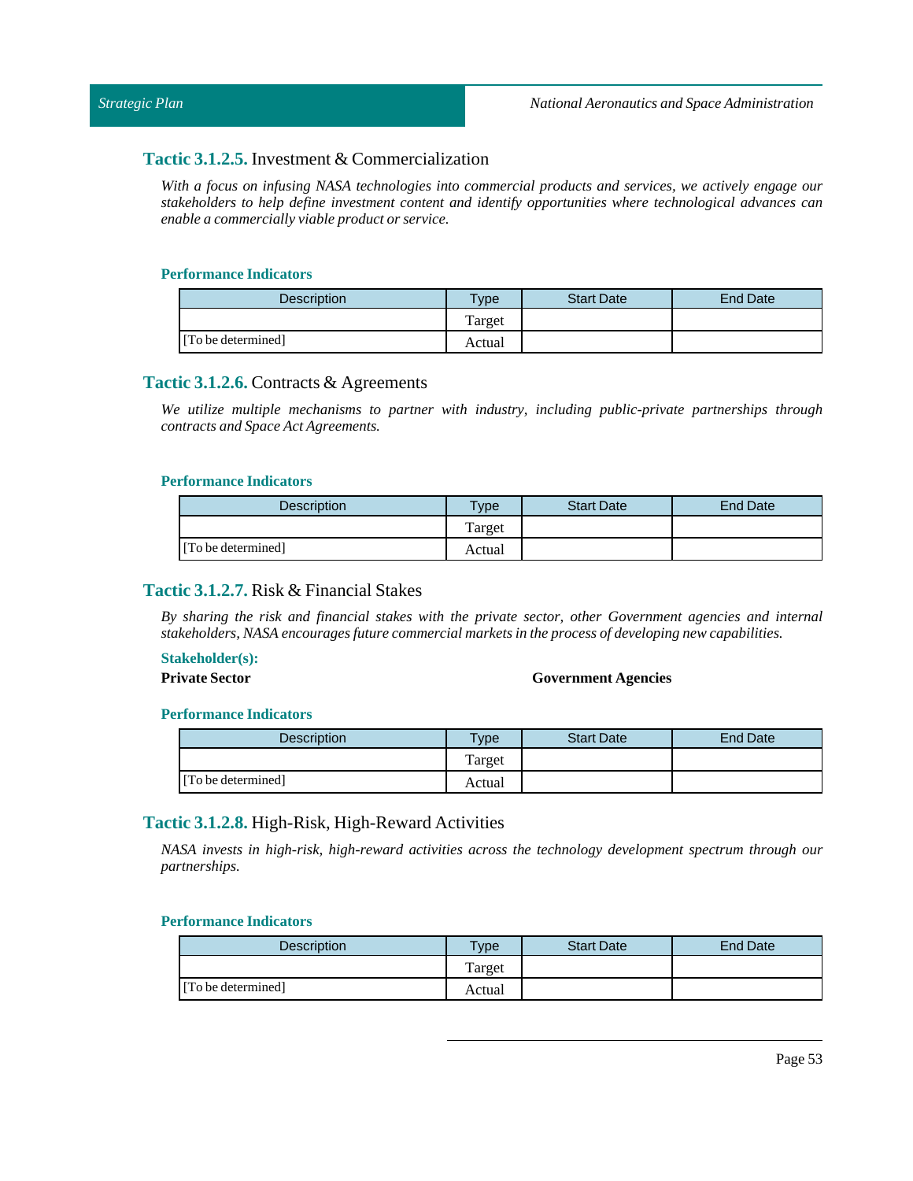## **Tactic 3.1.2.5.** Investment & Commercialization

*With a focus on infusing NASA technologies into commercial products and services, we actively engage our stakeholders to help define investment content and identify opportunities where technological advances can enable a commercially viable product or service.*

**Performance Indicators**

| Description | Type | Start Date | End Date |
|---|---|---|---|
| [To be determined] | Target | | |
| | Actual | | |

## **Tactic 3.1.2.6.** Contracts & Agreements

*We utilize multiple mechanisms to partner with industry, including public-private partnerships through contracts and Space Act Agreements.*

**Performance Indicators**

| Description | Type | Start Date | End Date |
|---|---|---|---|
| [To be determined] | Target | | |
| | Actual | | |

## **Tactic 3.1.2.7.** Risk & Financial Stakes

*By sharing the risk and financial stakes with the private sector, other Government agencies and internal stakeholders, NASA encourages future commercial markets in the process of developing new capabilities.*

**Stakeholder(s):**

**Private Sector**

**Government Agencies**

**Performance Indicators**

| Description | Type | Start Date | End Date |
|---|---|---|---|
| [To be determined] | Target | | |
| | Actual | | |

## **Tactic 3.1.2.8.** High-Risk, High-Reward Activities

*NASA invests in high-risk, high-reward activities across the technology development spectrum through our partnerships.*

**Performance Indicators**

| Description | Type | Start Date | End Date |
|---|---|---|---|
| [To be determined] | Target | | |
| | Actual | | |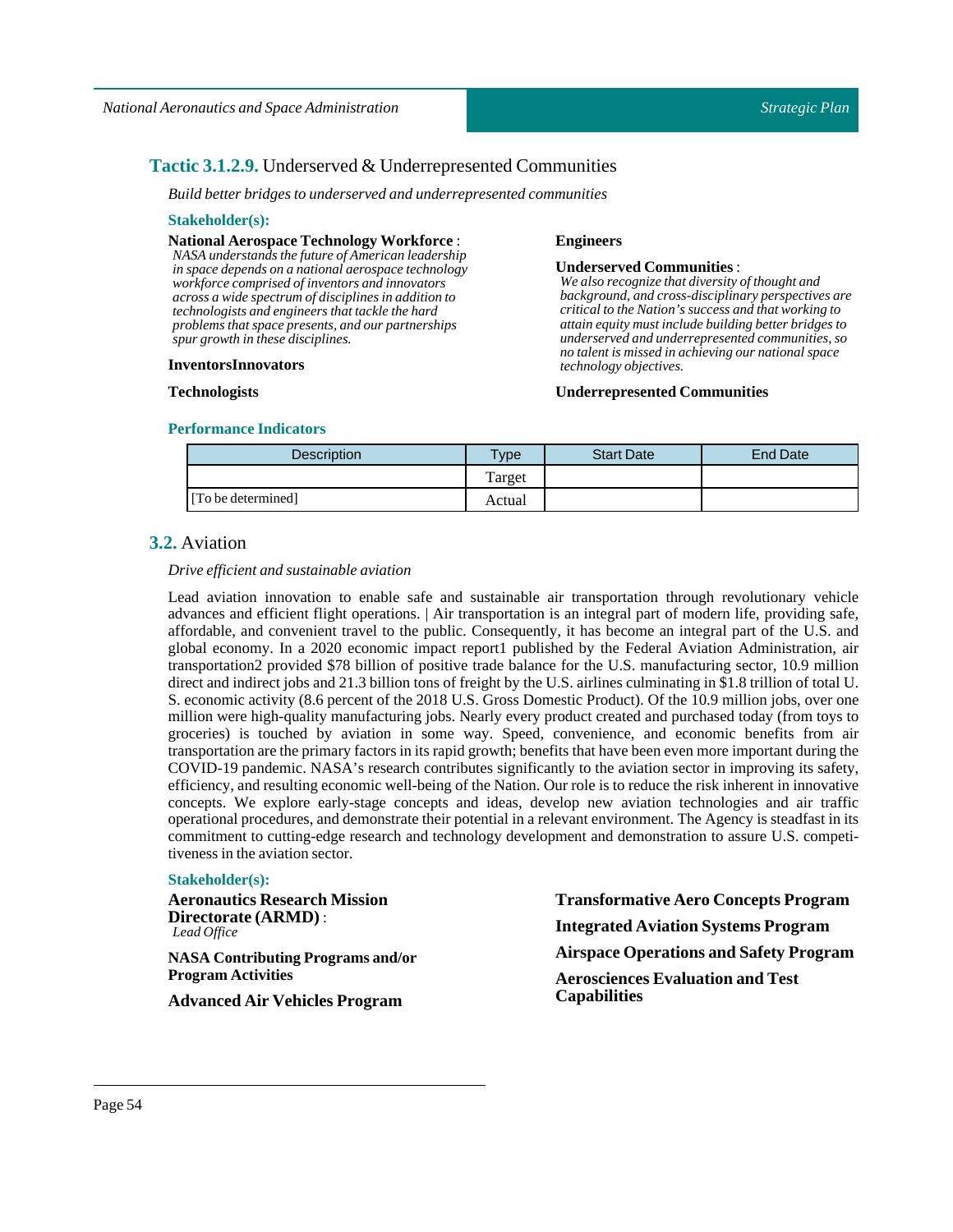### **Tactic 3.1.2.9.** Underserved & Underrepresented Communities

*Build better bridges to underserved and underrepresented communities*

**Stakeholder(s):**

**National Aerospace Technology Workforce** :
*NASA understands the future of American leadership in space depends on a national aerospace technology workforce comprised of inventors and innovators across a wide spectrum of disciplines in addition to technologists and engineers that tackle the hard problems that space presents, and our partnerships spur growth in these disciplines.*

**InventorsInnovators**

**Technologists**

**Engineers**

**Underserved Communities** :
*We also recognize that diversity of thought and background, and cross-disciplinary perspectives are critical to the Nation's success and that working to attain equity must include building better bridges to underserved and underrepresented communities, so no talent is missed in achieving our national space technology objectives.*

**Underrepresented Communities**

**Performance Indicators**

| Description | Type | Start Date | End Date |
|---|---|---|---|
| | Target | | |
| [To be determined] | Actual | | |

## **3.2.** Aviation

*Drive efficient and sustainable aviation*

Lead aviation innovation to enable safe and sustainable air transportation through revolutionary vehicle advances and efficient flight operations. | Air transportation is an integral part of modern life, providing safe, affordable, and convenient travel to the public. Consequently, it has become an integral part of the U.S. and global economy. In a 2020 economic impact report1 published by the Federal Aviation Administration, air transportation2 provided $78 billion of positive trade balance for the U.S. manufacturing sector, 10.9 million direct and indirect jobs and 21.3 billion tons of freight by the U.S. airlines culminating in $1.8 trillion of total U. S. economic activity (8.6 percent of the 2018 U.S. Gross Domestic Product). Of the 10.9 million jobs, over one million were high-quality manufacturing jobs. Nearly every product created and purchased today (from toys to groceries) is touched by aviation in some way. Speed, convenience, and economic benefits from air transportation are the primary factors in its rapid growth; benefits that have been even more important during the COVID-19 pandemic. NASA's research contributes significantly to the aviation sector in improving its safety, efficiency, and resulting economic well-being of the Nation. Our role is to reduce the risk inherent in innovative concepts. We explore early-stage concepts and ideas, develop new aviation technologies and air traffic operational procedures, and demonstrate their potential in a relevant environment. The Agency is steadfast in its commitment to cutting-edge research and technology development and demonstration to assure U.S. competitiveness in the aviation sector.

**Stakeholder(s):**

**Aeronautics Research Mission Directorate (ARMD)** :
*Lead Office*

**NASA Contributing Programs and/or Program Activities**

**Advanced Air Vehicles Program**

**Transformative Aero Concepts Program**

**Integrated Aviation Systems Program**

**Airspace Operations and Safety Program**

**Aerosciences Evaluation and Test Capabilities**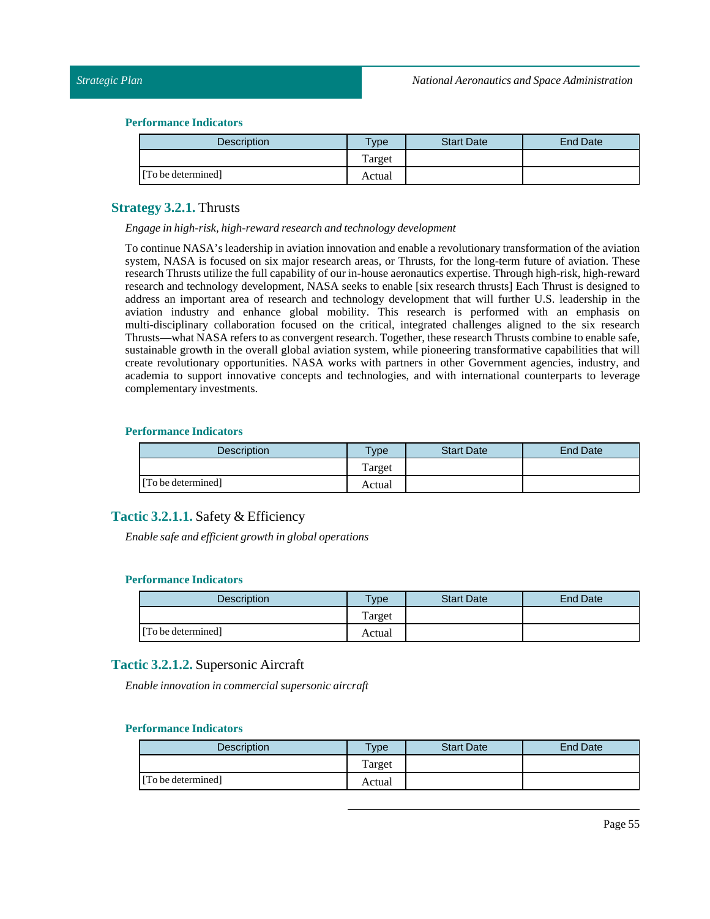#### Performance Indicators

| Description | Type | Start Date | End Date |
| --- | --- | --- | --- |
| | Target | | |
| [To be determined] | Actual | | |

## Strategy 3.2.1. Thrusts

*Engage in high-risk, high-reward research and technology development*

To continue NASA's leadership in aviation innovation and enable a revolutionary transformation of the aviation system, NASA is focused on six major research areas, or Thrusts, for the long-term future of aviation. These research Thrusts utilize the full capability of our in-house aeronautics expertise. Through high-risk, high-reward research and technology development, NASA seeks to enable [six research thrusts] Each Thrust is designed to address an important area of research and technology development that will further U.S. leadership in the aviation industry and enhance global mobility. This research is performed with an emphasis on multi-disciplinary collaboration focused on the critical, integrated challenges aligned to the six research Thrusts—what NASA refers to as convergent research. Together, these research Thrusts combine to enable safe, sustainable growth in the overall global aviation system, while pioneering transformative capabilities that will create revolutionary opportunities. NASA works with partners in other Government agencies, industry, and academia to support innovative concepts and technologies, and with international counterparts to leverage complementary investments.

#### Performance Indicators

| Description | Type | Start Date | End Date |
| --- | --- | --- | --- |
| | Target | | |
| [To be determined] | Actual | | |

## Tactic 3.2.1.1. Safety & Efficiency

*Enable safe and efficient growth in global operations*

#### Performance Indicators

| Description | Type | Start Date | End Date |
| --- | --- | --- | --- |
| | Target | | |
| [To be determined] | Actual | | |

## Tactic 3.2.1.2. Supersonic Aircraft

*Enable innovation in commercial supersonic aircraft*

#### Performance Indicators

| Description | Type | Start Date | End Date |
| --- | --- | --- | --- |
| | Target | | |
| [To be determined] | Actual | | |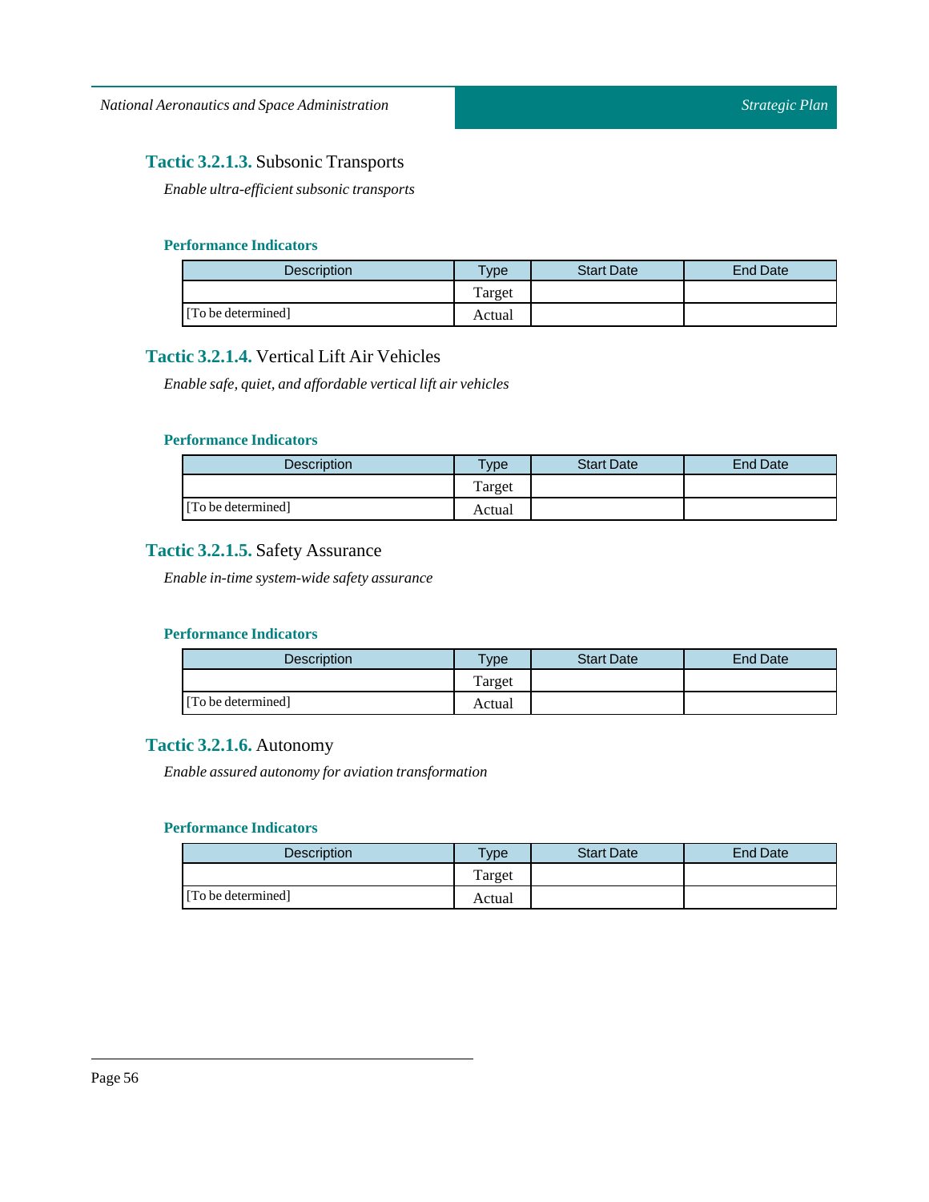### **Tactic 3.2.1.3.** Subsonic Transports

*Enable ultra-efficient subsonic transports*

#### Performance Indicators

| Description | Type | Start Date | End Date |
|---|---|---|---|
| | Target | | |
| [To be determined] | Actual | | |

### **Tactic 3.2.1.4.** Vertical Lift Air Vehicles

*Enable safe, quiet, and affordable vertical lift air vehicles*

#### Performance Indicators

| Description | Type | Start Date | End Date |
|---|---|---|---|
| | Target | | |
| [To be determined] | Actual | | |

### **Tactic 3.2.1.5.** Safety Assurance

*Enable in-time system-wide safety assurance*

#### Performance Indicators

| Description | Type | Start Date | End Date |
|---|---|---|---|
| | Target | | |
| [To be determined] | Actual | | |

### **Tactic 3.2.1.6.** Autonomy

*Enable assured autonomy for aviation transformation*

#### Performance Indicators

| Description | Type | Start Date | End Date |
|---|---|---|---|
| | Target | | |
| [To be determined] | Actual | | |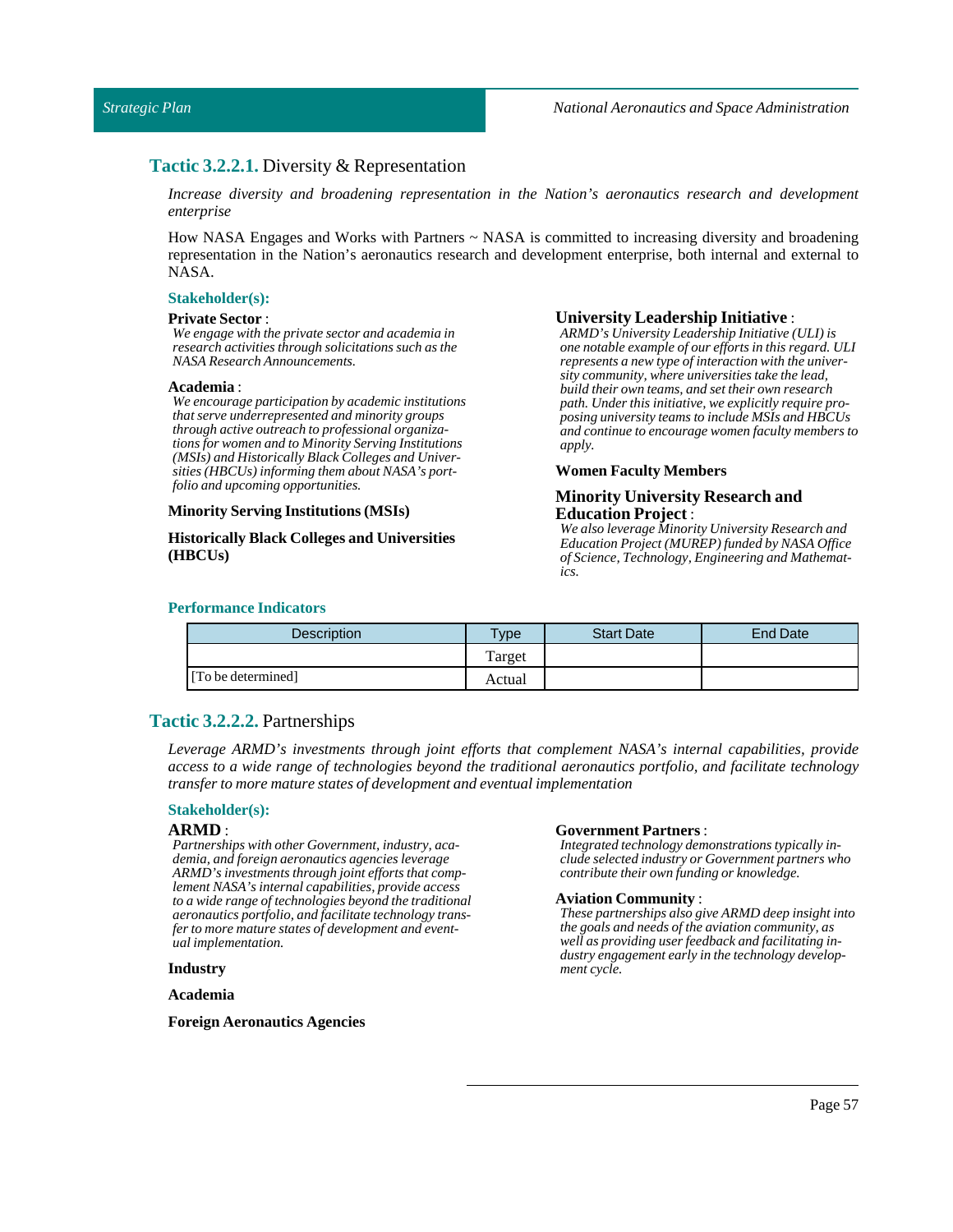## **Tactic 3.2.2.1.** Diversity & Representation

*Increase diversity and broadening representation in the Nation's aeronautics research and development enterprise*

How NASA Engages and Works with Partners ~ NASA is committed to increasing diversity and broadening representation in the Nation's aeronautics research and development enterprise, both internal and external to NASA.

**Stakeholder(s):**

**Private Sector** :
*We engage with the private sector and academia in research activities through solicitations such as the NASA Research Announcements.*

**Academia** :
*We encourage participation by academic institutions that serve underrepresented and minority groups through active outreach to professional organizations for women and to Minority Serving Institutions (MSIs) and Historically Black Colleges and Universities (HBCUs) informing them about NASA's portfolio and upcoming opportunities.*

**Minority Serving Institutions (MSIs)**

**Historically Black Colleges and Universities (HBCUs)**

**University Leadership Initiative** :
*ARMD's University Leadership Initiative (ULI) is one notable example of our efforts in this regard. ULI represents a new type of interaction with the university community, where universities take the lead, build their own teams, and set their own research path. Under this initiative, we explicitly require proposing university teams to include MSIs and HBCUs and continue to encourage women faculty members to apply.*

**Women Faculty Members**

**Minority University Research and Education Project** :
*We also leverage Minority University Research and Education Project (MUREP) funded by NASA Office of Science, Technology, Engineering and Mathematics.*

**Performance Indicators**

| Description | Type | Start Date | End Date |
|---|---|---|---|
| [To be determined] | Target | | |
| | Actual | | |

## **Tactic 3.2.2.2.** Partnerships

*Leverage ARMD's investments through joint efforts that complement NASA's internal capabilities, provide access to a wide range of technologies beyond the traditional aeronautics portfolio, and facilitate technology transfer to more mature states of development and eventual implementation*

**Stakeholder(s):**

**ARMD** :
*Partnerships with other Government, industry, academia, and foreign aeronautics agencies leverage ARMD's investments through joint efforts that complement NASA's internal capabilities, provide access to a wide range of technologies beyond the traditional aeronautics portfolio, and facilitate technology transfer to more mature states of development and eventual implementation.*

**Industry**

**Academia**

**Foreign Aeronautics Agencies**

**Government Partners** :
*Integrated technology demonstrations typically include selected industry or Government partners who contribute their own funding or knowledge.*

**Aviation Community** :
*These partnerships also give ARMD deep insight into the goals and needs of the aviation community, as well as providing user feedback and facilitating industry engagement early in the technology development cycle.*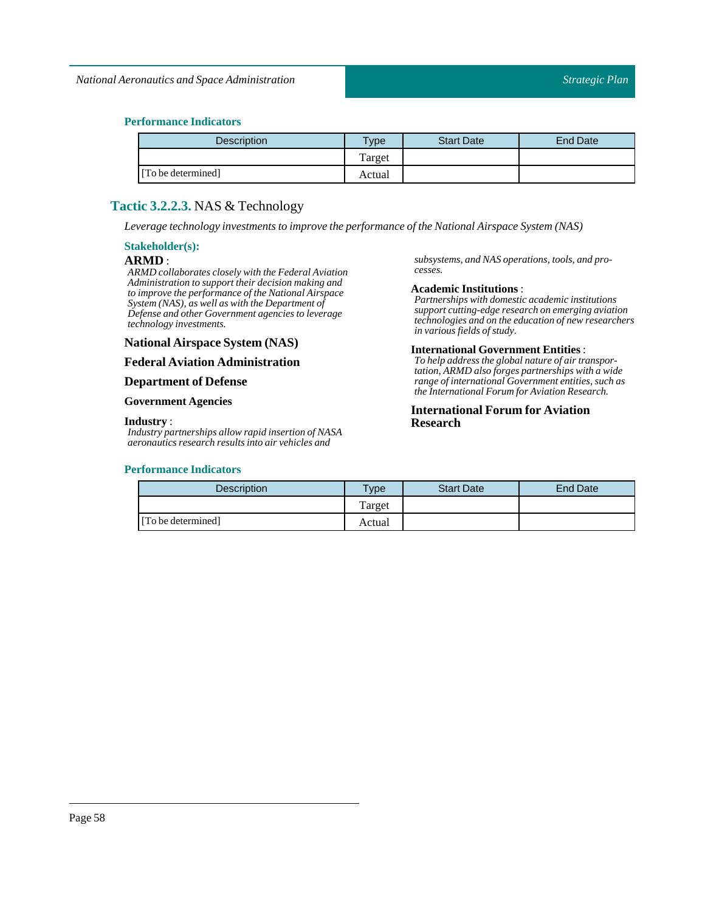### Performance Indicators

| Description | Type | Start Date | End Date |
|---|---|---|---|
| | Target | | |
| [To be determined] | Actual | | |

## Tactic 3.2.2.3. NAS & Technology

*Leverage technology investments to improve the performance of the National Airspace System (NAS)*

### Stakeholder(s):

**ARMD** :
*ARMD collaborates closely with the Federal Aviation Administration to support their decision making and to improve the performance of the National Airspace System (NAS), as well as with the Department of Defense and other Government agencies to leverage technology investments.*

**National Airspace System (NAS)**

**Federal Aviation Administration**

**Department of Defense**

**Government Agencies**

**Industry** :
*Industry partnerships allow rapid insertion of NASA aeronautics research results into air vehicles and subsystems, and NAS operations, tools, and processes.*

**Academic Institutions** :
*Partnerships with domestic academic institutions support cutting-edge research on emerging aviation technologies and on the education of new researchers in various fields of study.*

**International Government Entities** :
*To help address the global nature of air transportation, ARMD also forges partnerships with a wide range of international Government entities, such as the International Forum for Aviation Research.*

**International Forum for Aviation Research**

### Performance Indicators

| Description | Type | Start Date | End Date |
|---|---|---|---|
| | Target | | |
| [To be determined] | Actual | | |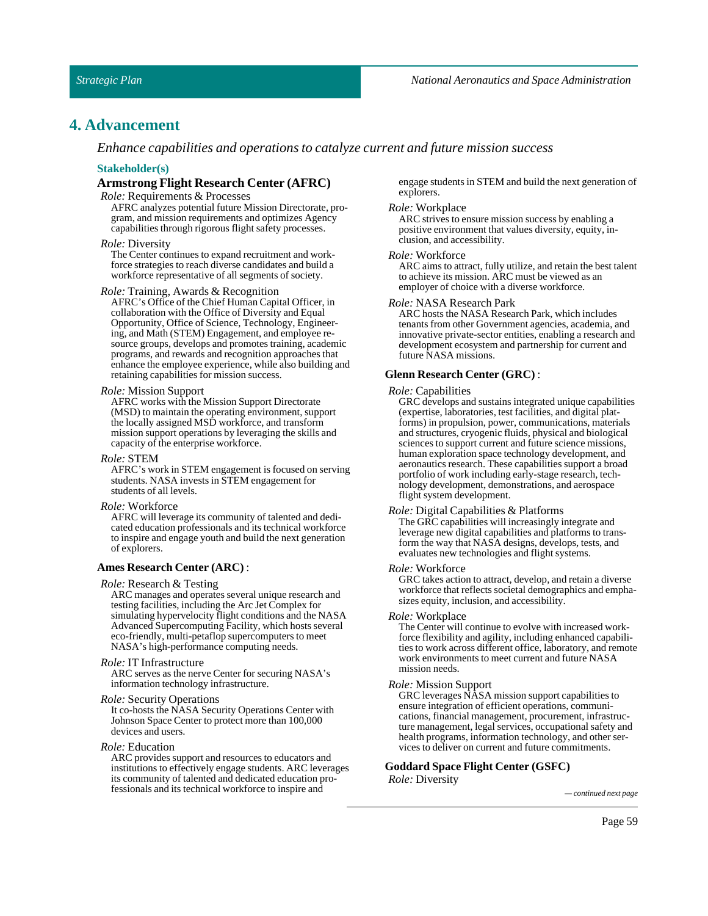## 4. Advancement

*Enhance capabilities and operations to catalyze current and future mission success*

**Stakeholder(s)**

### Armstrong Flight Research Center (AFRC)

*Role:* Requirements & Processes

AFRC analyzes potential future Mission Directorate, program, and mission requirements and optimizes Agency capabilities through rigorous flight safety processes.

*Role:* Diversity

The Center continues to expand recruitment and workforce strategies to reach diverse candidates and build a workforce representative of all segments of society.

*Role:* Training, Awards & Recognition

AFRC's Office of the Chief Human Capital Officer, in collaboration with the Office of Diversity and Equal Opportunity, Office of Science, Technology, Engineering, and Math (STEM) Engagement, and employee resource groups, develops and promotes training, academic programs, and rewards and recognition approaches that enhance the employee experience, while also building and retaining capabilities for mission success.

*Role:* Mission Support

AFRC works with the Mission Support Directorate (MSD) to maintain the operating environment, support the locally assigned MSD workforce, and transform mission support operations by leveraging the skills and capacity of the enterprise workforce.

*Role:* STEM

AFRC's work in STEM engagement is focused on serving students. NASA invests in STEM engagement for students of all levels.

*Role:* Workforce

AFRC will leverage its community of talented and dedicated education professionals and its technical workforce to inspire and engage youth and build the next generation of explorers.

**Ames Research Center (ARC)** :

*Role:* Research & Testing

ARC manages and operates several unique research and testing facilities, including the Arc Jet Complex for simulating hypervelocity flight conditions and the NASA Advanced Supercomputing Facility, which hosts several eco-friendly, multi-petaflop supercomputers to meet NASA's high-performance computing needs.

*Role:* IT Infrastructure

ARC serves as the nerve Center for securing NASA's information technology infrastructure.

*Role:* Security Operations

It co-hosts the NASA Security Operations Center with Johnson Space Center to protect more than 100,000 devices and users.

*Role:* Education

ARC provides support and resources to educators and institutions to effectively engage students. ARC leverages its community of talented and dedicated education professionals and its technical workforce to inspire and engage students in STEM and build the next generation of explorers.

*Role:* Workplace

ARC strives to ensure mission success by enabling a positive environment that values diversity, equity, inclusion, and accessibility.

*Role:* Workforce

ARC aims to attract, fully utilize, and retain the best talent to achieve its mission. ARC must be viewed as an employer of choice with a diverse workforce.

*Role:* NASA Research Park

ARC hosts the NASA Research Park, which includes tenants from other Government agencies, academia, and innovative private-sector entities, enabling a research and development ecosystem and partnership for current and future NASA missions.

**Glenn Research Center (GRC)** :

*Role:* Capabilities

GRC develops and sustains integrated unique capabilities (expertise, laboratories, test facilities, and digital platforms) in propulsion, power, communications, materials and structures, cryogenic fluids, physical and biological sciences to support current and future science missions, human exploration space technology development, and aeronautics research. These capabilities support a broad portfolio of work including early-stage research, technology development, demonstrations, and aerospace flight system development.

*Role:* Digital Capabilities & Platforms

The GRC capabilities will increasingly integrate and leverage new digital capabilities and platforms to transform the way that NASA designs, develops, tests, and evaluates new technologies and flight systems.

*Role:* Workforce

GRC takes action to attract, develop, and retain a diverse workforce that reflects societal demographics and emphasizes equity, inclusion, and accessibility.

*Role:* Workplace

The Center will continue to evolve with increased workforce flexibility and agility, including enhanced capabilities to work across different office, laboratory, and remote work environments to meet current and future NASA mission needs.

*Role:* Mission Support

GRC leverages NASA mission support capabilities to ensure integration of efficient operations, communications, financial management, procurement, infrastructure management, legal services, occupational safety and health programs, information technology, and other services to deliver on current and future commitments.

**Goddard Space Flight Center (GSFC)**

*Role:* Diversity

*— continued next page*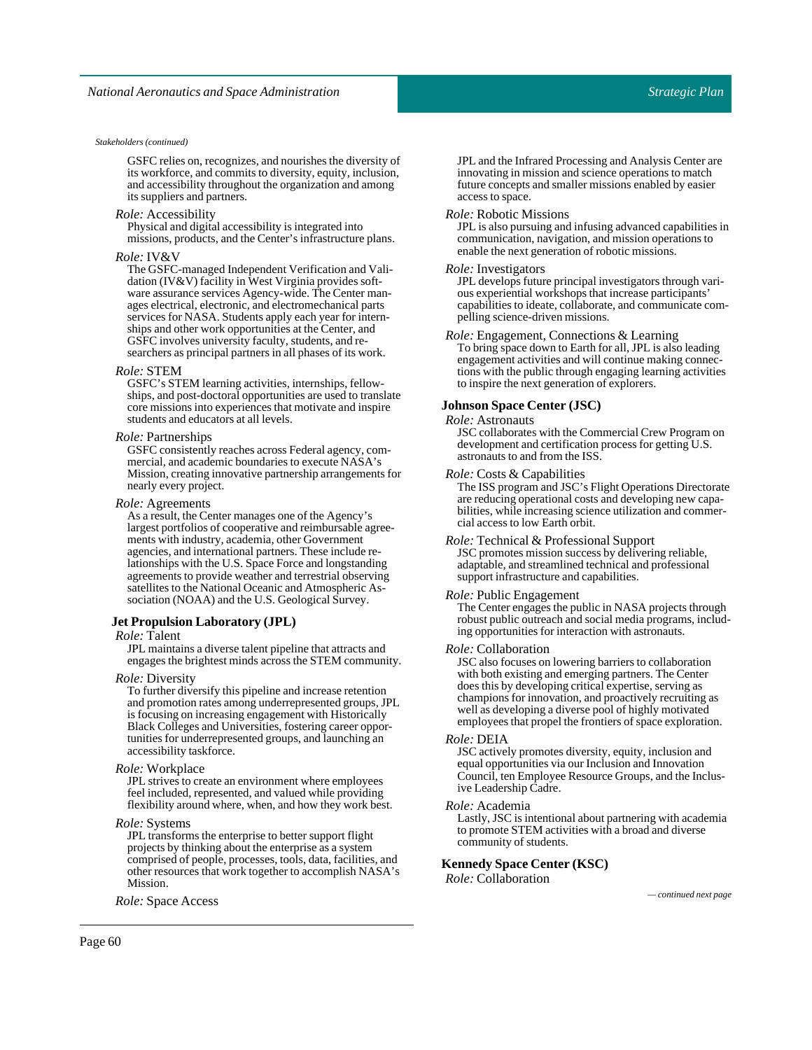*Stakeholders (continued)*

GSFC relies on, recognizes, and nourishes the diversity of its workforce, and commits to diversity, equity, inclusion, and accessibility throughout the organization and among its suppliers and partners.

*Role:* Accessibility
Physical and digital accessibility is integrated into missions, products, and the Center's infrastructure plans.

*Role:* IV&V
The GSFC-managed Independent Verification and Validation (IV&V) facility in West Virginia provides software assurance services Agency-wide. The Center manages electrical, electronic, and electromechanical parts services for NASA. Students apply each year for internships and other work opportunities at the Center, and GSFC involves university faculty, students, and researchers as principal partners in all phases of its work.

*Role:* STEM
GSFC's STEM learning activities, internships, fellowships, and post-doctoral opportunities are used to translate core missions into experiences that motivate and inspire students and educators at all levels.

*Role:* Partnerships
GSFC consistently reaches across Federal agency, commercial, and academic boundaries to execute NASA's Mission, creating innovative partnership arrangements for nearly every project.

*Role:* Agreements
As a result, the Center manages one of the Agency's largest portfolios of cooperative and reimbursable agreements with industry, academia, other Government agencies, and international partners. These include relationships with the U.S. Space Force and longstanding agreements to provide weather and terrestrial observing satellites to the National Oceanic and Atmospheric Association (NOAA) and the U.S. Geological Survey.

**Jet Propulsion Laboratory (JPL)**

*Role:* Talent
JPL maintains a diverse talent pipeline that attracts and engages the brightest minds across the STEM community.

*Role:* Diversity
To further diversify this pipeline and increase retention and promotion rates among underrepresented groups, JPL is focusing on increasing engagement with Historically Black Colleges and Universities, fostering career opportunities for underrepresented groups, and launching an accessibility taskforce.

*Role:* Workplace
JPL strives to create an environment where employees feel included, represented, and valued while providing flexibility around where, when, and how they work best.

*Role:* Systems
JPL transforms the enterprise to better support flight projects by thinking about the enterprise as a system comprised of people, processes, tools, data, facilities, and other resources that work together to accomplish NASA's Mission.

*Role:* Space Access
JPL and the Infrared Processing and Analysis Center are innovating in mission and science operations to match future concepts and smaller missions enabled by easier access to space.

*Role:* Robotic Missions
JPL is also pursuing and infusing advanced capabilities in communication, navigation, and mission operations to enable the next generation of robotic missions.

*Role:* Investigators
JPL develops future principal investigators through various experiential workshops that increase participants' capabilities to ideate, collaborate, and communicate compelling science-driven missions.

*Role:* Engagement, Connections & Learning
To bring space down to Earth for all, JPL is also leading engagement activities and will continue making connections with the public through engaging learning activities to inspire the next generation of explorers.

**Johnson Space Center (JSC)**

*Role:* Astronauts
JSC collaborates with the Commercial Crew Program on development and certification process for getting U.S. astronauts to and from the ISS.

*Role:* Costs & Capabilities
The ISS program and JSC's Flight Operations Directorate are reducing operational costs and developing new capabilities, while increasing science utilization and commercial access to low Earth orbit.

*Role:* Technical & Professional Support
JSC promotes mission success by delivering reliable, adaptable, and streamlined technical and professional support infrastructure and capabilities.

*Role:* Public Engagement
The Center engages the public in NASA projects through robust public outreach and social media programs, including opportunities for interaction with astronauts.

*Role:* Collaboration
JSC also focuses on lowering barriers to collaboration with both existing and emerging partners. The Center does this by developing critical expertise, serving as champions for innovation, and proactively recruiting as well as developing a diverse pool of highly motivated employees that propel the frontiers of space exploration.

*Role:* DEIA
JSC actively promotes diversity, equity, inclusion and equal opportunities via our Inclusion and Innovation Council, ten Employee Resource Groups, and the Inclusive Leadership Cadre.

*Role:* Academia
Lastly, JSC is intentional about partnering with academia to promote STEM activities with a broad and diverse community of students.

**Kennedy Space Center (KSC)**

*Role:* Collaboration

*— continued next page*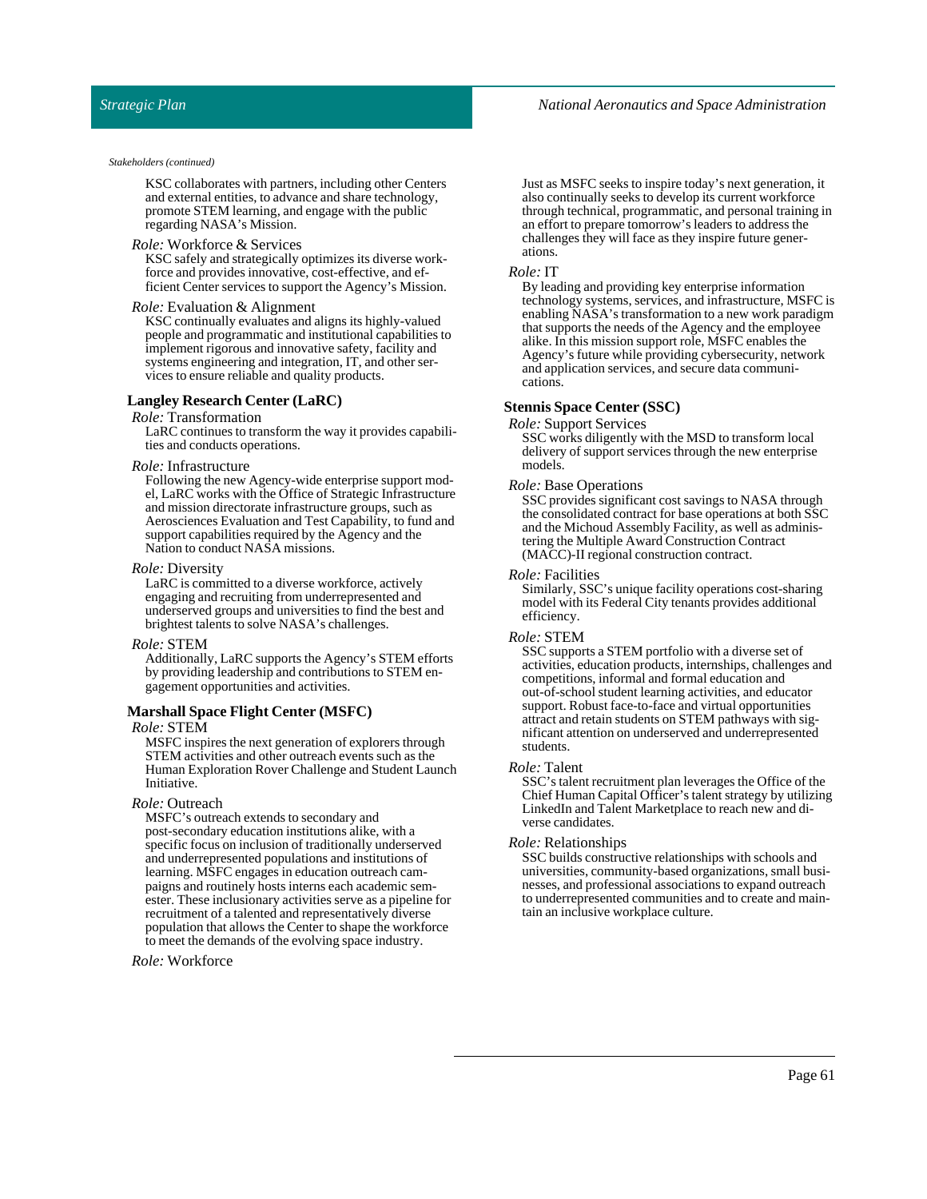*Stakeholders (continued)*

KSC collaborates with partners, including other Centers and external entities, to advance and share technology, promote STEM learning, and engage with the public regarding NASA's Mission.

*Role:* Workforce & Services
KSC safely and strategically optimizes its diverse workforce and provides innovative, cost-effective, and efficient Center services to support the Agency's Mission.

*Role:* Evaluation & Alignment
KSC continually evaluates and aligns its highly-valued people and programmatic and institutional capabilities to implement rigorous and innovative safety, facility and systems engineering and integration, IT, and other services to ensure reliable and quality products.

**Langley Research Center (LaRC)**

*Role:* Transformation
LaRC continues to transform the way it provides capabilities and conducts operations.

*Role:* Infrastructure
Following the new Agency-wide enterprise support model, LaRC works with the Office of Strategic Infrastructure and mission directorate infrastructure groups, such as Aerosciences Evaluation and Test Capability, to fund and support capabilities required by the Agency and the Nation to conduct NASA missions.

*Role:* Diversity
LaRC is committed to a diverse workforce, actively engaging and recruiting from underrepresented and underserved groups and universities to find the best and brightest talents to solve NASA's challenges.

*Role:* STEM
Additionally, LaRC supports the Agency's STEM efforts by providing leadership and contributions to STEM engagement opportunities and activities.

**Marshall Space Flight Center (MSFC)**

*Role:* STEM
MSFC inspires the next generation of explorers through STEM activities and other outreach events such as the Human Exploration Rover Challenge and Student Launch Initiative.

*Role:* Outreach
MSFC's outreach extends to secondary and post-secondary education institutions alike, with a specific focus on inclusion of traditionally underserved and underrepresented populations and institutions of learning. MSFC engages in education outreach campaigns and routinely hosts interns each academic semester. These inclusionary activities serve as a pipeline for recruitment of a talented and representatively diverse population that allows the Center to shape the workforce to meet the demands of the evolving space industry.

*Role:* Workforce
Just as MSFC seeks to inspire today's next generation, it also continually seeks to develop its current workforce through technical, programmatic, and personal training in an effort to prepare tomorrow's leaders to address the challenges they will face as they inspire future generations.

*Role:* IT
By leading and providing key enterprise information technology systems, services, and infrastructure, MSFC is enabling NASA's transformation to a new work paradigm that supports the needs of the Agency and the employee alike. In this mission support role, MSFC enables the Agency's future while providing cybersecurity, network and application services, and secure data communications.

**Stennis Space Center (SSC)**

*Role:* Support Services
SSC works diligently with the MSD to transform local delivery of support services through the new enterprise models.

*Role:* Base Operations
SSC provides significant cost savings to NASA through the consolidated contract for base operations at both SSC and the Michoud Assembly Facility, as well as administering the Multiple Award Construction Contract (MACC)-II regional construction contract.

*Role:* Facilities
Similarly, SSC's unique facility operations cost-sharing model with its Federal City tenants provides additional efficiency.

*Role:* STEM
SSC supports a STEM portfolio with a diverse set of activities, education products, internships, challenges and competitions, informal and formal education and out-of-school student learning activities, and educator support. Robust face-to-face and virtual opportunities attract and retain students on STEM pathways with significant attention on underserved and underrepresented students.

*Role:* Talent
SSC's talent recruitment plan leverages the Office of the Chief Human Capital Officer's talent strategy by utilizing LinkedIn and Talent Marketplace to reach new and diverse candidates.

*Role:* Relationships
SSC builds constructive relationships with schools and universities, community-based organizations, small businesses, and professional associations to expand outreach to underrepresented communities and to create and maintain an inclusive workplace culture.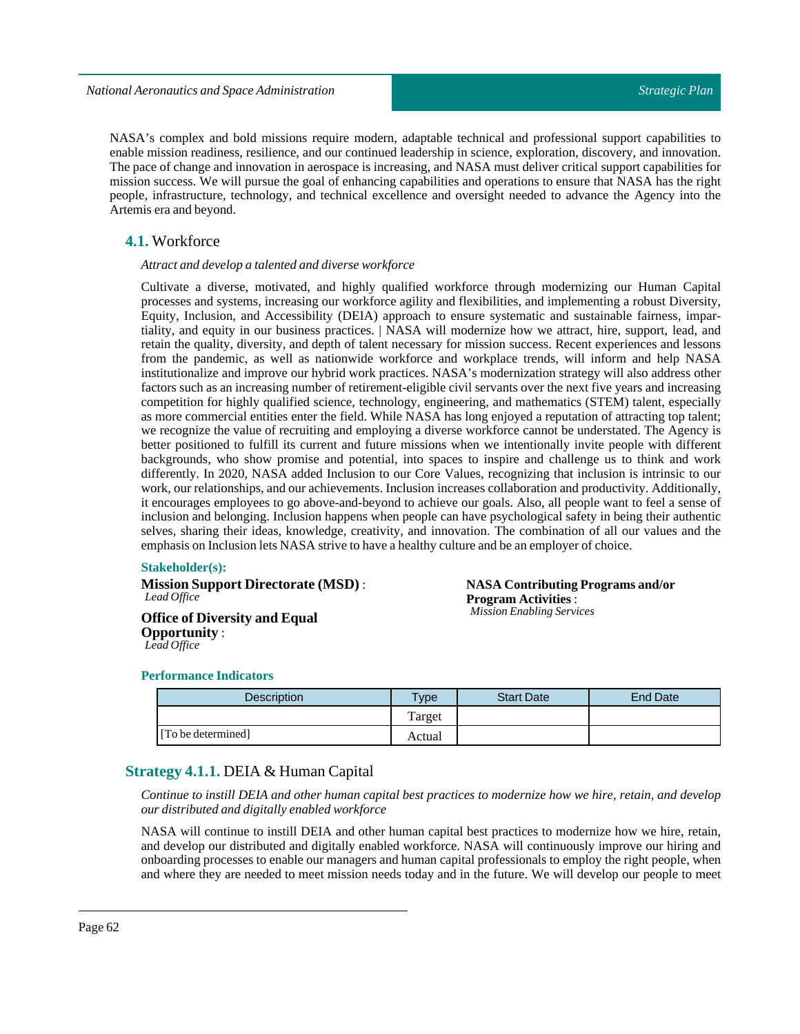NASA's complex and bold missions require modern, adaptable technical and professional support capabilities to enable mission readiness, resilience, and our continued leadership in science, exploration, discovery, and innovation. The pace of change and innovation in aerospace is increasing, and NASA must deliver critical support capabilities for mission success. We will pursue the goal of enhancing capabilities and operations to ensure that NASA has the right people, infrastructure, technology, and technical excellence and oversight needed to advance the Agency into the Artemis era and beyond.

## 4.1. Workforce

*Attract and develop a talented and diverse workforce*

Cultivate a diverse, motivated, and highly qualified workforce through modernizing our Human Capital processes and systems, increasing our workforce agility and flexibilities, and implementing a robust Diversity, Equity, Inclusion, and Accessibility (DEIA) approach to ensure systematic and sustainable fairness, impartiality, and equity in our business practices. | NASA will modernize how we attract, hire, support, lead, and retain the quality, diversity, and depth of talent necessary for mission success. Recent experiences and lessons from the pandemic, as well as nationwide workforce and workplace trends, will inform and help NASA institutionalize and improve our hybrid work practices. NASA's modernization strategy will also address other factors such as an increasing number of retirement-eligible civil servants over the next five years and increasing competition for highly qualified science, technology, engineering, and mathematics (STEM) talent, especially as more commercial entities enter the field. While NASA has long enjoyed a reputation of attracting top talent; we recognize the value of recruiting and employing a diverse workforce cannot be understated. The Agency is better positioned to fulfill its current and future missions when we intentionally invite people with different backgrounds, who show promise and potential, into spaces to inspire and challenge us to think and work differently. In 2020, NASA added Inclusion to our Core Values, recognizing that inclusion is intrinsic to our work, our relationships, and our achievements. Inclusion increases collaboration and productivity. Additionally, it encourages employees to go above-and-beyond to achieve our goals. Also, all people want to feel a sense of inclusion and belonging. Inclusion happens when people can have psychological safety in being their authentic selves, sharing their ideas, knowledge, creativity, and innovation. The combination of all our values and the emphasis on Inclusion lets NASA strive to have a healthy culture and be an employer of choice.

**Stakeholder(s):**

**Mission Support Directorate (MSD)** :
*Lead Office*

**Office of Diversity and Equal Opportunity** :
*Lead Office*

**NASA Contributing Programs and/or Program Activities** :
*Mission Enabling Services*

**Performance Indicators**

| Description | Type | Start Date | End Date |
|---|---|---|---|
| [To be determined] | Target | | |
| | Actual | | |

## Strategy 4.1.1. DEIA & Human Capital

*Continue to instill DEIA and other human capital best practices to modernize how we hire, retain, and develop our distributed and digitally enabled workforce*

NASA will continue to instill DEIA and other human capital best practices to modernize how we hire, retain, and develop our distributed and digitally enabled workforce. NASA will continuously improve our hiring and onboarding processes to enable our managers and human capital professionals to employ the right people, when and where they are needed to meet mission needs today and in the future. We will develop our people to meet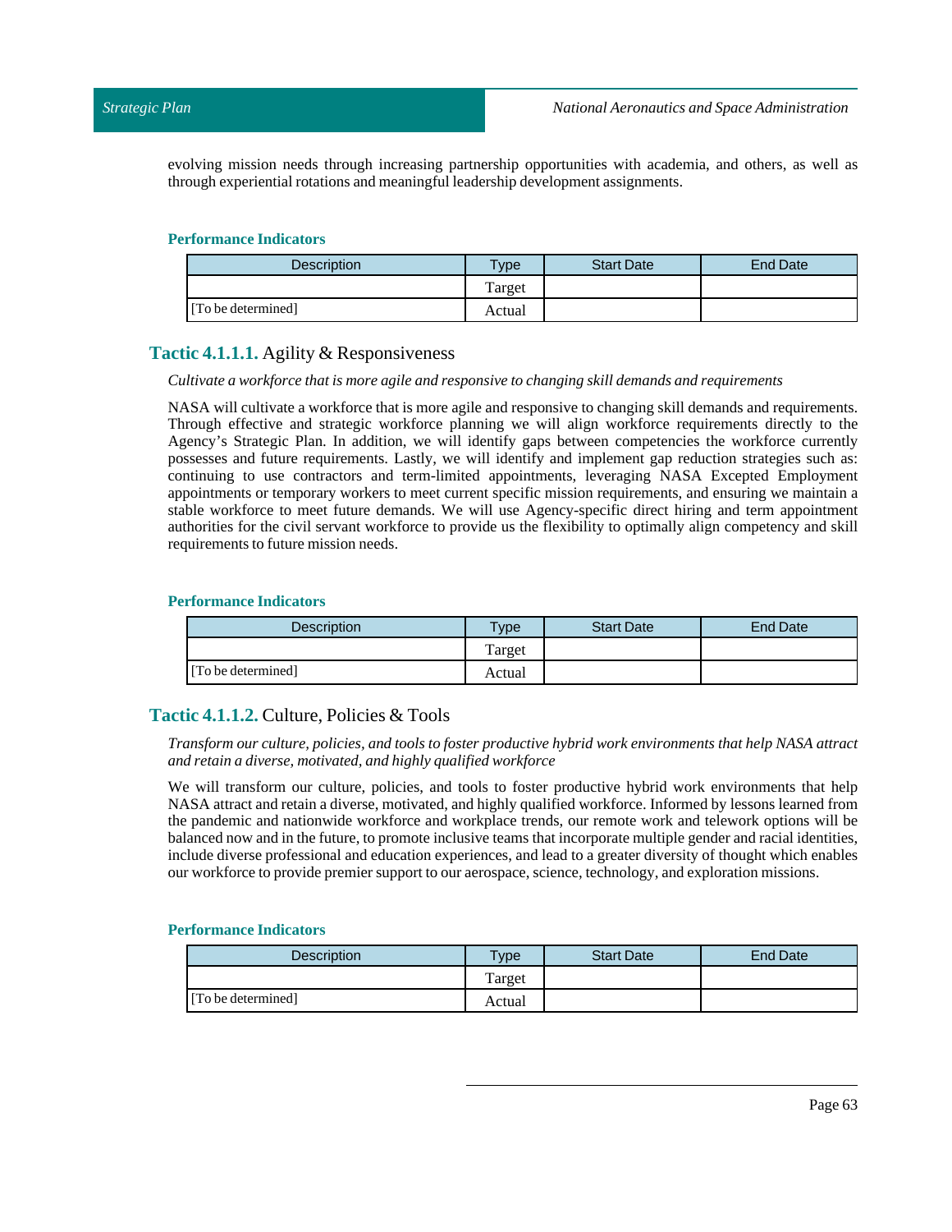evolving mission needs through increasing partnership opportunities with academia, and others, as well as through experiential rotations and meaningful leadership development assignments.

**Performance Indicators**

| Description | Type | Start Date | End Date |
|---|---|---|---|
| | Target | | |
| [To be determined] | Actual | | |

### Tactic 4.1.1.1. Agility & Responsiveness

*Cultivate a workforce that is more agile and responsive to changing skill demands and requirements*

NASA will cultivate a workforce that is more agile and responsive to changing skill demands and requirements. Through effective and strategic workforce planning we will align workforce requirements directly to the Agency's Strategic Plan. In addition, we will identify gaps between competencies the workforce currently possesses and future requirements. Lastly, we will identify and implement gap reduction strategies such as: continuing to use contractors and term-limited appointments, leveraging NASA Excepted Employment appointments or temporary workers to meet current specific mission requirements, and ensuring we maintain a stable workforce to meet future demands. We will use Agency-specific direct hiring and term appointment authorities for the civil servant workforce to provide us the flexibility to optimally align competency and skill requirements to future mission needs.

**Performance Indicators**

| Description | Type | Start Date | End Date |
|---|---|---|---|
| | Target | | |
| [To be determined] | Actual | | |

### Tactic 4.1.1.2. Culture, Policies & Tools

*Transform our culture, policies, and tools to foster productive hybrid work environments that help NASA attract and retain a diverse, motivated, and highly qualified workforce*

We will transform our culture, policies, and tools to foster productive hybrid work environments that help NASA attract and retain a diverse, motivated, and highly qualified workforce. Informed by lessons learned from the pandemic and nationwide workforce and workplace trends, our remote work and telework options will be balanced now and in the future, to promote inclusive teams that incorporate multiple gender and racial identities, include diverse professional and education experiences, and lead to a greater diversity of thought which enables our workforce to provide premier support to our aerospace, science, technology, and exploration missions.

**Performance Indicators**

| Description | Type | Start Date | End Date |
|---|---|---|---|
| | Target | | |
| [To be determined] | Actual | | |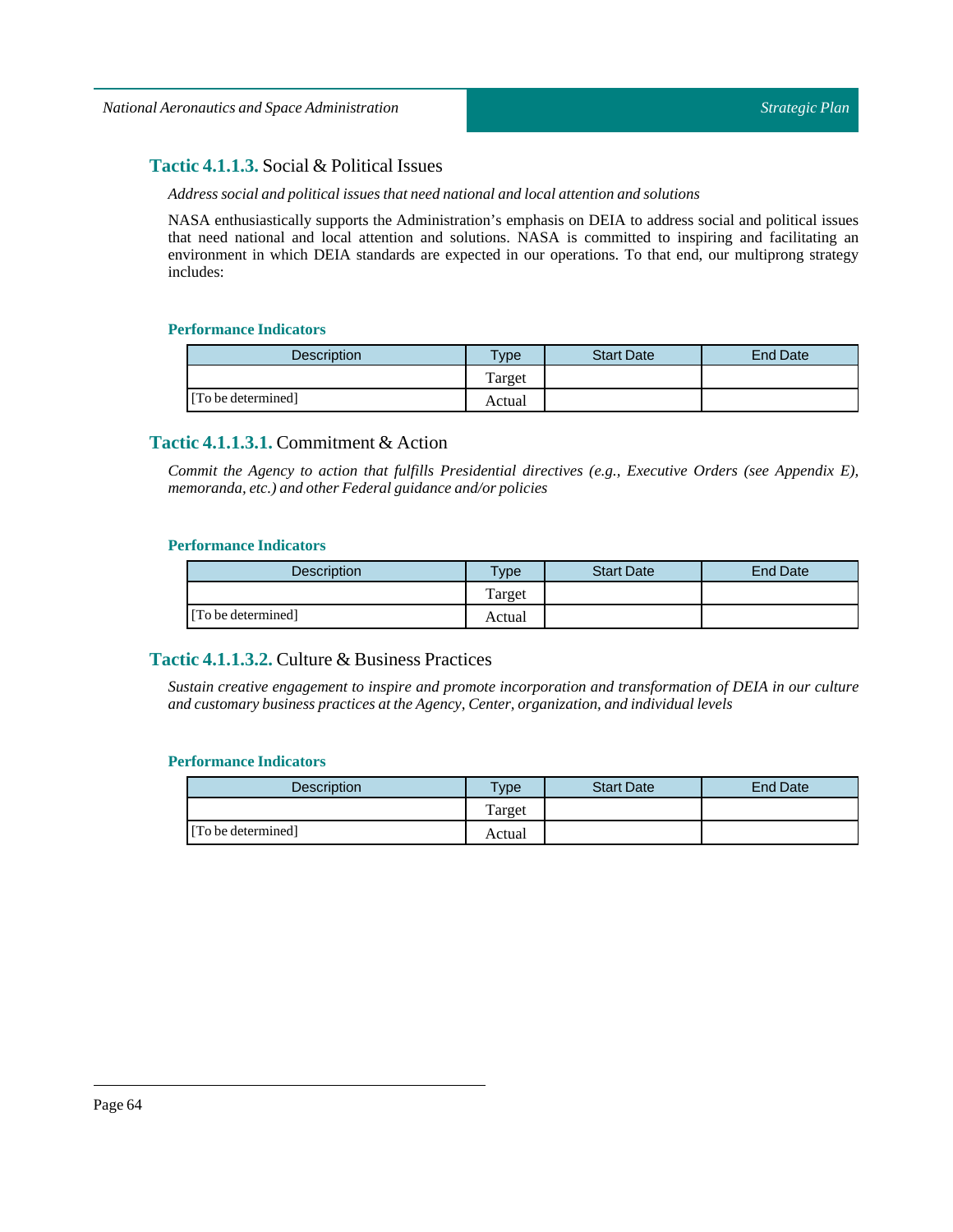### **Tactic 4.1.1.3.** Social & Political Issues

*Address social and political issues that need national and local attention and solutions*

NASA enthusiastically supports the Administration's emphasis on DEIA to address social and political issues that need national and local attention and solutions. NASA is committed to inspiring and facilitating an environment in which DEIA standards are expected in our operations. To that end, our multiprong strategy includes:

**Performance Indicators**

| Description | Type | Start Date | End Date |
|---|---|---|---|
| | Target | | |
| [To be determined] | Actual | | |

### **Tactic 4.1.1.3.1.** Commitment & Action

*Commit the Agency to action that fulfills Presidential directives (e.g., Executive Orders (see Appendix E), memoranda, etc.) and other Federal guidance and/or policies*

**Performance Indicators**

| Description | Type | Start Date | End Date |
|---|---|---|---|
| | Target | | |
| [To be determined] | Actual | | |

### **Tactic 4.1.1.3.2.** Culture & Business Practices

*Sustain creative engagement to inspire and promote incorporation and transformation of DEIA in our culture and customary business practices at the Agency, Center, organization, and individual levels*

**Performance Indicators**

| Description | Type | Start Date | End Date |
|---|---|---|---|
| | Target | | |
| [To be determined] | Actual | | |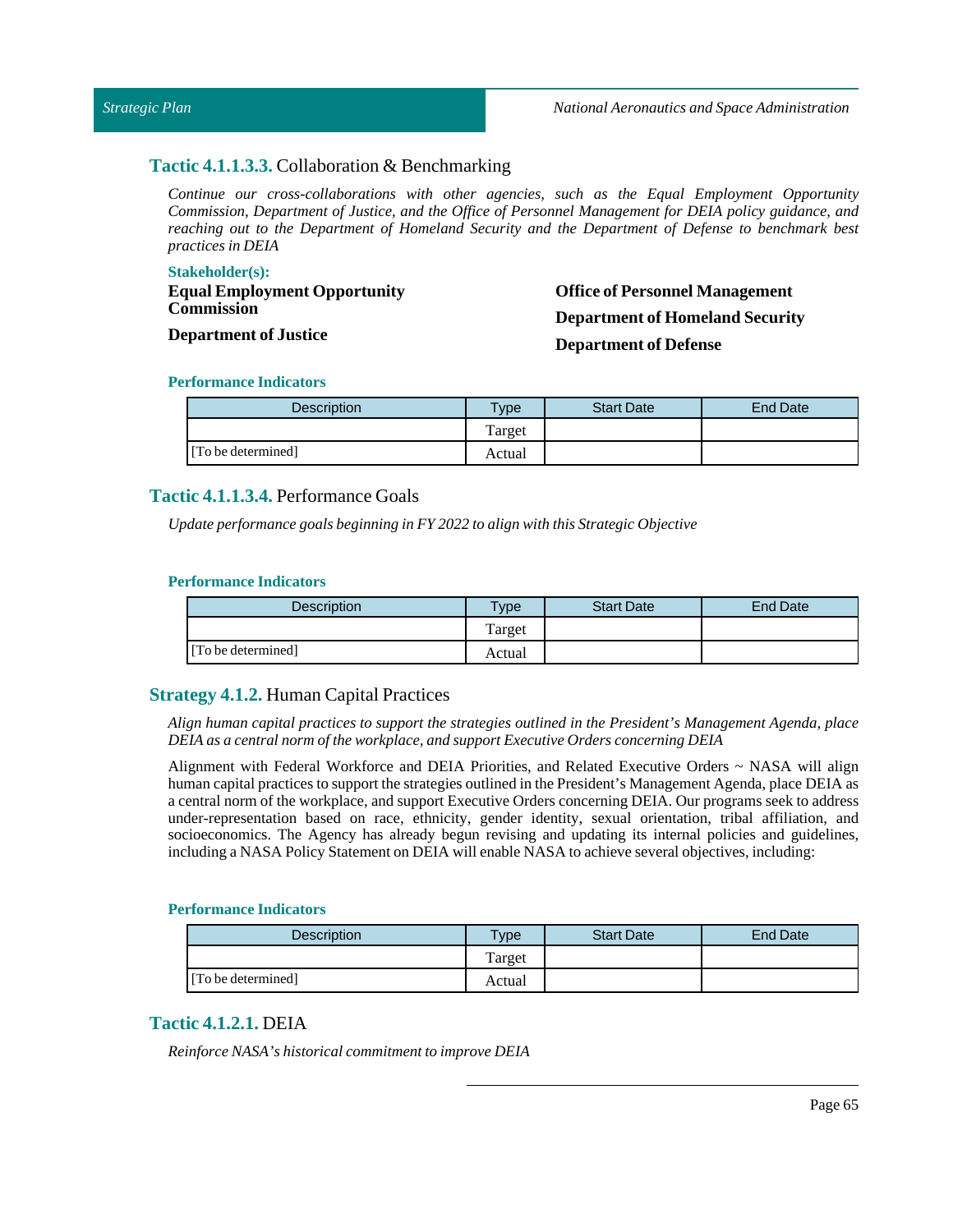### **Tactic 4.1.1.3.3.** Collaboration & Benchmarking

*Continue our cross-collaborations with other agencies, such as the Equal Employment Opportunity Commission, Department of Justice, and the Office of Personnel Management for DEIA policy guidance, and reaching out to the Department of Homeland Security and the Department of Defense to benchmark best practices in DEIA*

**Stakeholder(s):**

**Equal Employment Opportunity Commission**

**Department of Justice**

**Office of Personnel Management**

**Department of Homeland Security**

**Department of Defense**

**Performance Indicators**

| Description | Type | Start Date | End Date |
|---|---|---|---|
| | Target | | |
| [To be determined] | Actual | | |

### **Tactic 4.1.1.3.4.** Performance Goals

*Update performance goals beginning in FY 2022 to align with this Strategic Objective*

**Performance Indicators**

| Description | Type | Start Date | End Date |
|---|---|---|---|
| | Target | | |
| [To be determined] | Actual | | |

## **Strategy 4.1.2.** Human Capital Practices

*Align human capital practices to support the strategies outlined in the President's Management Agenda, place DEIA as a central norm of the workplace, and support Executive Orders concerning DEIA*

Alignment with Federal Workforce and DEIA Priorities, and Related Executive Orders ~ NASA will align human capital practices to support the strategies outlined in the President's Management Agenda, place DEIA as a central norm of the workplace, and support Executive Orders concerning DEIA. Our programs seek to address under-representation based on race, ethnicity, gender identity, sexual orientation, tribal affiliation, and socioeconomics. The Agency has already begun revising and updating its internal policies and guidelines, including a NASA Policy Statement on DEIA will enable NASA to achieve several objectives, including:

**Performance Indicators**

| Description | Type | Start Date | End Date |
|---|---|---|---|
| | Target | | |
| [To be determined] | Actual | | |

### **Tactic 4.1.2.1.** DEIA

*Reinforce NASA's historical commitment to improve DEIA*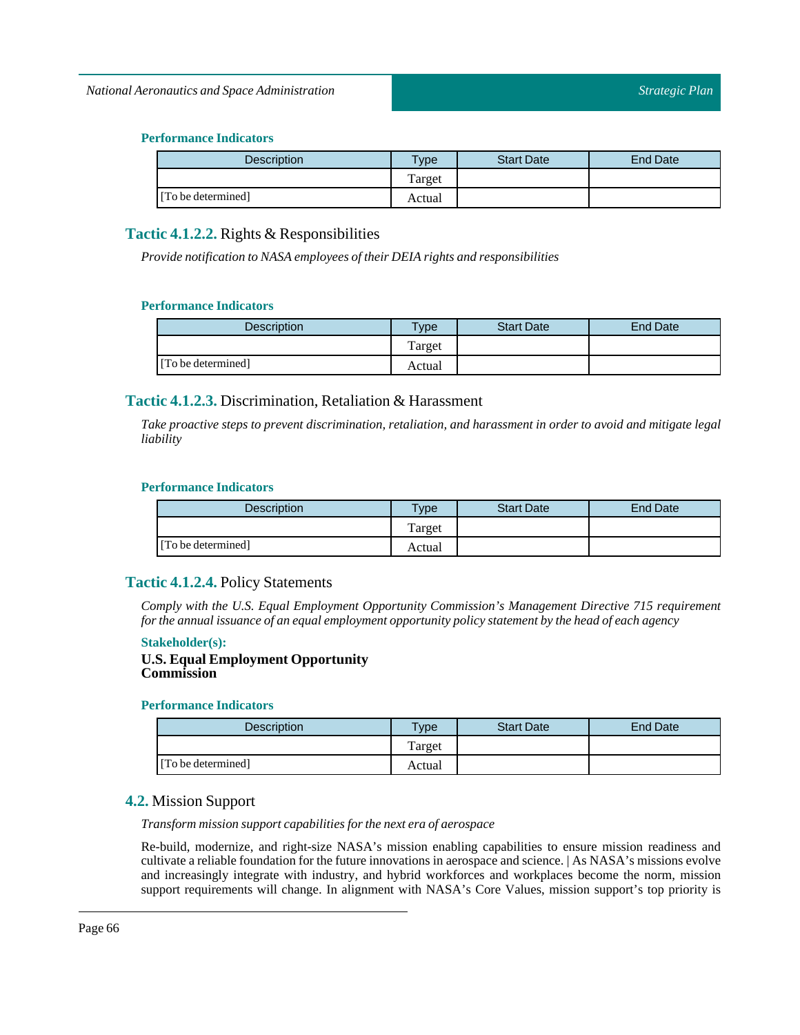#### Performance Indicators

| Description | Type | Start Date | End Date |
|---|---|---|---|
| | Target | | |
| [To be determined] | Actual | | |

### Tactic 4.1.2.2. Rights & Responsibilities

*Provide notification to NASA employees of their DEIA rights and responsibilities*

#### Performance Indicators

| Description | Type | Start Date | End Date |
|---|---|---|---|
| | Target | | |
| [To be determined] | Actual | | |

### Tactic 4.1.2.3. Discrimination, Retaliation & Harassment

*Take proactive steps to prevent discrimination, retaliation, and harassment in order to avoid and mitigate legal liability*

#### Performance Indicators

| Description | Type | Start Date | End Date |
|---|---|---|---|
| | Target | | |
| [To be determined] | Actual | | |

### Tactic 4.1.2.4. Policy Statements

*Comply with the U.S. Equal Employment Opportunity Commission's Management Directive 715 requirement for the annual issuance of an equal employment opportunity policy statement by the head of each agency*

#### Stakeholder(s):

**U.S. Equal Employment Opportunity Commission**

#### Performance Indicators

| Description | Type | Start Date | End Date |
|---|---|---|---|
| | Target | | |
| [To be determined] | Actual | | |

## 4.2. Mission Support

*Transform mission support capabilities for the next era of aerospace*

Re-build, modernize, and right-size NASA's mission enabling capabilities to ensure mission readiness and cultivate a reliable foundation for the future innovations in aerospace and science. | As NASA's missions evolve and increasingly integrate with industry, and hybrid workforces and workplaces become the norm, mission support requirements will change. In alignment with NASA's Core Values, mission support's top priority is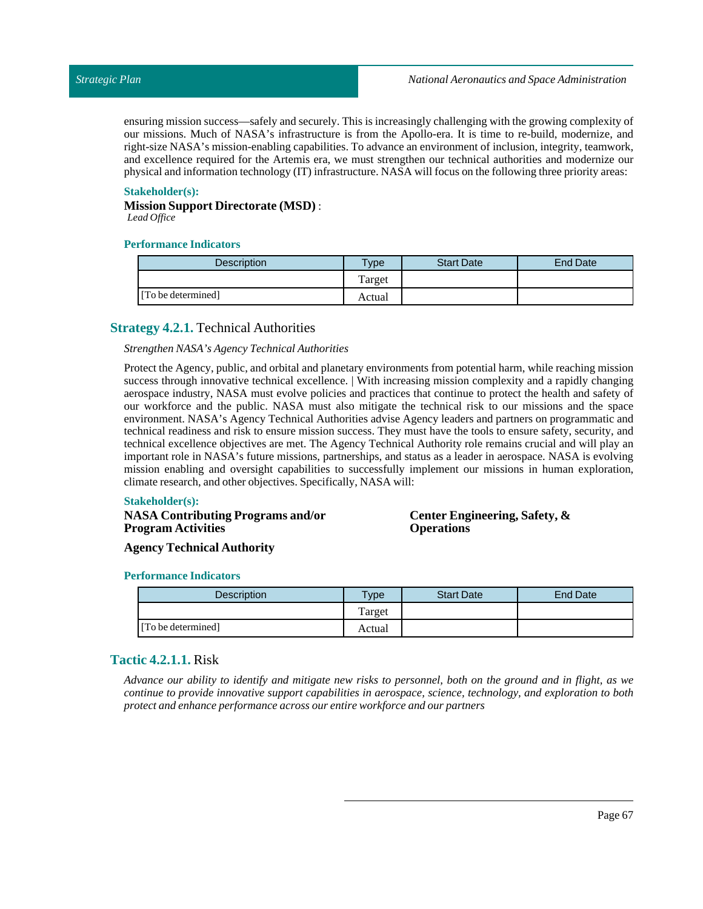ensuring mission success—safely and securely. This is increasingly challenging with the growing complexity of our missions. Much of NASA's infrastructure is from the Apollo-era. It is time to re-build, modernize, and right-size NASA's mission-enabling capabilities. To advance an environment of inclusion, integrity, teamwork, and excellence required for the Artemis era, we must strengthen our technical authorities and modernize our physical and information technology (IT) infrastructure. NASA will focus on the following three priority areas:

**Stakeholder(s):**

**Mission Support Directorate (MSD)** :
*Lead Office*

**Performance Indicators**

| Description | Type | Start Date | End Date |
|---|---|---|---|
| | Target | | |
| [To be determined] | Actual | | |

## Strategy 4.2.1. Technical Authorities

*Strengthen NASA's Agency Technical Authorities*

Protect the Agency, public, and orbital and planetary environments from potential harm, while reaching mission success through innovative technical excellence. | With increasing mission complexity and a rapidly changing aerospace industry, NASA must evolve policies and practices that continue to protect the health and safety of our workforce and the public. NASA must also mitigate the technical risk to our missions and the space environment. NASA's Agency Technical Authorities advise Agency leaders and partners on programmatic and technical readiness and risk to ensure mission success. They must have the tools to ensure safety, security, and technical excellence objectives are met. The Agency Technical Authority role remains crucial and will play an important role in NASA's future missions, partnerships, and status as a leader in aerospace. NASA is evolving mission enabling and oversight capabilities to successfully implement our missions in human exploration, climate research, and other objectives. Specifically, NASA will:

**Stakeholder(s):**

**NASA Contributing Programs and/or Program Activities**

**Center Engineering, Safety, & Operations**

**Agency Technical Authority**

**Performance Indicators**

| Description | Type | Start Date | End Date |
|---|---|---|---|
| | Target | | |
| [To be determined] | Actual | | |

### Tactic 4.2.1.1. Risk

*Advance our ability to identify and mitigate new risks to personnel, both on the ground and in flight, as we continue to provide innovative support capabilities in aerospace, science, technology, and exploration to both protect and enhance performance across our entire workforce and our partners*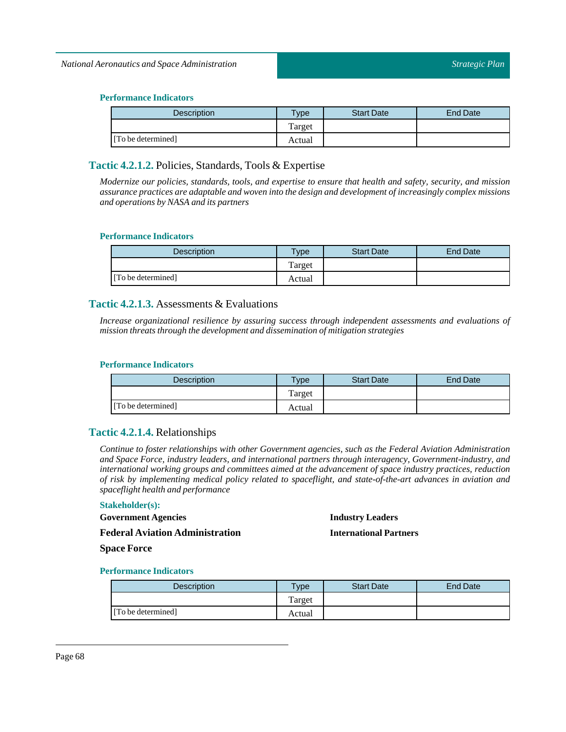#### Performance Indicators

| Description | Type | Start Date | End Date |
| --- | --- | --- | --- |
| | Target | | |
| [To be determined] | Actual | | |

### Tactic 4.2.1.2. Policies, Standards, Tools & Expertise

*Modernize our policies, standards, tools, and expertise to ensure that health and safety, security, and mission assurance practices are adaptable and woven into the design and development of increasingly complex missions and operations by NASA and its partners*

#### Performance Indicators

| Description | Type | Start Date | End Date |
| --- | --- | --- | --- |
| | Target | | |
| [To be determined] | Actual | | |

### Tactic 4.2.1.3. Assessments & Evaluations

*Increase organizational resilience by assuring success through independent assessments and evaluations of mission threats through the development and dissemination of mitigation strategies*

#### Performance Indicators

| Description | Type | Start Date | End Date |
| --- | --- | --- | --- |
| | Target | | |
| [To be determined] | Actual | | |

### Tactic 4.2.1.4. Relationships

*Continue to foster relationships with other Government agencies, such as the Federal Aviation Administration and Space Force, industry leaders, and international partners through interagency, Government-industry, and international working groups and committees aimed at the advancement of space industry practices, reduction of risk by implementing medical policy related to spaceflight, and state-of-the-art advances in aviation and spaceflight health and performance*

#### Stakeholder(s):

**Government Agencies**

**Federal Aviation Administration**

**Space Force**

**Industry Leaders**

**International Partners**

#### Performance Indicators

| Description | Type | Start Date | End Date |
| --- | --- | --- | --- |
| | Target | | |
| [To be determined] | Actual | | |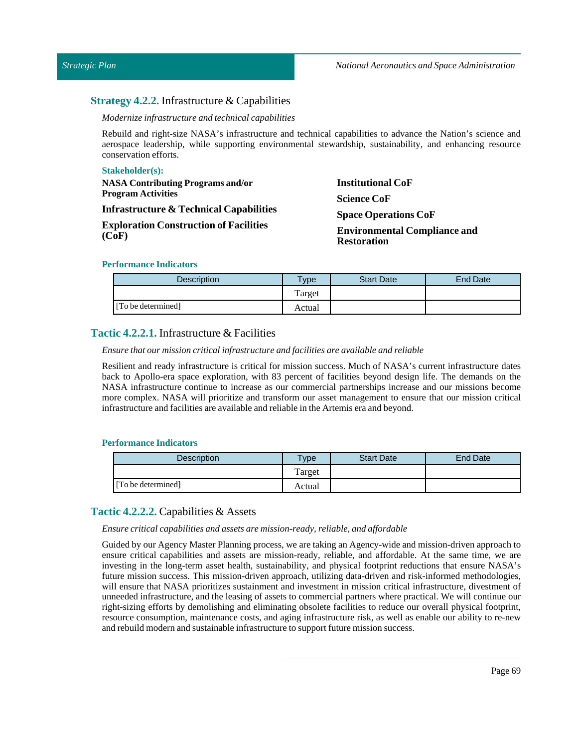## **Strategy 4.2.2.** Infrastructure & Capabilities

*Modernize infrastructure and technical capabilities*

Rebuild and right-size NASA's infrastructure and technical capabilities to advance the Nation's science and aerospace leadership, while supporting environmental stewardship, sustainability, and enhancing resource conservation efforts.

**Stakeholder(s):**

**NASA Contributing Programs and/or Program Activities**

**Infrastructure & Technical Capabilities**

**Exploration Construction of Facilities (CoF)**

**Institutional CoF**

**Science CoF**

**Space Operations CoF**

**Environmental Compliance and Restoration**

**Performance Indicators**

| Description | Type | Start Date | End Date |
|---|---|---|---|
| | Target | | |
| [To be determined] | Actual | | |

## **Tactic 4.2.2.1.** Infrastructure & Facilities

*Ensure that our mission critical infrastructure and facilities are available and reliable*

Resilient and ready infrastructure is critical for mission success. Much of NASA's current infrastructure dates back to Apollo-era space exploration, with 83 percent of facilities beyond design life. The demands on the NASA infrastructure continue to increase as our commercial partnerships increase and our missions become more complex. NASA will prioritize and transform our asset management to ensure that our mission critical infrastructure and facilities are available and reliable in the Artemis era and beyond.

**Performance Indicators**

| Description | Type | Start Date | End Date |
|---|---|---|---|
| | Target | | |
| [To be determined] | Actual | | |

## **Tactic 4.2.2.2.** Capabilities & Assets

*Ensure critical capabilities and assets are mission-ready, reliable, and affordable*

Guided by our Agency Master Planning process, we are taking an Agency-wide and mission-driven approach to ensure critical capabilities and assets are mission-ready, reliable, and affordable. At the same time, we are investing in the long-term asset health, sustainability, and physical footprint reductions that ensure NASA's future mission success. This mission-driven approach, utilizing data-driven and risk-informed methodologies, will ensure that NASA prioritizes sustainment and investment in mission critical infrastructure, divestment of unneeded infrastructure, and the leasing of assets to commercial partners where practical. We will continue our right-sizing efforts by demolishing and eliminating obsolete facilities to reduce our overall physical footprint, resource consumption, maintenance costs, and aging infrastructure risk, as well as enable our ability to re-new and rebuild modern and sustainable infrastructure to support future mission success.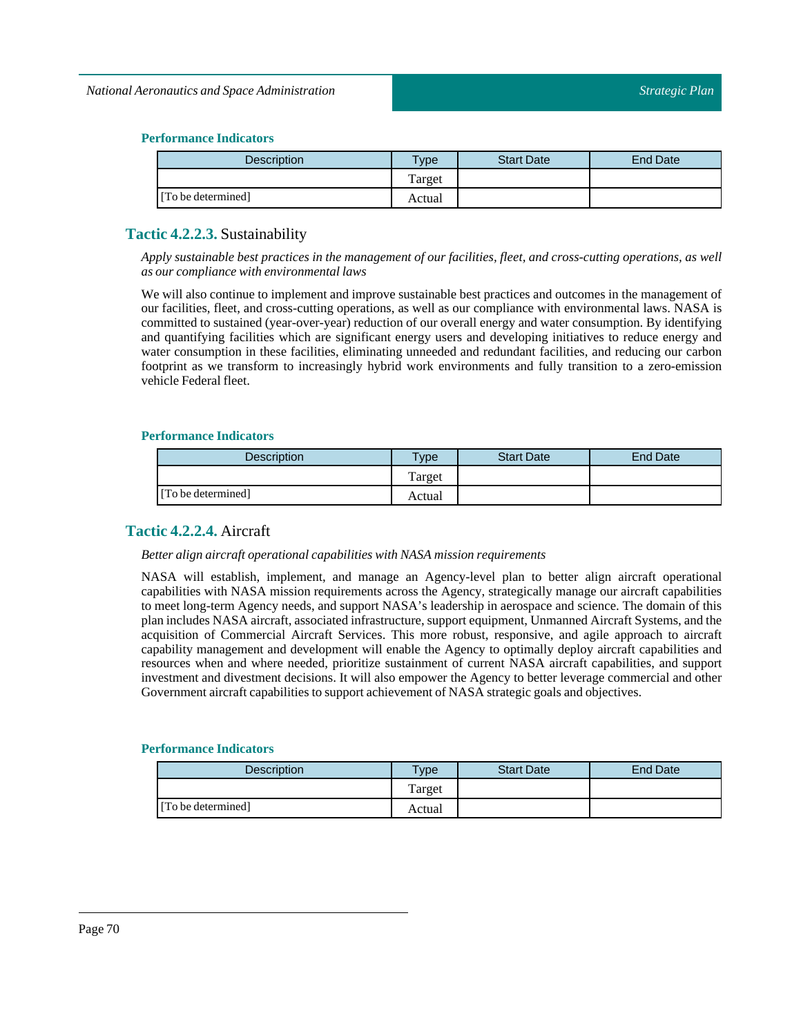#### Performance Indicators

| Description | Type | Start Date | End Date |
|---|---|---|---|
| | Target | | |
| [To be determined] | Actual | | |

### Tactic 4.2.2.3. Sustainability

*Apply sustainable best practices in the management of our facilities, fleet, and cross-cutting operations, as well as our compliance with environmental laws*

We will also continue to implement and improve sustainable best practices and outcomes in the management of our facilities, fleet, and cross-cutting operations, as well as our compliance with environmental laws. NASA is committed to sustained (year-over-year) reduction of our overall energy and water consumption. By identifying and quantifying facilities which are significant energy users and developing initiatives to reduce energy and water consumption in these facilities, eliminating unneeded and redundant facilities, and reducing our carbon footprint as we transform to increasingly hybrid work environments and fully transition to a zero-emission vehicle Federal fleet.

#### Performance Indicators

| Description | Type | Start Date | End Date |
|---|---|---|---|
| | Target | | |
| [To be determined] | Actual | | |

### Tactic 4.2.2.4. Aircraft

*Better align aircraft operational capabilities with NASA mission requirements*

NASA will establish, implement, and manage an Agency-level plan to better align aircraft operational capabilities with NASA mission requirements across the Agency, strategically manage our aircraft capabilities to meet long-term Agency needs, and support NASA's leadership in aerospace and science. The domain of this plan includes NASA aircraft, associated infrastructure, support equipment, Unmanned Aircraft Systems, and the acquisition of Commercial Aircraft Services. This more robust, responsive, and agile approach to aircraft capability management and development will enable the Agency to optimally deploy aircraft capabilities and resources when and where needed, prioritize sustainment of current NASA aircraft capabilities, and support investment and divestment decisions. It will also empower the Agency to better leverage commercial and other Government aircraft capabilities to support achievement of NASA strategic goals and objectives.

#### Performance Indicators

| Description | Type | Start Date | End Date |
|---|---|---|---|
| | Target | | |
| [To be determined] | Actual | | |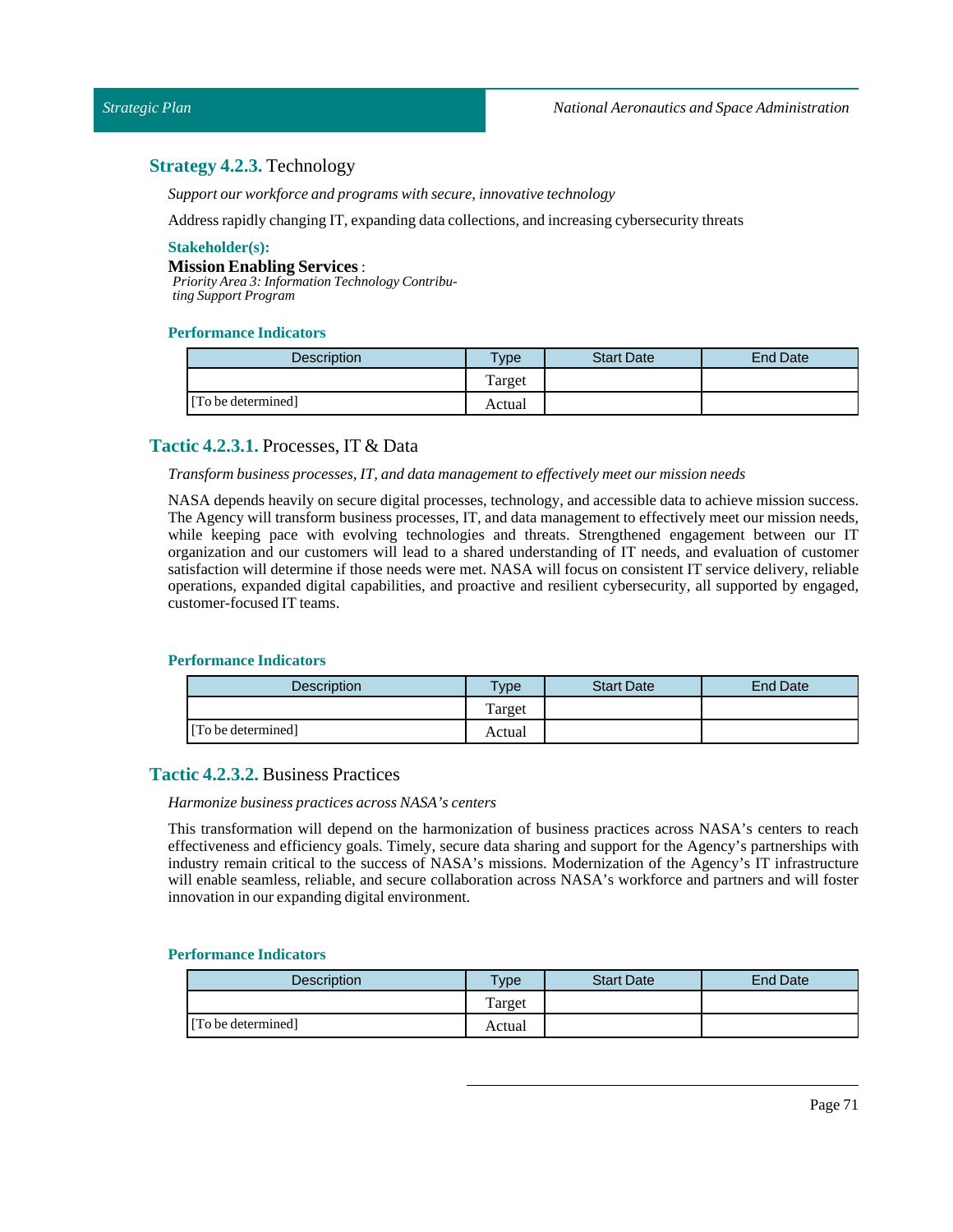## **Strategy 4.2.3.** Technology

*Support our workforce and programs with secure, innovative technology*

Address rapidly changing IT, expanding data collections, and increasing cybersecurity threats

**Stakeholder(s):**

**Mission Enabling Services** :
*Priority Area 3: Information Technology Contributing Support Program*

**Performance Indicators**

| Description | Type | Start Date | End Date |
| --- | --- | --- | --- |
| | Target | | |
| [To be determined] | Actual | | |

## **Tactic 4.2.3.1.** Processes, IT & Data

*Transform business processes, IT, and data management to effectively meet our mission needs*

NASA depends heavily on secure digital processes, technology, and accessible data to achieve mission success. The Agency will transform business processes, IT, and data management to effectively meet our mission needs, while keeping pace with evolving technologies and threats. Strengthened engagement between our IT organization and our customers will lead to a shared understanding of IT needs, and evaluation of customer satisfaction will determine if those needs were met. NASA will focus on consistent IT service delivery, reliable operations, expanded digital capabilities, and proactive and resilient cybersecurity, all supported by engaged, customer-focused IT teams.

**Performance Indicators**

| Description | Type | Start Date | End Date |
| --- | --- | --- | --- |
| | Target | | |
| [To be determined] | Actual | | |

## **Tactic 4.2.3.2.** Business Practices

*Harmonize business practices across NASA's centers*

This transformation will depend on the harmonization of business practices across NASA's centers to reach effectiveness and efficiency goals. Timely, secure data sharing and support for the Agency's partnerships with industry remain critical to the success of NASA's missions. Modernization of the Agency's IT infrastructure will enable seamless, reliable, and secure collaboration across NASA's workforce and partners and will foster innovation in our expanding digital environment.

**Performance Indicators**

| Description | Type | Start Date | End Date |
| --- | --- | --- | --- |
| | Target | | |
| [To be determined] | Actual | | |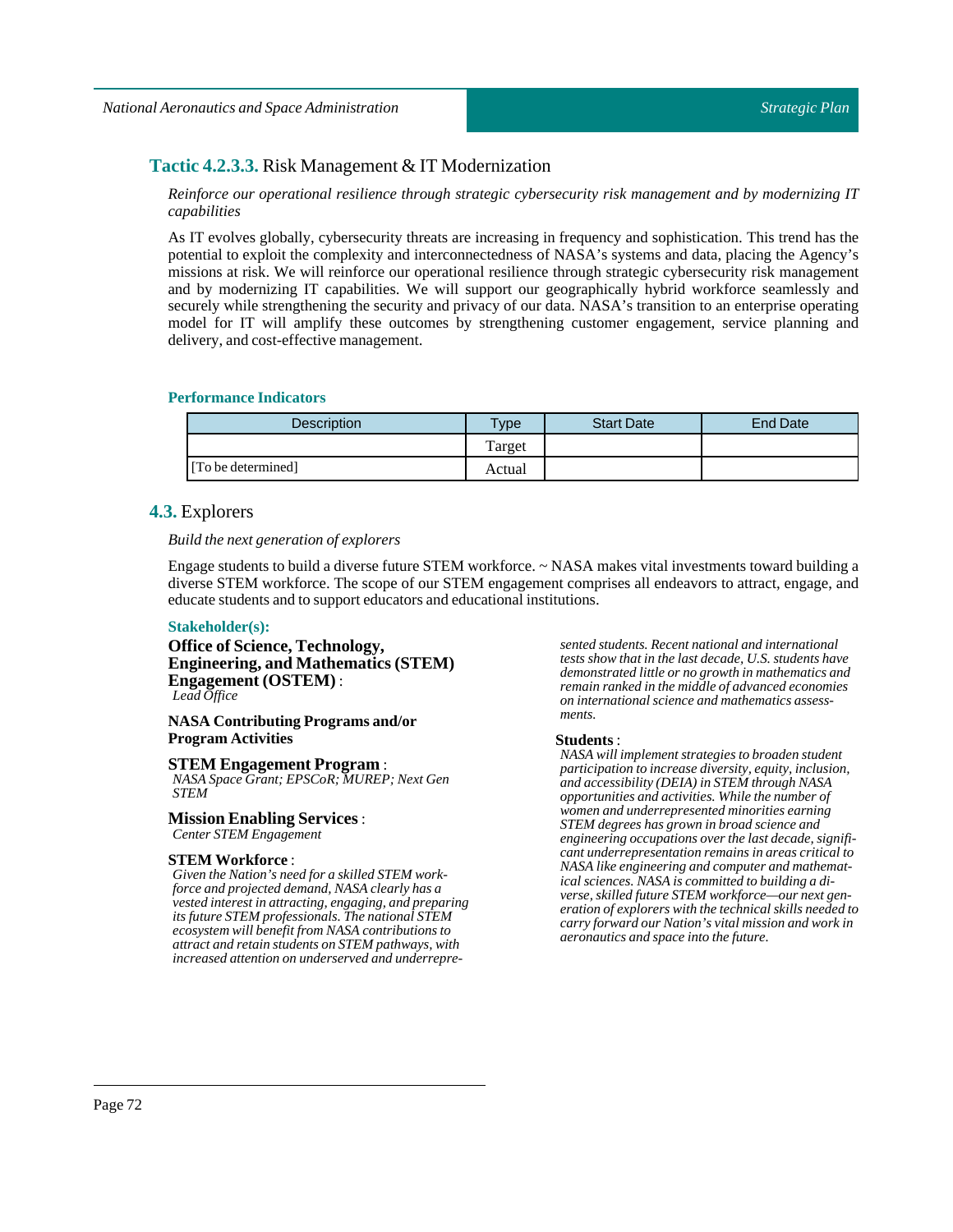### **Tactic 4.2.3.3.** Risk Management & IT Modernization

*Reinforce our operational resilience through strategic cybersecurity risk management and by modernizing IT capabilities*

As IT evolves globally, cybersecurity threats are increasing in frequency and sophistication. This trend has the potential to exploit the complexity and interconnectedness of NASA's systems and data, placing the Agency's missions at risk. We will reinforce our operational resilience through strategic cybersecurity risk management and by modernizing IT capabilities. We will support our geographically hybrid workforce seamlessly and securely while strengthening the security and privacy of our data. NASA's transition to an enterprise operating model for IT will amplify these outcomes by strengthening customer engagement, service planning and delivery, and cost-effective management.

#### Performance Indicators

| Description | Type | Start Date | End Date |
|---|---|---|---|
| | Target | | |
| [To be determined] | Actual | | |

## **4.3.** Explorers

*Build the next generation of explorers*

Engage students to build a diverse future STEM workforce. ~ NASA makes vital investments toward building a diverse STEM workforce. The scope of our STEM engagement comprises all endeavors to attract, engage, and educate students and to support educators and educational institutions.

#### Stakeholder(s):

**Office of Science, Technology, Engineering, and Mathematics (STEM) Engagement (OSTEM)** :
*Lead Office*

**NASA Contributing Programs and/or Program Activities**

**STEM Engagement Program** :
*NASA Space Grant; EPSCoR; MUREP; Next Gen STEM*

**Mission Enabling Services** :
*Center STEM Engagement*

**STEM Workforce** :
*Given the Nation's need for a skilled STEM workforce and projected demand, NASA clearly has a vested interest in attracting, engaging, and preparing its future STEM professionals. The national STEM ecosystem will benefit from NASA contributions to attract and retain students on STEM pathways, with increased attention on underserved and underrepresented students. Recent national and international tests show that in the last decade, U.S. students have demonstrated little or no growth in mathematics and remain ranked in the middle of advanced economies on international science and mathematics assessments.*

**Students** :
*NASA will implement strategies to broaden student participation to increase diversity, equity, inclusion, and accessibility (DEIA) in STEM through NASA opportunities and activities. While the number of women and underrepresented minorities earning STEM degrees has grown in broad science and engineering occupations over the last decade, significant underrepresentation remains in areas critical to NASA like engineering and computer and mathematical sciences. NASA is committed to building a diverse, skilled future STEM workforce—our next generation of explorers with the technical skills needed to carry forward our Nation's vital mission and work in aeronautics and space into the future.*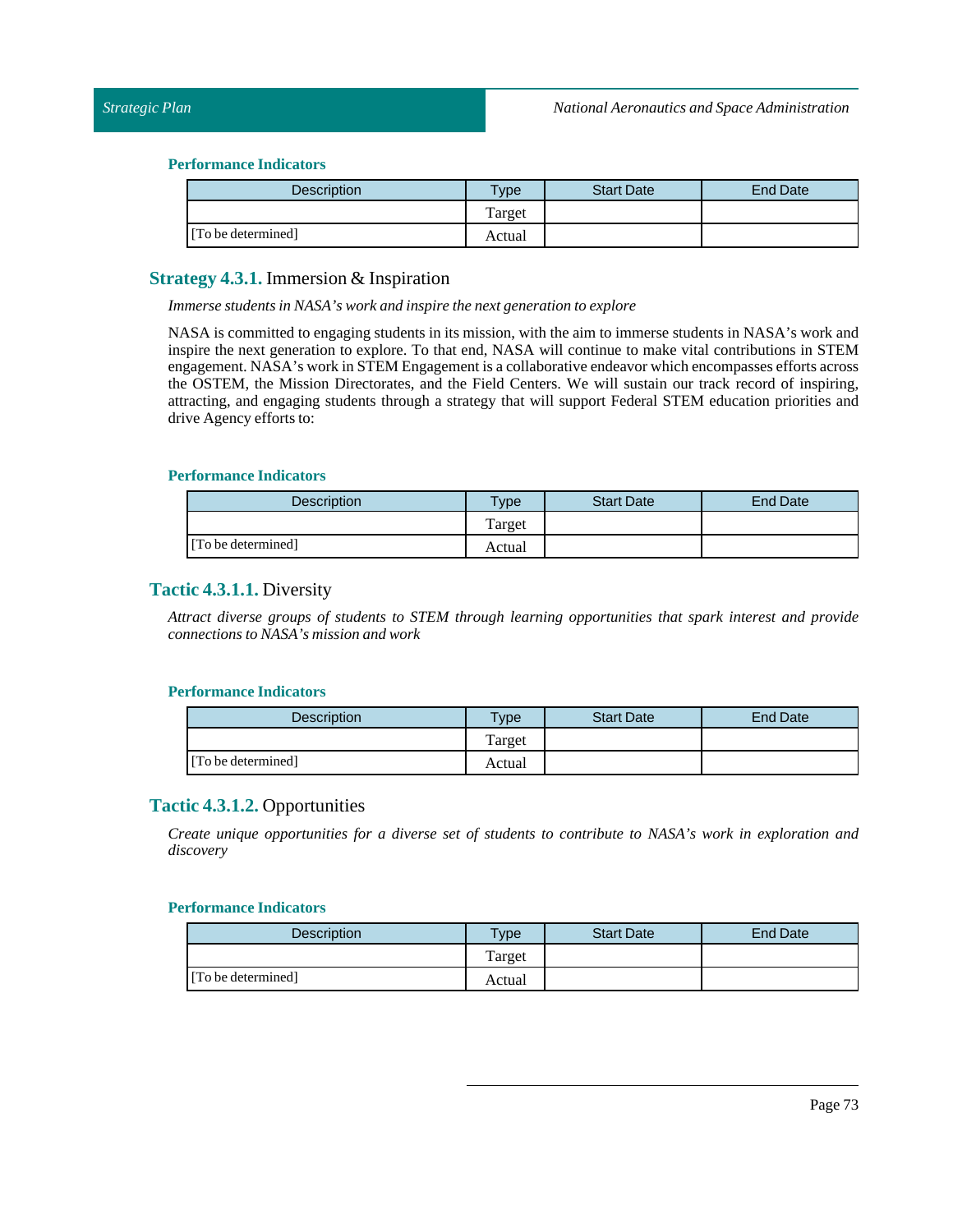#### Performance Indicators

| Description | Type | Start Date | End Date |
| --- | --- | --- | --- |
| | Target | | |
| [To be determined] | Actual | | |

### **Strategy 4.3.1.** Immersion & Inspiration

*Immerse students in NASA's work and inspire the next generation to explore*

NASA is committed to engaging students in its mission, with the aim to immerse students in NASA's work and inspire the next generation to explore. To that end, NASA will continue to make vital contributions in STEM engagement. NASA's work in STEM Engagement is a collaborative endeavor which encompasses efforts across the OSTEM, the Mission Directorates, and the Field Centers. We will sustain our track record of inspiring, attracting, and engaging students through a strategy that will support Federal STEM education priorities and drive Agency efforts to:

#### Performance Indicators

| Description | Type | Start Date | End Date |
| --- | --- | --- | --- |
| | Target | | |
| [To be determined] | Actual | | |

### **Tactic 4.3.1.1.** Diversity

*Attract diverse groups of students to STEM through learning opportunities that spark interest and provide connections to NASA's mission and work*

#### Performance Indicators

| Description | Type | Start Date | End Date |
| --- | --- | --- | --- |
| | Target | | |
| [To be determined] | Actual | | |

### **Tactic 4.3.1.2.** Opportunities

*Create unique opportunities for a diverse set of students to contribute to NASA's work in exploration and discovery*

#### Performance Indicators

| Description | Type | Start Date | End Date |
| --- | --- | --- | --- |
| | Target | | |
| [To be determined] | Actual | | |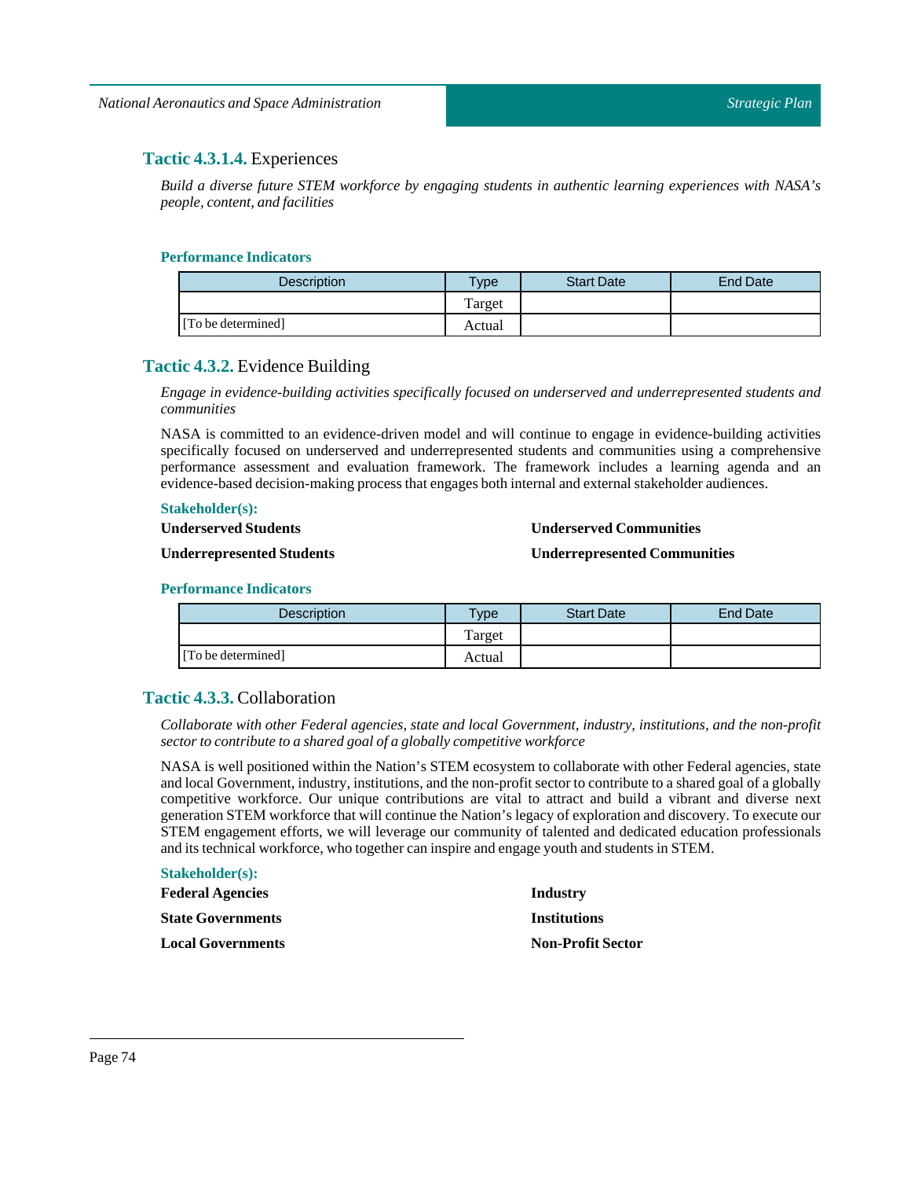### **Tactic 4.3.1.4.** Experiences

*Build a diverse future STEM workforce by engaging students in authentic learning experiences with NASA's people, content, and facilities*

#### Performance Indicators

| Description | Type | Start Date | End Date |
|---|---|---|---|
| | Target | | |
| [To be determined] | Actual | | |

### **Tactic 4.3.2.** Evidence Building

*Engage in evidence-building activities specifically focused on underserved and underrepresented students and communities*

NASA is committed to an evidence-driven model and will continue to engage in evidence-building activities specifically focused on underserved and underrepresented students and communities using a comprehensive performance assessment and evaluation framework. The framework includes a learning agenda and an evidence-based decision-making process that engages both internal and external stakeholder audiences.

#### Stakeholder(s):

**Underserved Students**

**Underrepresented Students**

**Underserved Communities**

**Underrepresented Communities**

#### Performance Indicators

| Description | Type | Start Date | End Date |
|---|---|---|---|
| | Target | | |
| [To be determined] | Actual | | |

### **Tactic 4.3.3.** Collaboration

*Collaborate with other Federal agencies, state and local Government, industry, institutions, and the non-profit sector to contribute to a shared goal of a globally competitive workforce*

NASA is well positioned within the Nation's STEM ecosystem to collaborate with other Federal agencies, state and local Government, industry, institutions, and the non-profit sector to contribute to a shared goal of a globally competitive workforce. Our unique contributions are vital to attract and build a vibrant and diverse next generation STEM workforce that will continue the Nation's legacy of exploration and discovery. To execute our STEM engagement efforts, we will leverage our community of talented and dedicated education professionals and its technical workforce, who together can inspire and engage youth and students in STEM.

#### Stakeholder(s):

**Federal Agencies**

**State Governments**

**Local Governments**

**Industry**

**Institutions**

**Non-Profit Sector**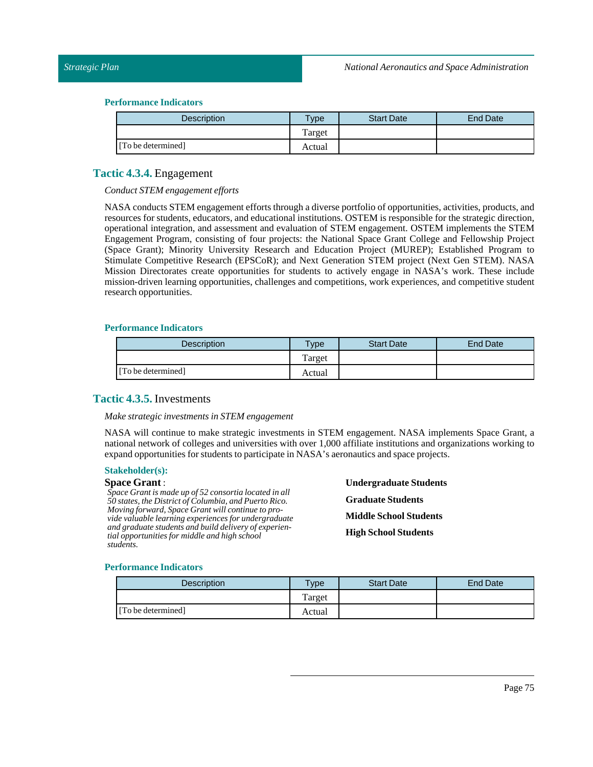#### Performance Indicators

| Description | Type | Start Date | End Date |
|---|---|---|---|
| | Target | | |
| [To be determined] | Actual | | |

### Tactic 4.3.4. Engagement

*Conduct STEM engagement efforts*

NASA conducts STEM engagement efforts through a diverse portfolio of opportunities, activities, products, and resources for students, educators, and educational institutions. OSTEM is responsible for the strategic direction, operational integration, and assessment and evaluation of STEM engagement. OSTEM implements the STEM Engagement Program, consisting of four projects: the National Space Grant College and Fellowship Project (Space Grant); Minority University Research and Education Project (MUREP); Established Program to Stimulate Competitive Research (EPSCoR); and Next Generation STEM project (Next Gen STEM). NASA Mission Directorates create opportunities for students to actively engage in NASA's work. These include mission-driven learning opportunities, challenges and competitions, work experiences, and competitive student research opportunities.

#### Performance Indicators

| Description | Type | Start Date | End Date |
|---|---|---|---|
| | Target | | |
| [To be determined] | Actual | | |

### Tactic 4.3.5. Investments

*Make strategic investments in STEM engagement*

NASA will continue to make strategic investments in STEM engagement. NASA implements Space Grant, a national network of colleges and universities with over 1,000 affiliate institutions and organizations working to expand opportunities for students to participate in NASA's aeronautics and space projects.

#### Stakeholder(s):

**Space Grant** :
*Space Grant is made up of 52 consortia located in all 50 states, the District of Columbia, and Puerto Rico. Moving forward, Space Grant will continue to provide valuable learning experiences for undergraduate and graduate students and build delivery of experiential opportunities for middle and high school students.*

**Undergraduate Students**

**Graduate Students**

**Middle School Students**

**High School Students**

#### Performance Indicators

| Description | Type | Start Date | End Date |
|---|---|---|---|
| | Target | | |
| [To be determined] | Actual | | |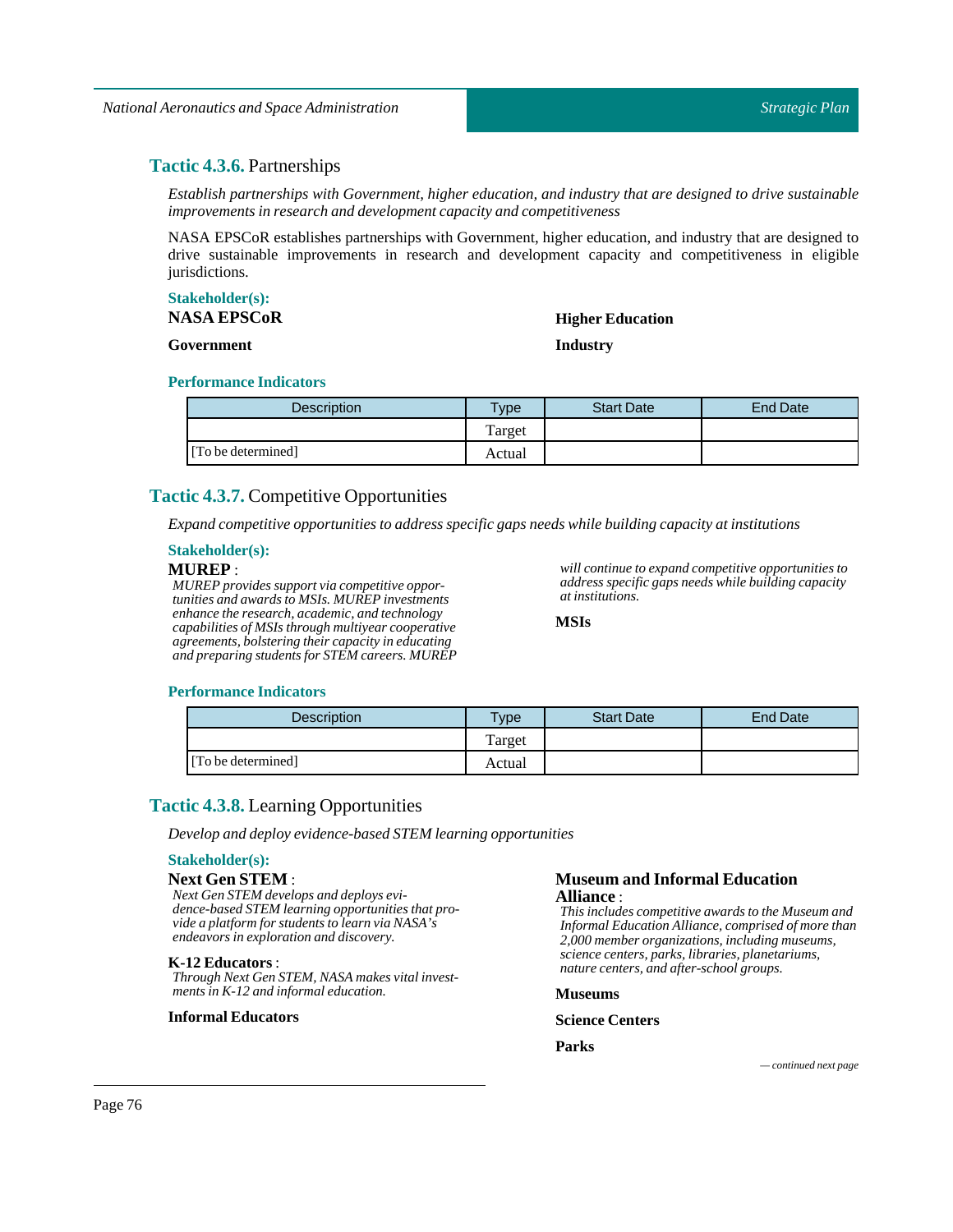### **Tactic 4.3.6.** Partnerships

*Establish partnerships with Government, higher education, and industry that are designed to drive sustainable improvements in research and development capacity and competitiveness*

NASA EPSCoR establishes partnerships with Government, higher education, and industry that are designed to drive sustainable improvements in research and development capacity and competitiveness in eligible jurisdictions.

**Stakeholder(s):**

**NASA EPSCoR**

**Government**

**Higher Education**

**Industry**

**Performance Indicators**

| Description | Type | Start Date | End Date |
|---|---|---|---|
| [To be determined] | Target | | |
| | Actual | | |

### **Tactic 4.3.7.** Competitive Opportunities

*Expand competitive opportunities to address specific gaps needs while building capacity at institutions*

**Stakeholder(s):**

**MUREP** :
*MUREP provides support via competitive opportunities and awards to MSIs. MUREP investments enhance the research, academic, and technology capabilities of MSIs through multiyear cooperative agreements, bolstering their capacity in educating and preparing students for STEM careers. MUREP will continue to expand competitive opportunities to address specific gaps needs while building capacity at institutions.*

**MSIs**

**Performance Indicators**

| Description | Type | Start Date | End Date |
|---|---|---|---|
| [To be determined] | Target | | |
| | Actual | | |

### **Tactic 4.3.8.** Learning Opportunities

*Develop and deploy evidence-based STEM learning opportunities*

**Stakeholder(s):**

**Next Gen STEM** :
*Next Gen STEM develops and deploys evidence-based STEM learning opportunities that provide a platform for students to learn via NASA's endeavors in exploration and discovery.*

**K-12 Educators** :
*Through Next Gen STEM, NASA makes vital investments in K-12 and informal education.*

**Informal Educators**

**Museum and Informal Education Alliance** :
*This includes competitive awards to the Museum and Informal Education Alliance, comprised of more than 2,000 member organizations, including museums, science centers, parks, libraries, planetariums, nature centers, and after-school groups.*

**Museums**

**Science Centers**

**Parks**

*— continued next page*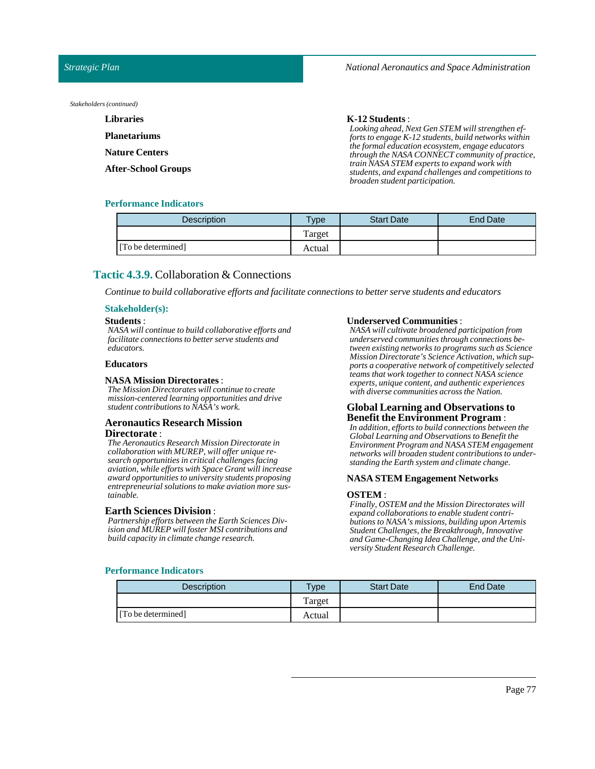*Stakeholders (continued)*

**Libraries**

**Planetariums**

**Nature Centers**

**After-School Groups**

**K-12 Students** :
*Looking ahead, Next Gen STEM will strengthen efforts to engage K-12 students, build networks within the formal education ecosystem, engage educators through the NASA CONNECT community of practice, train NASA STEM experts to expand work with students, and expand challenges and competitions to broaden student participation.*

### Performance Indicators

| Description | Type | Start Date | End Date |
|---|---|---|---|
| | Target | | |
| [To be determined] | Actual | | |

## Tactic 4.3.9. Collaboration & Connections

*Continue to build collaborative efforts and facilitate connections to better serve students and educators*

### Stakeholder(s):

**Students** :
*NASA will continue to build collaborative efforts and facilitate connections to better serve students and educators.*

**Educators**

**NASA Mission Directorates** :
*The Mission Directorates will continue to create mission-centered learning opportunities and drive student contributions to NASA's work.*

**Aeronautics Research Mission Directorate** :
*The Aeronautics Research Mission Directorate in collaboration with MUREP, will offer unique research opportunities in critical challenges facing aviation, while efforts with Space Grant will increase award opportunities to university students proposing entrepreneurial solutions to make aviation more sustainable.*

**Earth Sciences Division** :
*Partnership efforts between the Earth Sciences Division and MUREP will foster MSI contributions and build capacity in climate change research.*

**Underserved Communities** :
*NASA will cultivate broadened participation from underserved communities through connections between existing networks to programs such as Science Mission Directorate's Science Activation, which supports a cooperative network of competitively selected teams that work together to connect NASA science experts, unique content, and authentic experiences with diverse communities across the Nation.*

**Global Learning and Observations to Benefit the Environment Program** :
*In addition, efforts to build connections between the Global Learning and Observations to Benefit the Environment Program and NASA STEM engagement networks will broaden student contributions to understanding the Earth system and climate change.*

**NASA STEM Engagement Networks**

**OSTEM** :
*Finally, OSTEM and the Mission Directorates will expand collaborations to enable student contributions to NASA's missions, building upon Artemis Student Challenges, the Breakthrough, Innovative and Game-Changing Idea Challenge, and the University Student Research Challenge.*

### Performance Indicators

| Description | Type | Start Date | End Date |
|---|---|---|---|
| | Target | | |
| [To be determined] | Actual | | |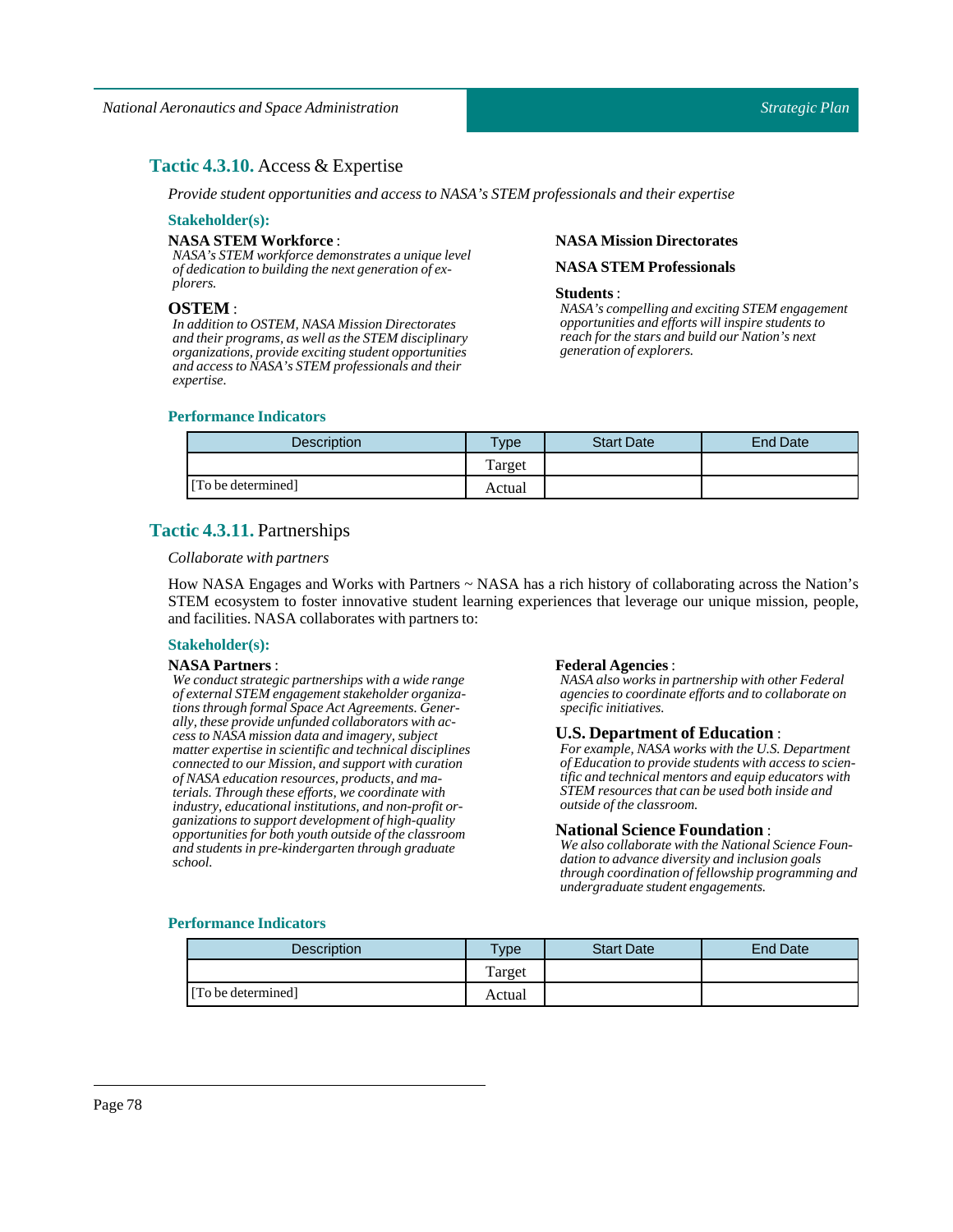### **Tactic 4.3.10.** Access & Expertise

*Provide student opportunities and access to NASA's STEM professionals and their expertise*

#### Stakeholder(s):

**NASA STEM Workforce** :
*NASA's STEM workforce demonstrates a unique level of dedication to building the next generation of explorers.*

**OSTEM** :
*In addition to OSTEM, NASA Mission Directorates and their programs, as well as the STEM disciplinary organizations, provide exciting student opportunities and access to NASA's STEM professionals and their expertise.*

**NASA Mission Directorates**

**NASA STEM Professionals**

**Students** :
*NASA's compelling and exciting STEM engagement opportunities and efforts will inspire students to reach for the stars and build our Nation's next generation of explorers.*

#### Performance Indicators

| Description | Type | Start Date | End Date |
|---|---|---|---|
| | Target | | |
| [To be determined] | Actual | | |

### **Tactic 4.3.11.** Partnerships

*Collaborate with partners*

How NASA Engages and Works with Partners ~ NASA has a rich history of collaborating across the Nation's STEM ecosystem to foster innovative student learning experiences that leverage our unique mission, people, and facilities. NASA collaborates with partners to:

#### Stakeholder(s):

**NASA Partners** :
*We conduct strategic partnerships with a wide range of external STEM engagement stakeholder organizations through formal Space Act Agreements. Generally, these provide unfunded collaborators with access to NASA mission data and imagery, subject matter expertise in scientific and technical disciplines connected to our Mission, and support with curation of NASA education resources, products, and materials. Through these efforts, we coordinate with industry, educational institutions, and non-profit organizations to support development of high-quality opportunities for both youth outside of the classroom and students in pre-kindergarten through graduate school.*

**Federal Agencies** :
*NASA also works in partnership with other Federal agencies to coordinate efforts and to collaborate on specific initiatives.*

**U.S. Department of Education** :
*For example, NASA works with the U.S. Department of Education to provide students with access to scientific and technical mentors and equip educators with STEM resources that can be used both inside and outside of the classroom.*

**National Science Foundation** :
*We also collaborate with the National Science Foundation to advance diversity and inclusion goals through coordination of fellowship programming and undergraduate student engagements.*

#### Performance Indicators

| Description | Type | Start Date | End Date |
|---|---|---|---|
| | Target | | |
| [To be determined] | Actual | | |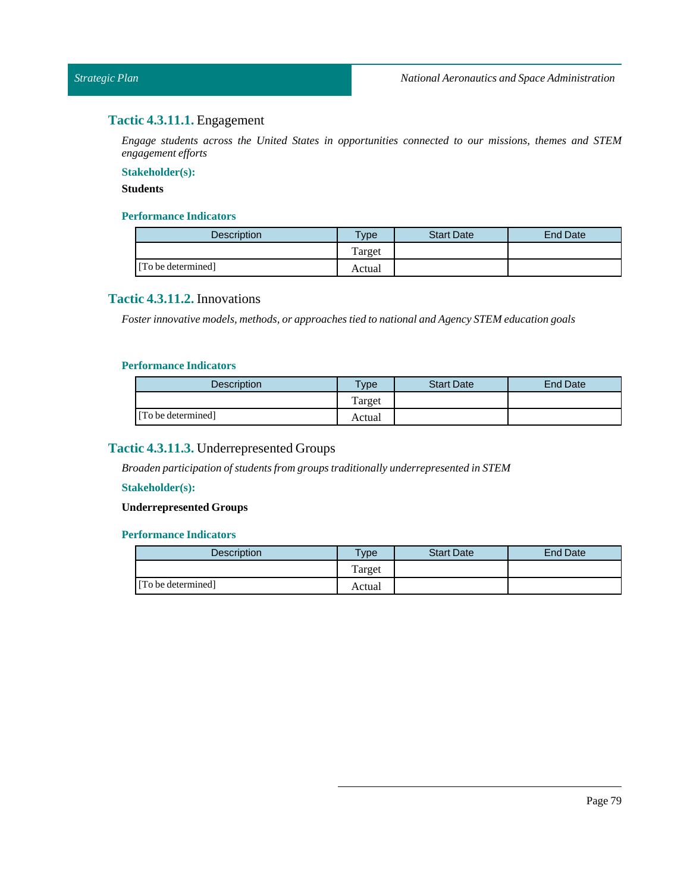### **Tactic 4.3.11.1.** Engagement

*Engage students across the United States in opportunities connected to our missions, themes and STEM engagement efforts*

**Stakeholder(s):**

**Students**

**Performance Indicators**

| Description | Type | Start Date | End Date |
|---|---|---|---|
| | Target | | |
| [To be determined] | Actual | | |

### **Tactic 4.3.11.2.** Innovations

*Foster innovative models, methods, or approaches tied to national and Agency STEM education goals*

**Performance Indicators**

| Description | Type | Start Date | End Date |
|---|---|---|---|
| | Target | | |
| [To be determined] | Actual | | |

### **Tactic 4.3.11.3.** Underrepresented Groups

*Broaden participation of students from groups traditionally underrepresented in STEM*

**Stakeholder(s):**

**Underrepresented Groups**

**Performance Indicators**

| Description | Type | Start Date | End Date |
|---|---|---|---|
| | Target | | |
| [To be determined] | Actual | | |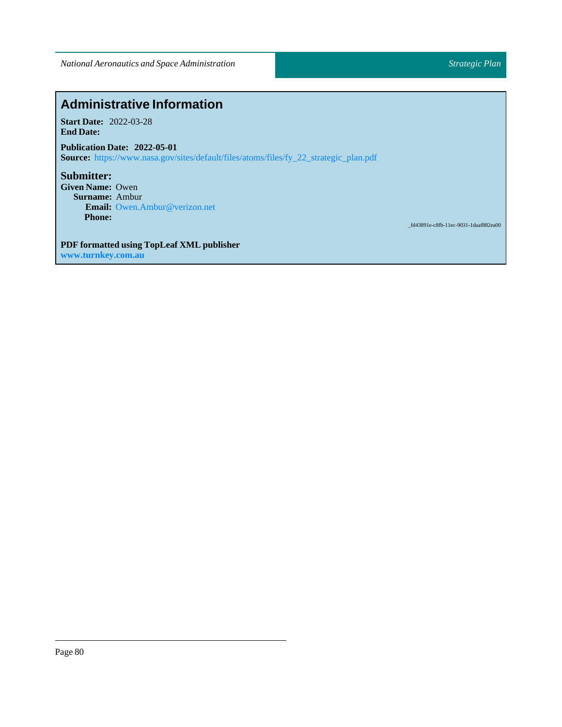## Administrative Information

**Start Date:** 2022-03-28
**End Date:**

**Publication Date:** **2022-05-01**
**Source:** https://www.nasa.gov/sites/default/files/atoms/files/fy_22_strategic_plan.pdf

### Submitter:

**Given Name:** Owen
**Surname:** Ambur
**Email:** Owen.Ambur@verizon.net
**Phone:**

_fd43891e-c8fb-11ec-9031-1daaf882ea00

**PDF formatted using TopLeaf XML publisher**
**www.turnkey.com.au**